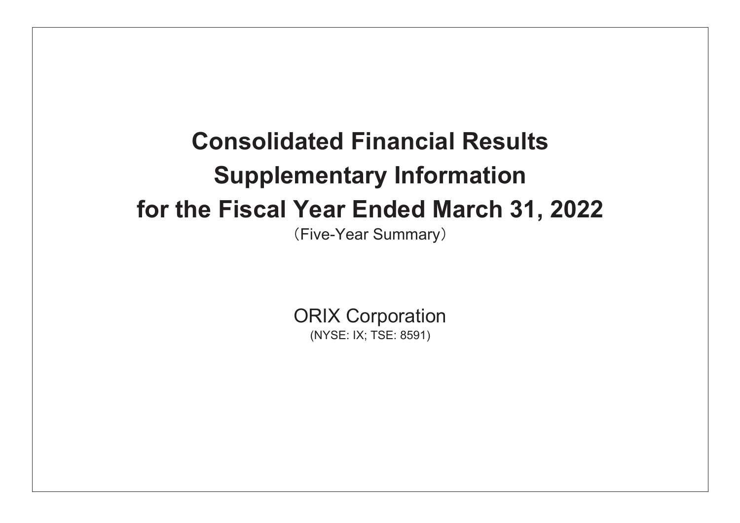# Consolidated Financial Results Supplementary Information for the Fiscal Year Ended March 31, 2022

（Five-Year Summary）

ORIX Corporation

(NYSE: IX; TSE: 8591)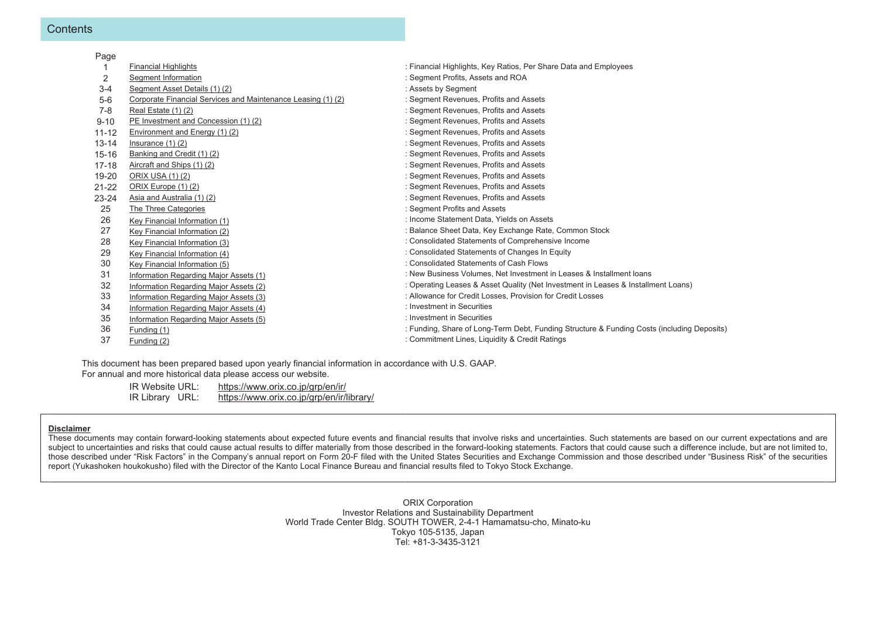# Contents

| Page | | |
|---|---|---|
| 1 | Financial Highlights | : Financial Highlights, Key Ratios, Per Share Data and Employees |
| 2 | Segment Information | : Segment Profits, Assets and ROA |
| 3-4 | Segment Asset Details (1) (2) | : Assets by Segment |
| 5-6 | Corporate Financial Services and Maintenance Leasing (1) (2) | : Segment Revenues, Profits and Assets |
| 7-8 | Real Estate (1) (2) | : Segment Revenues, Profits and Assets |
| 9-10 | PE Investment and Concession (1) (2) | : Segment Revenues, Profits and Assets |
| 11-12 | Environment and Energy (1) (2) | : Segment Revenues, Profits and Assets |
| 13-14 | Insurance (1) (2) | : Segment Revenues, Profits and Assets |
| 15-16 | Banking and Credit (1) (2) | : Segment Revenues, Profits and Assets |
| 17-18 | Aircraft and Ships (1) (2) | : Segment Revenues, Profits and Assets |
| 19-20 | ORIX USA (1) (2) | : Segment Revenues, Profits and Assets |
| 21-22 | ORIX Europe (1) (2) | : Segment Revenues, Profits and Assets |
| 23-24 | Asia and Australia (1) (2) | : Segment Revenues, Profits and Assets |
| 25 | The Three Categories | : Segment Profits and Assets |
| 26 | Key Financial Information (1) | : Income Statement Data, Yields on Assets |
| 27 | Key Financial Information (2) | : Balance Sheet Data, Key Exchange Rate, Common Stock |
| 28 | Key Financial Information (3) | : Consolidated Statements of Comprehensive Income |
| 29 | Key Financial Information (4) | : Consolidated Statements of Changes In Equity |
| 30 | Key Financial Information (5) | : Consolidated Statements of Cash Flows |
| 31 | Information Regarding Major Assets (1) | : New Business Volumes, Net Investment in Leases & Installment loans |
| 32 | Information Regarding Major Assets (2) | : Operating Leases & Asset Quality (Net Investment in Leases & Installment Loans) |
| 33 | Information Regarding Major Assets (3) | : Allowance for Credit Losses, Provision for Credit Losses |
| 34 | Information Regarding Major Assets (4) | : Investment in Securities |
| 35 | Information Regarding Major Assets (5) | : Investment in Securities |
| 36 | Funding (1) | : Funding, Share of Long-Term Debt, Funding Structure & Funding Costs (including Deposits) |
| 37 | Funding (2) | : Commitment Lines, Liquidity & Credit Ratings |

This document has been prepared based upon yearly financial information in accordance with U.S. GAAP.
For annual and more historical data please access our website.

IR Website URL: https://www.orix.co.jp/grp/en/ir/
IR Library URL: https://www.orix.co.jp/grp/en/ir/library/

**Disclaimer**

These documents may contain forward-looking statements about expected future events and financial results that involve risks and uncertainties. Such statements are based on our current expectations and are subject to uncertainties and risks that could cause actual results to differ materially from those described in the forward-looking statements. Factors that could cause such a difference include, but are not limited to, those described under "Risk Factors" in the Company's annual report on Form 20-F filed with the United States Securities and Exchange Commission and those described under "Business Risk" of the securities report (Yukashoken houkokusho) filed with the Director of the Kanto Local Finance Bureau and financial results filed to Tokyo Stock Exchange.

ORIX Corporation
Investor Relations and Sustainability Department
World Trade Center Bldg. SOUTH TOWER, 2-4-1 Hamamatsu-cho, Minato-ku
Tokyo 105-5135, Japan
Tel: +81-3-3435-3121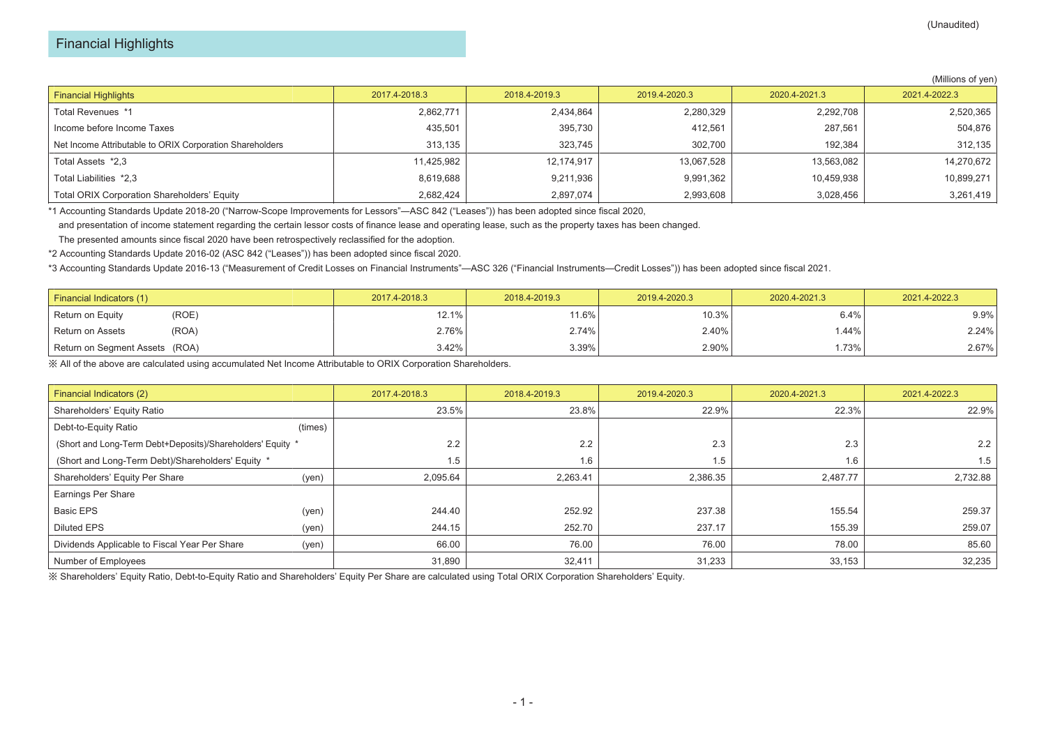(Unaudited)

# Financial Highlights

(Millions of yen)

| Financial Highlights | 2017.4-2018.3 | 2018.4-2019.3 | 2019.4-2020.3 | 2020.4-2021.3 | 2021.4-2022.3 |
|---|---|---|---|---|---|
| Total Revenues *1 | 2,862,771 | 2,434,864 | 2,280,329 | 2,292,708 | 2,520,365 |
| Income before Income Taxes | 435,501 | 395,730 | 412,561 | 287,561 | 504,876 |
| Net Income Attributable to ORIX Corporation Shareholders | 313,135 | 323,745 | 302,700 | 192,384 | 312,135 |
| Total Assets *2,3 | 11,425,982 | 12,174,917 | 13,067,528 | 13,563,082 | 14,270,672 |
| Total Liabilities *2,3 | 8,619,688 | 9,211,936 | 9,991,362 | 10,459,938 | 10,899,271 |
| Total ORIX Corporation Shareholders' Equity | 2,682,424 | 2,897,074 | 2,993,608 | 3,028,456 | 3,261,419 |

*1 Accounting Standards Update 2018-20 ("Narrow-Scope Improvements for Lessors"—ASC 842 ("Leases")) has been adopted since fiscal 2020,
and presentation of income statement regarding the certain lessor costs of finance lease and operating lease, such as the property taxes has been changed.
The presented amounts since fiscal 2020 have been retrospectively reclassified for the adoption.

*2 Accounting Standards Update 2016-02 (ASC 842 ("Leases")) has been adopted since fiscal 2020.

*3 Accounting Standards Update 2016-13 ("Measurement of Credit Losses on Financial Instruments"—ASC 326 ("Financial Instruments—Credit Losses")) has been adopted since fiscal 2021.

| Financial Indicators (1) | 2017.4-2018.3 | 2018.4-2019.3 | 2019.4-2020.3 | 2020.4-2021.3 | 2021.4-2022.3 |
|---|---|---|---|---|---|
| Return on Equity (ROE) | 12.1% | 11.6% | 10.3% | 6.4% | 9.9% |
| Return on Assets (ROA) | 2.76% | 2.74% | 2.40% | 1.44% | 2.24% |
| Return on Segment Assets (ROA) | 3.42% | 3.39% | 2.90% | 1.73% | 2.67% |

※ All of the above are calculated using accumulated Net Income Attributable to ORIX Corporation Shareholders.

| Financial Indicators (2) | | 2017.4-2018.3 | 2018.4-2019.3 | 2019.4-2020.3 | 2020.4-2021.3 | 2021.4-2022.3 |
|---|---|---|---|---|---|---|
| Shareholders' Equity Ratio | | 23.5% | 23.8% | 22.9% | 22.3% | 22.9% |
| Debt-to-Equity Ratio | (times) | | | | | |
| (Short and Long-Term Debt+Deposits)/Shareholders' Equity * | | 2.2 | 2.2 | 2.3 | 2.3 | 2.2 |
| (Short and Long-Term Debt)/Shareholders' Equity * | | 1.5 | 1.6 | 1.5 | 1.6 | 1.5 |
| Shareholders' Equity Per Share | (yen) | 2,095.64 | 2,263.41 | 2,386.35 | 2,487.77 | 2,732.88 |
| Earnings Per Share | | | | | | |
| Basic EPS | (yen) | 244.40 | 252.92 | 237.38 | 155.54 | 259.37 |
| Diluted EPS | (yen) | 244.15 | 252.70 | 237.17 | 155.39 | 259.07 |
| Dividends Applicable to Fiscal Year Per Share | (yen) | 66.00 | 76.00 | 76.00 | 78.00 | 85.60 |
| Number of Employees | | 31,890 | 32,411 | 31,233 | 33,153 | 32,235 |

※ Shareholders' Equity Ratio, Debt-to-Equity Ratio and Shareholders' Equity Per Share are calculated using Total ORIX Corporation Shareholders' Equity.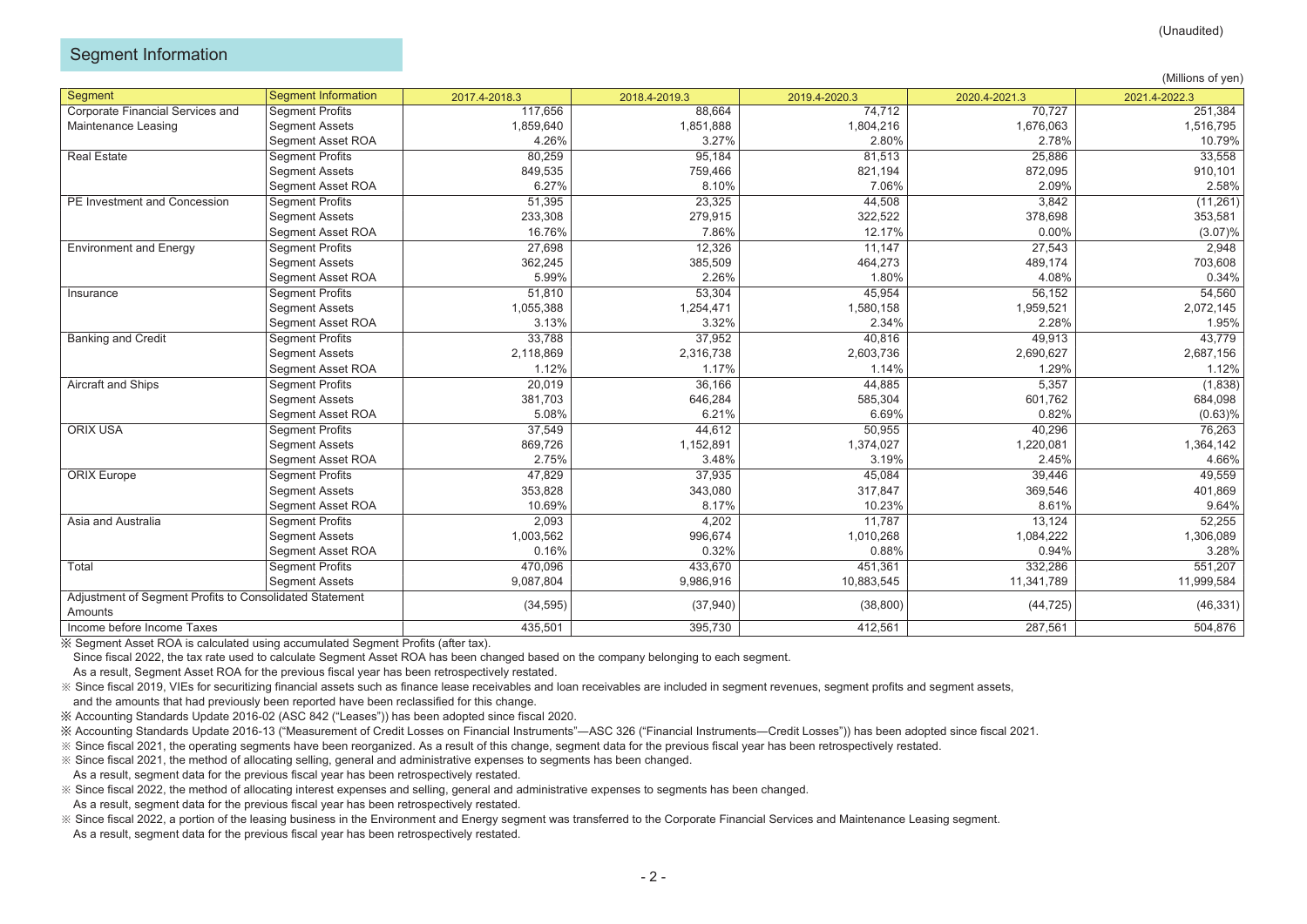(Unaudited)

## Segment Information

(Millions of yen)

| Segment | Segment Information | 2017.4-2018.3 | 2018.4-2019.3 | 2019.4-2020.3 | 2020.4-2021.3 | 2021.4-2022.3 |
|---|---|---|---|---|---|---|
| Corporate Financial Services and Maintenance Leasing | Segment Profits | 117,656 | 88,664 | 74,712 | 70,727 | 251,384 |
| | Segment Assets | 1,859,640 | 1,851,888 | 1,804,216 | 1,676,063 | 1,516,795 |
| | Segment Asset ROA | 4.26% | 3.27% | 2.80% | 2.78% | 10.79% |
| Real Estate | Segment Profits | 80,259 | 95,184 | 81,513 | 25,886 | 33,558 |
| | Segment Assets | 849,535 | 759,466 | 821,194 | 872,095 | 910,101 |
| | Segment Asset ROA | 6.27% | 8.10% | 7.06% | 2.09% | 2.58% |
| PE Investment and Concession | Segment Profits | 51,395 | 23,325 | 44,508 | 3,842 | (11,261) |
| | Segment Assets | 233,308 | 279,915 | 322,522 | 378,698 | 353,581 |
| | Segment Asset ROA | 16.76% | 7.86% | 12.17% | 0.00% | (3.07)% |
| Environment and Energy | Segment Profits | 27,698 | 12,326 | 11,147 | 27,543 | 2,948 |
| | Segment Assets | 362,245 | 385,509 | 464,273 | 489,174 | 703,608 |
| | Segment Asset ROA | 5.99% | 2.26% | 1.80% | 4.08% | 0.34% |
| Insurance | Segment Profits | 51,810 | 53,304 | 45,954 | 56,152 | 54,560 |
| | Segment Assets | 1,055,388 | 1,254,471 | 1,580,158 | 1,959,521 | 2,072,145 |
| | Segment Asset ROA | 3.13% | 3.32% | 2.34% | 2.28% | 1.95% |
| Banking and Credit | Segment Profits | 33,788 | 37,952 | 40,816 | 49,913 | 43,779 |
| | Segment Assets | 2,118,869 | 2,316,738 | 2,603,736 | 2,690,627 | 2,687,156 |
| | Segment Asset ROA | 1.12% | 1.17% | 1.14% | 1.29% | 1.12% |
| Aircraft and Ships | Segment Profits | 20,019 | 36,166 | 44,885 | 5,357 | (1,838) |
| | Segment Assets | 381,703 | 646,284 | 585,304 | 601,762 | 684,098 |
| | Segment Asset ROA | 5.08% | 6.21% | 6.69% | 0.82% | (0.63)% |
| ORIX USA | Segment Profits | 37,549 | 44,612 | 50,955 | 40,296 | 76,263 |
| | Segment Assets | 869,726 | 1,152,891 | 1,374,027 | 1,220,081 | 1,364,142 |
| | Segment Asset ROA | 2.75% | 3.48% | 3.19% | 2.45% | 4.66% |
| ORIX Europe | Segment Profits | 47,829 | 37,935 | 45,084 | 39,446 | 49,559 |
| | Segment Assets | 353,828 | 343,080 | 317,847 | 369,546 | 401,869 |
| | Segment Asset ROA | 10.69% | 8.17% | 10.23% | 8.61% | 9.64% |
| Asia and Australia | Segment Profits | 2,093 | 4,202 | 11,787 | 13,124 | 52,255 |
| | Segment Assets | 1,003,562 | 996,674 | 1,010,268 | 1,084,222 | 1,306,089 |
| | Segment Asset ROA | 0.16% | 0.32% | 0.88% | 0.94% | 3.28% |
| Total | Segment Profits | 470,096 | 433,670 | 451,361 | 332,286 | 551,207 |
| | Segment Assets | 9,087,804 | 9,986,916 | 10,883,545 | 11,341,789 | 11,999,584 |
| Adjustment of Segment Profits to Consolidated Statement Amounts | | (34,595) | (37,940) | (38,800) | (44,725) | (46,331) |
| Income before Income Taxes | | 435,501 | 395,730 | 412,561 | 287,561 | 504,876 |

※ Segment Asset ROA is calculated using accumulated Segment Profits (after tax).
Since fiscal 2022, the tax rate used to calculate Segment Asset ROA has been changed based on the company belonging to each segment.
As a result, Segment Asset ROA for the previous fiscal year has been retrospectively restated.

※ Since fiscal 2019, VIEs for securitizing financial assets such as finance lease receivables and loan receivables are included in segment revenues, segment profits and segment assets, and the amounts that had previously been reported have been reclassified for this change.

※ Accounting Standards Update 2016-02 (ASC 842 ("Leases")) has been adopted since fiscal 2020.

※ Accounting Standards Update 2016-13 ("Measurement of Credit Losses on Financial Instruments"—ASC 326 ("Financial Instruments—Credit Losses")) has been adopted since fiscal 2021.

※ Since fiscal 2021, the operating segments have been reorganized. As a result of this change, segment data for the previous fiscal year has been retrospectively restated.

※ Since fiscal 2021, the method of allocating selling, general and administrative expenses to segments has been changed.
As a result, segment data for the previous fiscal year has been retrospectively restated.

※ Since fiscal 2022, the method of allocating interest expenses and selling, general and administrative expenses to segments has been changed.
As a result, segment data for the previous fiscal year has been retrospectively restated.

※ Since fiscal 2022, a portion of the leasing business in the Environment and Energy segment was transferred to the Corporate Financial Services and Maintenance Leasing segment.
As a result, segment data for the previous fiscal year has been retrospectively restated.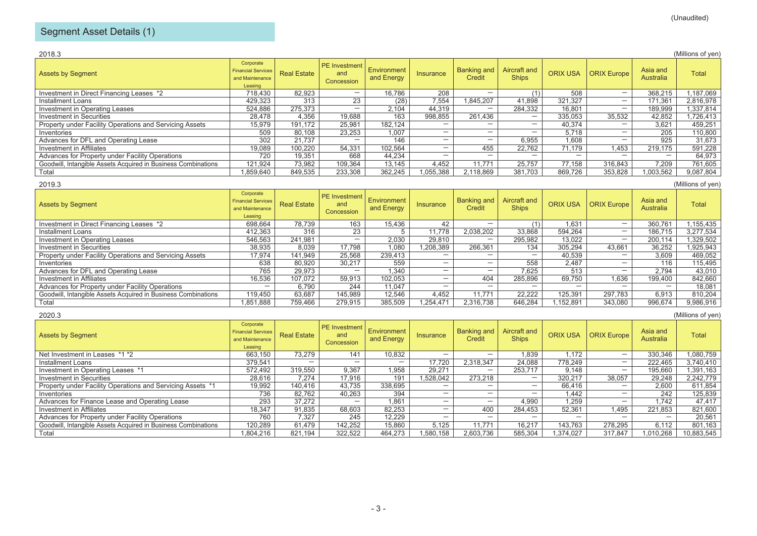(Unaudited)

## Segment Asset Details (1)

2018.3

(Millions of yen)

| Assets by Segment | Corporate Financial Services and Maintenance Leasing | Real Estate | PE Investment and Concession | Environment and Energy | Insurance | Banking and Credit | Aircraft and Ships | ORIX USA | ORIX Europe | Asia and Australia | Total |
|---|---|---|---|---|---|---|---|---|---|---|---|
| Investment in Direct Financing Leases *2 | 718,430 | 82,923 | — | 16,786 | 208 | — | (1) | 508 | — | 368,215 | 1,187,069 |
| Installment Loans | 429,323 | 313 | 23 | (28) | 7,554 | 1,845,207 | 41,898 | 321,327 | — | 171,361 | 2,816,978 |
| Investment in Operating Leases | 524,886 | 275,373 | — | 2,104 | 44,319 | — | 284,332 | 16,801 | — | 189,999 | 1,337,814 |
| Investment in Securities | 28,478 | 4,356 | 19,688 | 163 | 998,855 | 261,436 | — | 335,053 | 35,532 | 42,852 | 1,726,413 |
| Property under Facility Operations and Servicing Assets | 15,979 | 191,172 | 25,981 | 182,124 | — | — | — | 40,374 | — | 3,621 | 459,251 |
| Inventories | 509 | 80,108 | 23,253 | 1,007 | — | — | — | 5,718 | — | 205 | 110,800 |
| Advances for DFL and Operating Lease | 302 | 21,737 | — | 146 | — | — | 6,955 | 1,608 | — | 925 | 31,673 |
| Investment in Affiliates | 19,089 | 100,220 | 54,331 | 102,564 | — | 455 | 22,762 | 71,179 | 1,453 | 219,175 | 591,228 |
| Advances for Property under Facility Operations | 720 | 19,351 | 668 | 44,234 | — | — | — | — | — | — | 64,973 |
| Goodwill, Intangible Assets Acquired in Business Combinations | 121,924 | 73,982 | 109,364 | 13,145 | 4,452 | 11,771 | 25,757 | 77,158 | 316,843 | 7,209 | 761,605 |
| Total | 1,859,640 | 849,535 | 233,308 | 362,245 | 1,055,388 | 2,118,869 | 381,703 | 869,726 | 353,828 | 1,003,562 | 9,087,804 |

2019.3

(Millions of yen)

| Assets by Segment | Corporate Financial Services and Maintenance Leasing | Real Estate | PE Investment and Concession | Environment and Energy | Insurance | Banking and Credit | Aircraft and Ships | ORIX USA | ORIX Europe | Asia and Australia | Total |
|---|---|---|---|---|---|---|---|---|---|---|---|
| Investment in Direct Financing Leases *2 | 698,664 | 78,739 | 163 | 15,436 | 42 | — | (1) | 1,631 | — | 360,761 | 1,155,435 |
| Installment Loans | 412,363 | 316 | 23 | 5 | 11,778 | 2,038,202 | 33,868 | 594,264 | — | 186,715 | 3,277,534 |
| Investment in Operating Leases | 546,563 | 241,981 | — | 2,030 | 29,810 | — | 295,982 | 13,022 | — | 200,114 | 1,329,502 |
| Investment in Securities | 38,935 | 8,039 | 17,798 | 1,080 | 1,208,389 | 266,361 | 134 | 305,294 | 43,661 | 36,252 | 1,925,943 |
| Property under Facility Operations and Servicing Assets | 17,974 | 141,949 | 25,568 | 239,413 | — | — | — | 40,539 | — | 3,609 | 469,052 |
| Inventories | 638 | 80,920 | 30,217 | 559 | — | — | 558 | 2,487 | — | 116 | 115,495 |
| Advances for DFL and Operating Lease | 765 | 29,973 | — | 1,340 | — | — | 7,625 | 513 | — | 2,794 | 43,010 |
| Investment in Affiliates | 16,536 | 107,072 | 59,913 | 102,053 | — | 404 | 285,896 | 69,750 | 1,636 | 199,400 | 842,660 |
| Advances for Property under Facility Operations | — | 6,790 | 244 | 11,047 | — | — | — | — | — | — | 18,081 |
| Goodwill, Intangible Assets Acquired in Business Combinations | 119,450 | 63,687 | 145,989 | 12,546 | 4,452 | 11,771 | 22,222 | 125,391 | 297,783 | 6,913 | 810,204 |
| Total | 1,851,888 | 759,466 | 279,915 | 385,509 | 1,254,471 | 2,316,738 | 646,284 | 1,152,891 | 343,080 | 996,674 | 9,986,916 |

2020.3

(Millions of yen)

| Assets by Segment | Corporate Financial Services and Maintenance Leasing | Real Estate | PE Investment and Concession | Environment and Energy | Insurance | Banking and Credit | Aircraft and Ships | ORIX USA | ORIX Europe | Asia and Australia | Total |
|---|---|---|---|---|---|---|---|---|---|---|---|
| Net Investment in Leases *1 *2 | 663,150 | 73,279 | 141 | 10,832 | — | — | 1,839 | 1,172 | — | 330,346 | 1,080,759 |
| Installment Loans | 379,541 | — | — | — | 17,720 | 2,318,347 | 24,088 | 778,249 | — | 222,465 | 3,740,410 |
| Investment in Operating Leases *1 | 572,492 | 319,550 | 9,367 | 1,958 | 29,271 | — | 253,717 | 9,148 | — | 195,660 | 1,391,163 |
| Investment in Securities | 28,616 | 7,274 | 17,916 | 191 | 1,528,042 | 273,218 | — | 320,217 | 38,057 | 29,248 | 2,242,779 |
| Property under Facility Operations and Servicing Assets *1 | 19,992 | 140,416 | 43,735 | 338,695 | — | — | — | 66,416 | — | 2,600 | 611,854 |
| Inventories | 736 | 82,762 | 40,263 | 394 | — | — | — | 1,442 | — | 242 | 125,839 |
| Advances for Finance Lease and Operating Lease | 293 | 37,272 | — | 1,861 | — | — | 4,990 | 1,259 | — | 1,742 | 47,417 |
| Investment in Affiliates | 18,347 | 91,835 | 68,603 | 82,253 | — | 400 | 284,453 | 52,361 | 1,495 | 221,853 | 821,600 |
| Advances for Property under Facility Operations | 760 | 7,327 | 245 | 12,229 | — | — | — | — | — | — | 20,561 |
| Goodwill, Intangible Assets Acquired in Business Combinations | 120,289 | 61,479 | 142,252 | 15,860 | 5,125 | 11,771 | 16,217 | 143,763 | 278,295 | 6,112 | 801,163 |
| Total | 1,804,216 | 821,194 | 322,522 | 464,273 | 1,580,158 | 2,603,736 | 585,304 | 1,374,027 | 317,847 | 1,010,268 | 10,883,545 |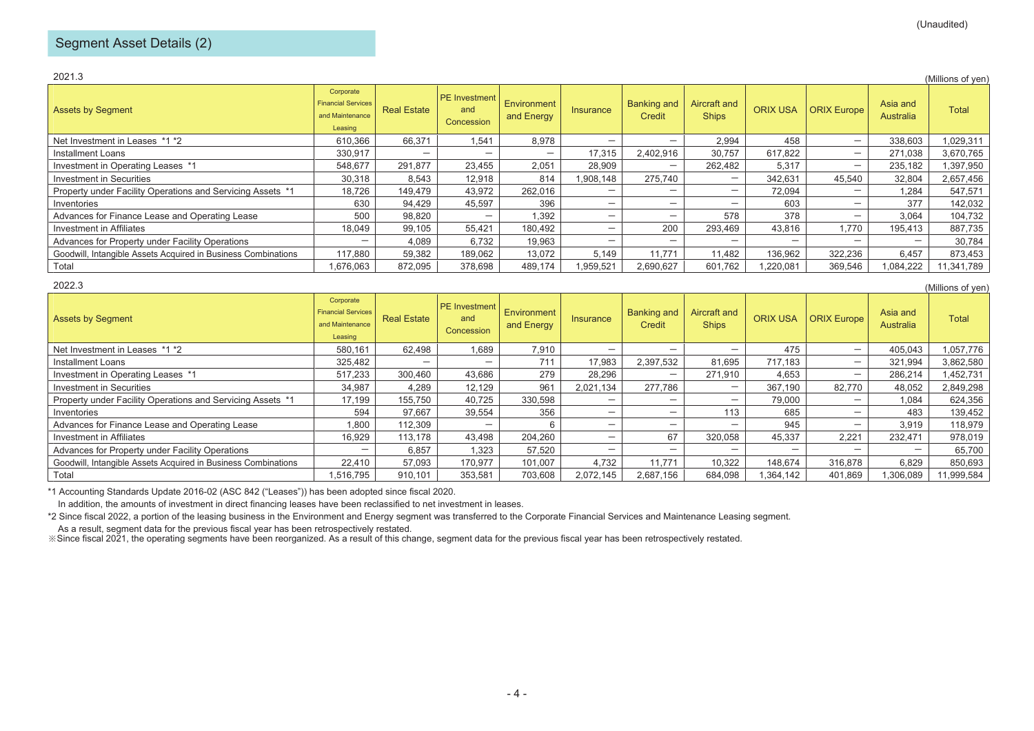(Unaudited)

## Segment Asset Details (2)

2021.3

(Millions of yen)

| Assets by Segment | Corporate Financial Services and Maintenance Leasing | Real Estate | PE Investment and Concession | Environment and Energy | Insurance | Banking and Credit | Aircraft and Ships | ORIX USA | ORIX Europe | Asia and Australia | Total |
|---|---|---|---|---|---|---|---|---|---|---|---|
| Net Investment in Leases *1 *2 | 610,366 | 66,371 | 1,541 | 8,978 | — | — | 2,994 | 458 | — | 338,603 | 1,029,311 |
| Installment Loans | 330,917 | — | — | — | 17,315 | 2,402,916 | 30,757 | 617,822 | — | 271,038 | 3,670,765 |
| Investment in Operating Leases *1 | 548,677 | 291,877 | 23,455 | 2,051 | 28,909 | — | 262,482 | 5,317 | — | 235,182 | 1,397,950 |
| Investment in Securities | 30,318 | 8,543 | 12,918 | 814 | 1,908,148 | 275,740 | — | 342,631 | 45,540 | 32,804 | 2,657,456 |
| Property under Facility Operations and Servicing Assets *1 | 18,726 | 149,479 | 43,972 | 262,016 | — | — | — | 72,094 | — | 1,284 | 547,571 |
| Inventories | 630 | 94,429 | 45,597 | 396 | — | — | — | 603 | — | 377 | 142,032 |
| Advances for Finance Lease and Operating Lease | 500 | 98,820 | — | 1,392 | — | — | 578 | 378 | — | 3,064 | 104,732 |
| Investment in Affiliates | 18,049 | 99,105 | 55,421 | 180,492 | — | 200 | 293,469 | 43,816 | 1,770 | 195,413 | 887,735 |
| Advances for Property under Facility Operations | — | 4,089 | 6,732 | 19,963 | — | — | — | — | — | — | 30,784 |
| Goodwill, Intangible Assets Acquired in Business Combinations | 117,880 | 59,382 | 189,062 | 13,072 | 5,149 | 11,771 | 11,482 | 136,962 | 322,236 | 6,457 | 873,453 |
| Total | 1,676,063 | 872,095 | 378,698 | 489,174 | 1,959,521 | 2,690,627 | 601,762 | 1,220,081 | 369,546 | 1,084,222 | 11,341,789 |

2022.3

(Millions of yen)

| Assets by Segment | Corporate Financial Services and Maintenance Leasing | Real Estate | PE Investment and Concession | Environment and Energy | Insurance | Banking and Credit | Aircraft and Ships | ORIX USA | ORIX Europe | Asia and Australia | Total |
|---|---|---|---|---|---|---|---|---|---|---|---|
| Net Investment in Leases *1 *2 | 580,161 | 62,498 | 1,689 | 7,910 | — | — | — | 475 | — | 405,043 | 1,057,776 |
| Installment Loans | 325,482 | — | — | 711 | 17,983 | 2,397,532 | 81,695 | 717,183 | — | 321,994 | 3,862,580 |
| Investment in Operating Leases *1 | 517,233 | 300,460 | 43,686 | 279 | 28,296 | — | 271,910 | 4,653 | — | 286,214 | 1,452,731 |
| Investment in Securities | 34,987 | 4,289 | 12,129 | 961 | 2,021,134 | 277,786 | — | 367,190 | 82,770 | 48,052 | 2,849,298 |
| Property under Facility Operations and Servicing Assets *1 | 17,199 | 155,750 | 40,725 | 330,598 | — | — | — | 79,000 | — | 1,084 | 624,356 |
| Inventories | 594 | 97,667 | 39,554 | 356 | — | — | 113 | 685 | — | 483 | 139,452 |
| Advances for Finance Lease and Operating Lease | 1,800 | 112,309 | — | 6 | — | — | — | 945 | — | 3,919 | 118,979 |
| Investment in Affiliates | 16,929 | 113,178 | 43,498 | 204,260 | — | 67 | 320,058 | 45,337 | 2,221 | 232,471 | 978,019 |
| Advances for Property under Facility Operations | — | 6,857 | 1,323 | 57,520 | — | — | — | — | — | — | 65,700 |
| Goodwill, Intangible Assets Acquired in Business Combinations | 22,410 | 57,093 | 170,977 | 101,007 | 4,732 | 11,771 | 10,322 | 148,674 | 316,878 | 6,829 | 850,693 |
| Total | 1,516,795 | 910,101 | 353,581 | 703,608 | 2,072,145 | 2,687,156 | 684,098 | 1,364,142 | 401,869 | 1,306,089 | 11,999,584 |

*1 Accounting Standards Update 2016-02 (ASC 842 ("Leases")) has been adopted since fiscal 2020.
In addition, the amounts of investment in direct financing leases have been reclassified to net investment in leases.

*2 Since fiscal 2022, a portion of the leasing business in the Environment and Energy segment was transferred to the Corporate Financial Services and Maintenance Leasing segment.
As a result, segment data for the previous fiscal year has been retrospectively restated.

※Since fiscal 2021, the operating segments have been reorganized. As a result of this change, segment data for the previous fiscal year has been retrospectively restated.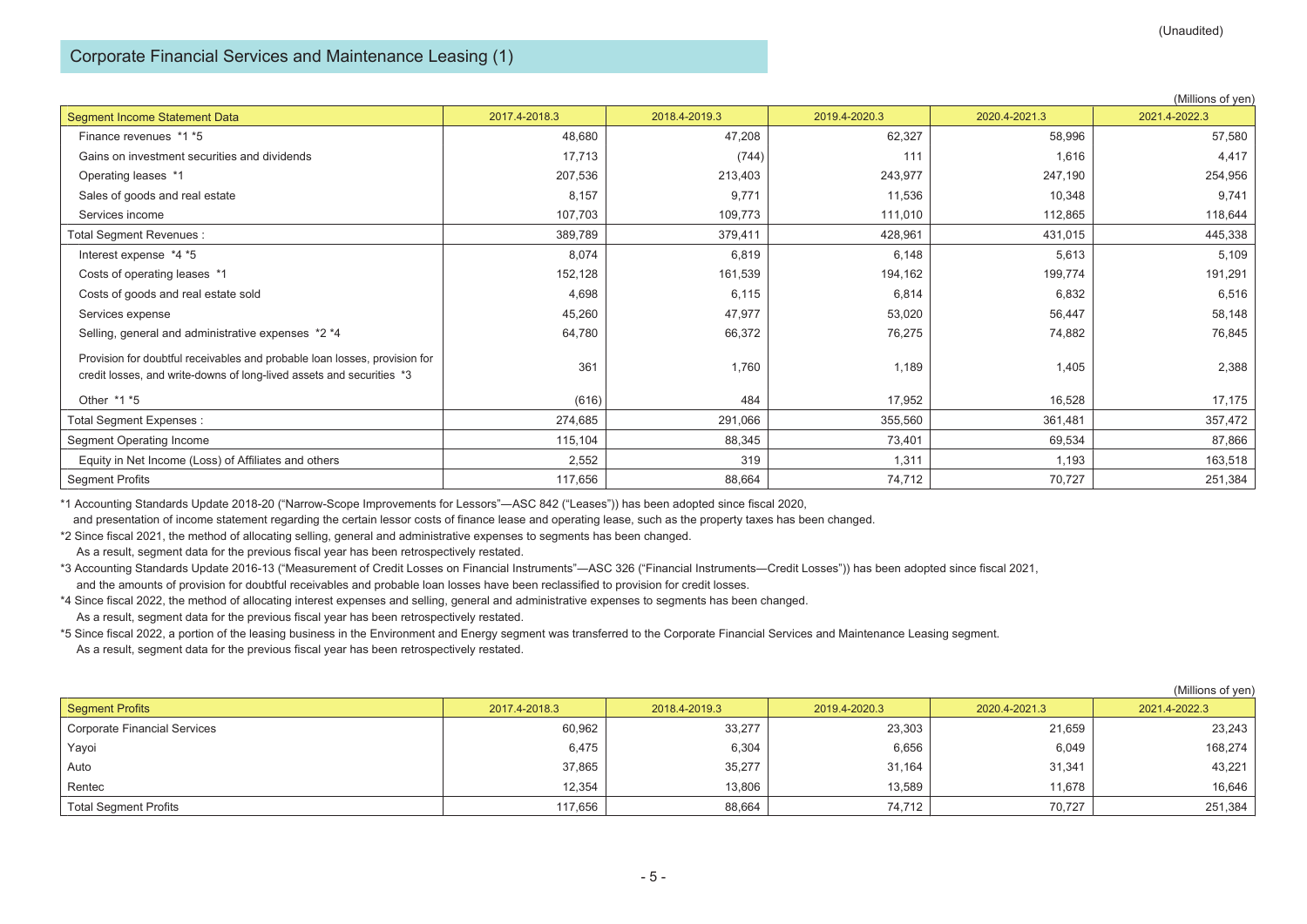(Unaudited)

## Corporate Financial Services and Maintenance Leasing (1)

(Millions of yen)

| Segment Income Statement Data | 2017.4-2018.3 | 2018.4-2019.3 | 2019.4-2020.3 | 2020.4-2021.3 | 2021.4-2022.3 |
|---|---|---|---|---|---|
| Finance revenues *1 *5 | 48,680 | 47,208 | 62,327 | 58,996 | 57,580 |
| Gains on investment securities and dividends | 17,713 | (744) | 111 | 1,616 | 4,417 |
| Operating leases *1 | 207,536 | 213,403 | 243,977 | 247,190 | 254,956 |
| Sales of goods and real estate | 8,157 | 9,771 | 11,536 | 10,348 | 9,741 |
| Services income | 107,703 | 109,773 | 111,010 | 112,865 | 118,644 |
| Total Segment Revenues : | 389,789 | 379,411 | 428,961 | 431,015 | 445,338 |
| Interest expense *4 *5 | 8,074 | 6,819 | 6,148 | 5,613 | 5,109 |
| Costs of operating leases *1 | 152,128 | 161,539 | 194,162 | 199,774 | 191,291 |
| Costs of goods and real estate sold | 4,698 | 6,115 | 6,814 | 6,832 | 6,516 |
| Services expense | 45,260 | 47,977 | 53,020 | 56,447 | 58,148 |
| Selling, general and administrative expenses *2 *4 | 64,780 | 66,372 | 76,275 | 74,882 | 76,845 |
| Provision for doubtful receivables and probable loan losses, provision for credit losses, and write-downs of long-lived assets and securities *3 | 361 | 1,760 | 1,189 | 1,405 | 2,388 |
| Other *1 *5 | (616) | 484 | 17,952 | 16,528 | 17,175 |
| Total Segment Expenses : | 274,685 | 291,066 | 355,560 | 361,481 | 357,472 |
| Segment Operating Income | 115,104 | 88,345 | 73,401 | 69,534 | 87,866 |
| Equity in Net Income (Loss) of Affiliates and others | 2,552 | 319 | 1,311 | 1,193 | 163,518 |
| Segment Profits | 117,656 | 88,664 | 74,712 | 70,727 | 251,384 |

*1 Accounting Standards Update 2018-20 ("Narrow-Scope Improvements for Lessors"—ASC 842 ("Leases")) has been adopted since fiscal 2020,
and presentation of income statement regarding the certain lessor costs of finance lease and operating lease, such as the property taxes has been changed.

*2 Since fiscal 2021, the method of allocating selling, general and administrative expenses to segments has been changed.
As a result, segment data for the previous fiscal year has been retrospectively restated.

*3 Accounting Standards Update 2016-13 ("Measurement of Credit Losses on Financial Instruments"—ASC 326 ("Financial Instruments—Credit Losses")) has been adopted since fiscal 2021,
and the amounts of provision for doubtful receivables and probable loan losses have been reclassified to provision for credit losses.

*4 Since fiscal 2022, the method of allocating interest expenses and selling, general and administrative expenses to segments has been changed.
As a result, segment data for the previous fiscal year has been retrospectively restated.

*5 Since fiscal 2022, a portion of the leasing business in the Environment and Energy segment was transferred to the Corporate Financial Services and Maintenance Leasing segment.
As a result, segment data for the previous fiscal year has been retrospectively restated.

(Millions of yen)

| Segment Profits | 2017.4-2018.3 | 2018.4-2019.3 | 2019.4-2020.3 | 2020.4-2021.3 | 2021.4-2022.3 |
|---|---|---|---|---|---|
| Corporate Financial Services | 60,962 | 33,277 | 23,303 | 21,659 | 23,243 |
| Yayoi | 6,475 | 6,304 | 6,656 | 6,049 | 168,274 |
| Auto | 37,865 | 35,277 | 31,164 | 31,341 | 43,221 |
| Rentec | 12,354 | 13,806 | 13,589 | 11,678 | 16,646 |
| Total Segment Profits | 117,656 | 88,664 | 74,712 | 70,727 | 251,384 |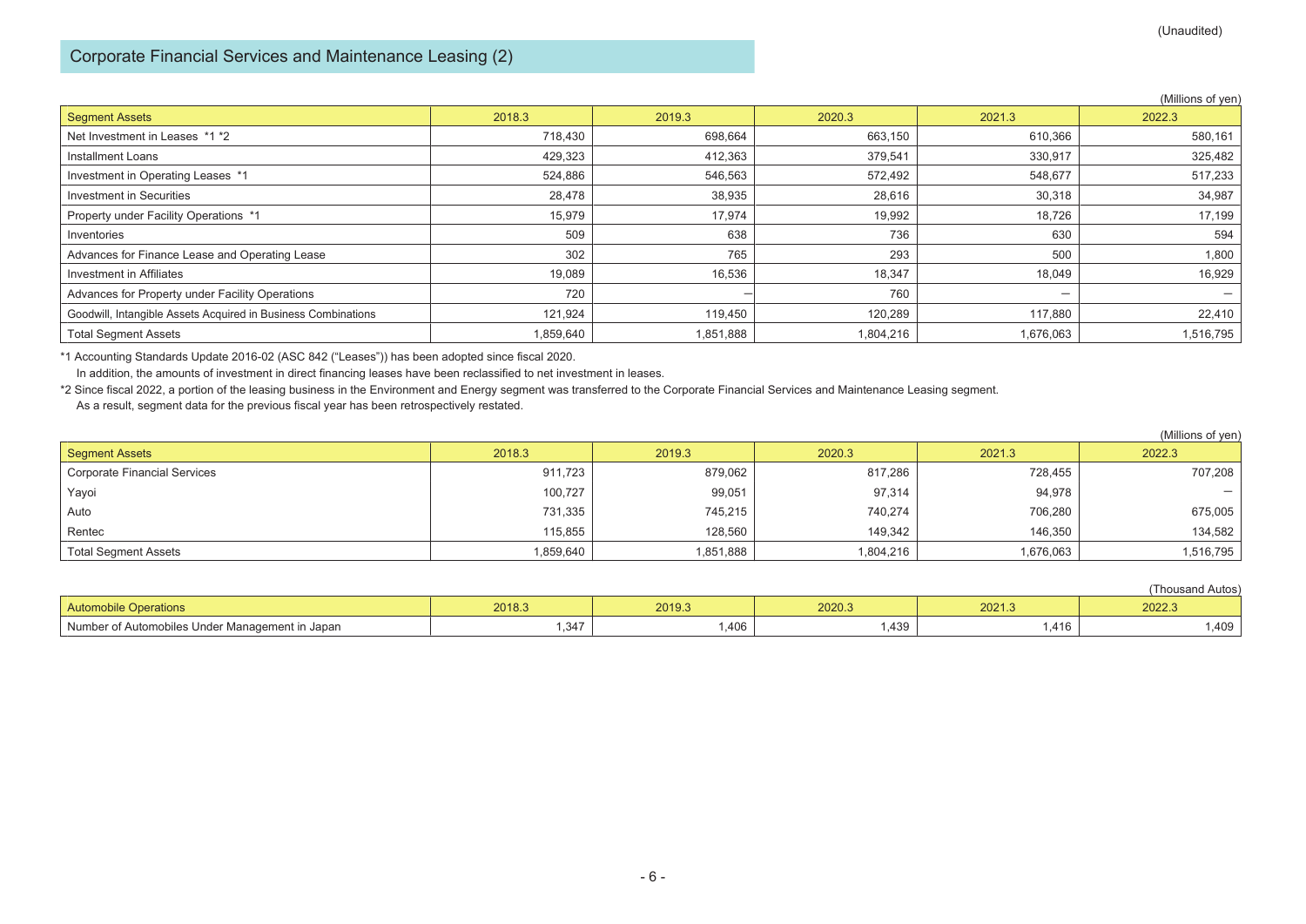(Unaudited)

## Corporate Financial Services and Maintenance Leasing (2)

(Millions of yen)

| Segment Assets | 2018.3 | 2019.3 | 2020.3 | 2021.3 | 2022.3 |
|---|---|---|---|---|---|
| Net Investment in Leases *1 *2 | 718,430 | 698,664 | 663,150 | 610,366 | 580,161 |
| Installment Loans | 429,323 | 412,363 | 379,541 | 330,917 | 325,482 |
| Investment in Operating Leases *1 | 524,886 | 546,563 | 572,492 | 548,677 | 517,233 |
| Investment in Securities | 28,478 | 38,935 | 28,616 | 30,318 | 34,987 |
| Property under Facility Operations *1 | 15,979 | 17,974 | 19,992 | 18,726 | 17,199 |
| Inventories | 509 | 638 | 736 | 630 | 594 |
| Advances for Finance Lease and Operating Lease | 302 | 765 | 293 | 500 | 1,800 |
| Investment in Affiliates | 19,089 | 16,536 | 18,347 | 18,049 | 16,929 |
| Advances for Property under Facility Operations | 720 | — | 760 | — | — |
| Goodwill, Intangible Assets Acquired in Business Combinations | 121,924 | 119,450 | 120,289 | 117,880 | 22,410 |
| Total Segment Assets | 1,859,640 | 1,851,888 | 1,804,216 | 1,676,063 | 1,516,795 |

*1 Accounting Standards Update 2016-02 (ASC 842 ("Leases")) has been adopted since fiscal 2020.
In addition, the amounts of investment in direct financing leases have been reclassified to net investment in leases.

*2 Since fiscal 2022, a portion of the leasing business in the Environment and Energy segment was transferred to the Corporate Financial Services and Maintenance Leasing segment.
As a result, segment data for the previous fiscal year has been retrospectively restated.

(Millions of yen)

| Segment Assets | 2018.3 | 2019.3 | 2020.3 | 2021.3 | 2022.3 |
|---|---|---|---|---|---|
| Corporate Financial Services | 911,723 | 879,062 | 817,286 | 728,455 | 707,208 |
| Yayoi | 100,727 | 99,051 | 97,314 | 94,978 | — |
| Auto | 731,335 | 745,215 | 740,274 | 706,280 | 675,005 |
| Rentec | 115,855 | 128,560 | 149,342 | 146,350 | 134,582 |
| Total Segment Assets | 1,859,640 | 1,851,888 | 1,804,216 | 1,676,063 | 1,516,795 |

(Thousand Autos)

| Automobile Operations | 2018.3 | 2019.3 | 2020.3 | 2021.3 | 2022.3 |
|---|---|---|---|---|---|
| Number of Automobiles Under Management in Japan | 1,347 | 1,406 | 1,439 | 1,416 | 1,409 |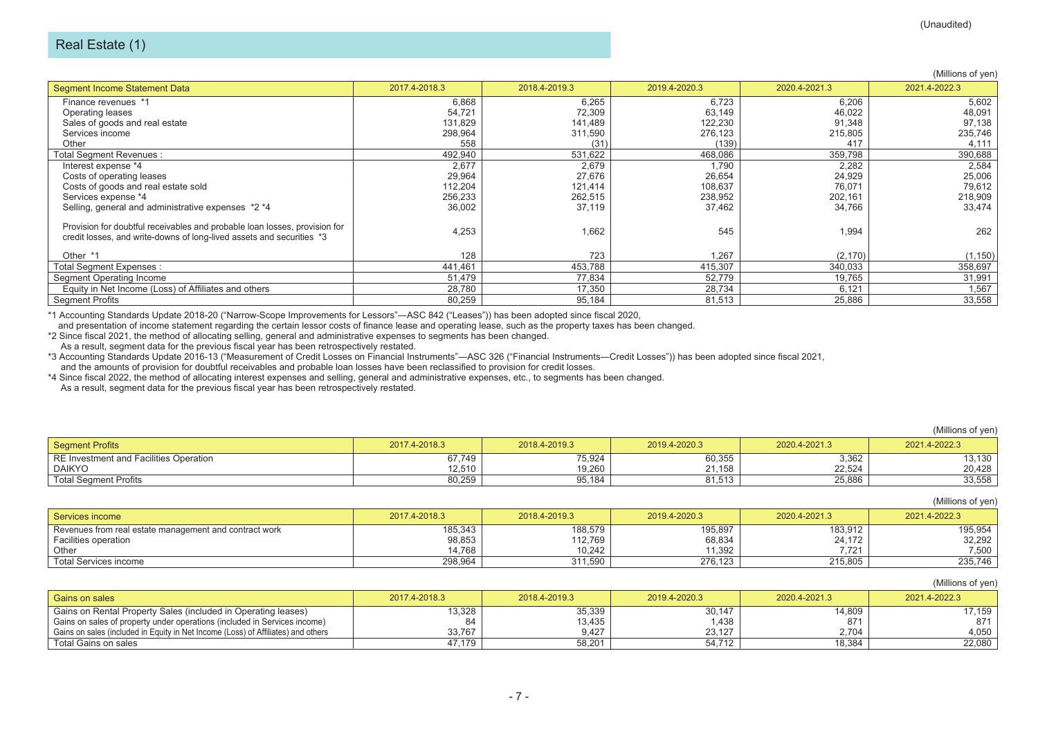(Unaudited)

# Real Estate (1)

(Millions of yen)

| Segment Income Statement Data | 2017.4-2018.3 | 2018.4-2019.3 | 2019.4-2020.3 | 2020.4-2021.3 | 2021.4-2022.3 |
|---|---|---|---|---|---|
| Finance revenues *1 | 6,868 | 6,265 | 6,723 | 6,206 | 5,602 |
| Operating leases | 54,721 | 72,309 | 63,149 | 46,022 | 48,091 |
| Sales of goods and real estate | 131,829 | 141,489 | 122,230 | 91,348 | 97,138 |
| Services income | 298,964 | 311,590 | 276,123 | 215,805 | 235,746 |
| Other | 558 | (31) | (139) | 417 | 4,111 |
| Total Segment Revenues : | 492,940 | 531,622 | 468,086 | 359,798 | 390,688 |
| Interest expense *4 | 2,677 | 2,679 | 1,790 | 2,282 | 2,584 |
| Costs of operating leases | 29,964 | 27,676 | 26,654 | 24,929 | 25,006 |
| Costs of goods and real estate sold | 112,204 | 121,414 | 108,637 | 76,071 | 79,612 |
| Services expense *4 | 256,233 | 262,515 | 238,952 | 202,161 | 218,909 |
| Selling, general and administrative expenses *2 *4 | 36,002 | 37,119 | 37,462 | 34,766 | 33,474 |
| Provision for doubtful receivables and probable loan losses, provision for credit losses, and write-downs of long-lived assets and securities *3 | 4,253 | 1,662 | 545 | 1,994 | 262 |
| Other *1 | 128 | 723 | 1,267 | (2,170) | (1,150) |
| Total Segment Expenses : | 441,461 | 453,788 | 415,307 | 340,033 | 358,697 |
| Segment Operating Income | 51,479 | 77,834 | 52,779 | 19,765 | 31,991 |
| Equity in Net Income (Loss) of Affiliates and others | 28,780 | 17,350 | 28,734 | 6,121 | 1,567 |
| Segment Profits | 80,259 | 95,184 | 81,513 | 25,886 | 33,558 |

*1 Accounting Standards Update 2018-20 ("Narrow-Scope Improvements for Lessors"—ASC 842 ("Leases")) has been adopted since fiscal 2020, and presentation of income statement regarding the certain lessor costs of finance lease and operating lease, such as the property taxes has been changed.

*2 Since fiscal 2021, the method of allocating selling, general and administrative expenses to segments has been changed. As a result, segment data for the previous fiscal year has been retrospectively restated.

*3 Accounting Standards Update 2016-13 ("Measurement of Credit Losses on Financial Instruments"—ASC 326 ("Financial Instruments—Credit Losses")) has been adopted since fiscal 2021, and the amounts of provision for doubtful receivables and probable loan losses have been reclassified to provision for credit losses.

*4 Since fiscal 2022, the method of allocating interest expenses and selling, general and administrative expenses, etc., to segments has been changed. As a result, segment data for the previous fiscal year has been retrospectively restated.

(Millions of yen)

| Segment Profits | 2017.4-2018.3 | 2018.4-2019.3 | 2019.4-2020.3 | 2020.4-2021.3 | 2021.4-2022.3 |
|---|---|---|---|---|---|
| RE Investment and Facilities Operation | 67,749 | 75,924 | 60,355 | 3,362 | 13,130 |
| DAIKYO | 12,510 | 19,260 | 21,158 | 22,524 | 20,428 |
| Total Segment Profits | 80,259 | 95,184 | 81,513 | 25,886 | 33,558 |

(Millions of yen)

| Services income | 2017.4-2018.3 | 2018.4-2019.3 | 2019.4-2020.3 | 2020.4-2021.3 | 2021.4-2022.3 |
|---|---|---|---|---|---|
| Revenues from real estate management and contract work | 185,343 | 188,579 | 195,897 | 183,912 | 195,954 |
| Facilities operation | 98,853 | 112,769 | 68,834 | 24,172 | 32,292 |
| Other | 14,768 | 10,242 | 11,392 | 7,721 | 7,500 |
| Total Services income | 298,964 | 311,590 | 276,123 | 215,805 | 235,746 |

(Millions of yen)

| Gains on sales | 2017.4-2018.3 | 2018.4-2019.3 | 2019.4-2020.3 | 2020.4-2021.3 | 2021.4-2022.3 |
|---|---|---|---|---|---|
| Gains on Rental Property Sales (included in Operating leases) | 13,328 | 35,339 | 30,147 | 14,809 | 17,159 |
| Gains on sales of property under operations (included in Services income) | 84 | 13,435 | 1,438 | 871 | 871 |
| Gains on sales (included in Equity in Net Income (Loss) of Affiliates) and others | 33,767 | 9,427 | 23,127 | 2,704 | 4,050 |
| Total Gains on sales | 47,179 | 58,201 | 54,712 | 18,384 | 22,080 |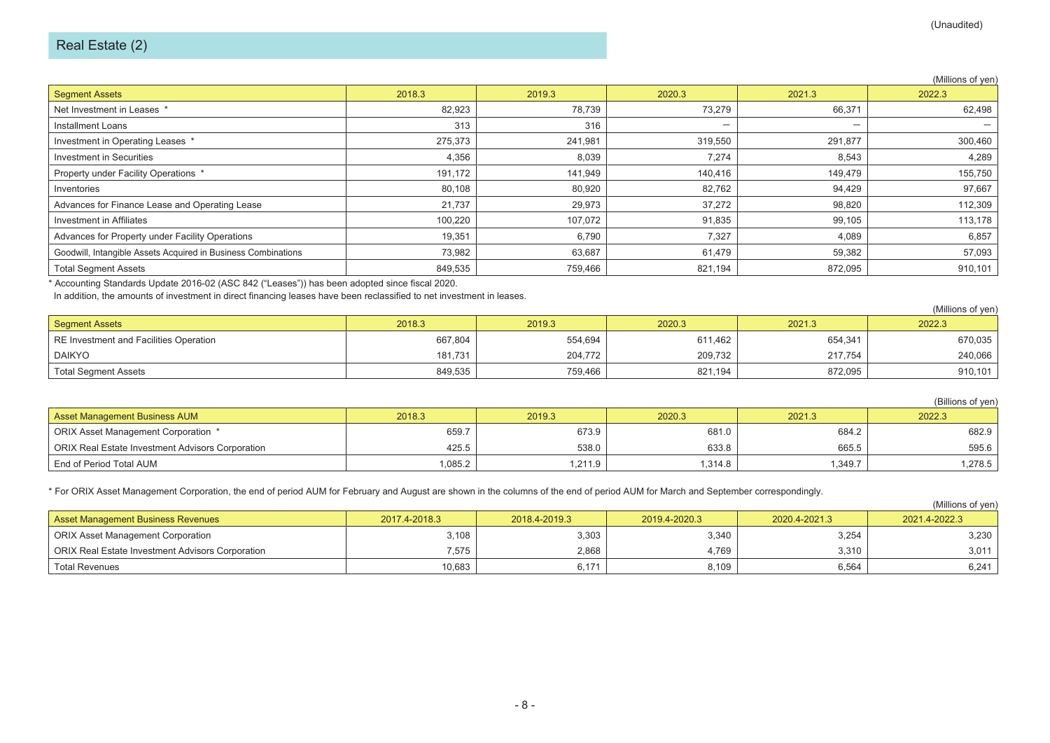(Unaudited)

## Real Estate (2)

(Millions of yen)

| Segment Assets | 2018.3 | 2019.3 | 2020.3 | 2021.3 | 2022.3 |
|---|---|---|---|---|---|
| Net Investment in Leases * | 82,923 | 78,739 | 73,279 | 66,371 | 62,498 |
| Installment Loans | 313 | 316 | — | — | — |
| Investment in Operating Leases * | 275,373 | 241,981 | 319,550 | 291,877 | 300,460 |
| Investment in Securities | 4,356 | 8,039 | 7,274 | 8,543 | 4,289 |
| Property under Facility Operations * | 191,172 | 141,949 | 140,416 | 149,479 | 155,750 |
| Inventories | 80,108 | 80,920 | 82,762 | 94,429 | 97,667 |
| Advances for Finance Lease and Operating Lease | 21,737 | 29,973 | 37,272 | 98,820 | 112,309 |
| Investment in Affiliates | 100,220 | 107,072 | 91,835 | 99,105 | 113,178 |
| Advances for Property under Facility Operations | 19,351 | 6,790 | 7,327 | 4,089 | 6,857 |
| Goodwill, Intangible Assets Acquired in Business Combinations | 73,982 | 63,687 | 61,479 | 59,382 | 57,093 |
| Total Segment Assets | 849,535 | 759,466 | 821,194 | 872,095 | 910,101 |

* Accounting Standards Update 2016-02 (ASC 842 ("Leases")) has been adopted since fiscal 2020.
In addition, the amounts of investment in direct financing leases have been reclassified to net investment in leases.

(Millions of yen)

| Segment Assets | 2018.3 | 2019.3 | 2020.3 | 2021.3 | 2022.3 |
|---|---|---|---|---|---|
| RE Investment and Facilities Operation | 667,804 | 554,694 | 611,462 | 654,341 | 670,035 |
| DAIKYO | 181,731 | 204,772 | 209,732 | 217,754 | 240,066 |
| Total Segment Assets | 849,535 | 759,466 | 821,194 | 872,095 | 910,101 |

(Billions of yen)

| Asset Management Business AUM | 2018.3 | 2019.3 | 2020.3 | 2021.3 | 2022.3 |
|---|---|---|---|---|---|
| ORIX Asset Management Corporation * | 659.7 | 673.9 | 681.0 | 684.2 | 682.9 |
| ORIX Real Estate Investment Advisors Corporation | 425.5 | 538.0 | 633.8 | 665.5 | 595.6 |
| End of Period Total AUM | 1,085.2 | 1,211.9 | 1,314.8 | 1,349.7 | 1,278.5 |

* For ORIX Asset Management Corporation, the end of period AUM for February and August are shown in the columns of the end of period AUM for March and September correspondingly.

(Millions of yen)

| Asset Management Business Revenues | 2017.4-2018.3 | 2018.4-2019.3 | 2019.4-2020.3 | 2020.4-2021.3 | 2021.4-2022.3 |
|---|---|---|---|---|---|
| ORIX Asset Management Corporation | 3,108 | 3,303 | 3,340 | 3,254 | 3,230 |
| ORIX Real Estate Investment Advisors Corporation | 7,575 | 2,868 | 4,769 | 3,310 | 3,011 |
| Total Revenues | 10,683 | 6,171 | 8,109 | 6,564 | 6,241 |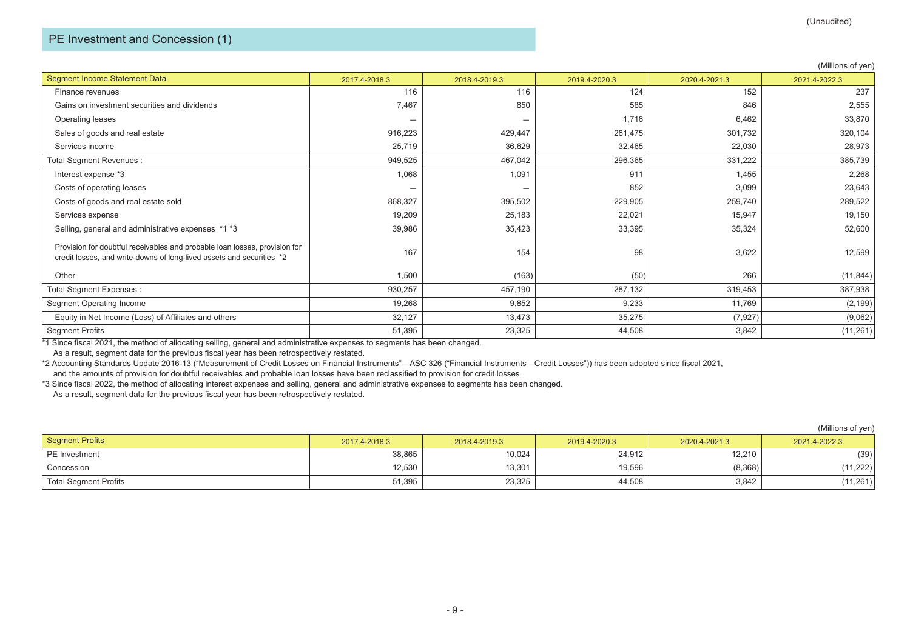(Unaudited)

## PE Investment and Concession (1)

(Millions of yen)

| Segment Income Statement Data | 2017.4-2018.3 | 2018.4-2019.3 | 2019.4-2020.3 | 2020.4-2021.3 | 2021.4-2022.3 |
|---|---|---|---|---|---|
| Finance revenues | 116 | 116 | 124 | 152 | 237 |
| Gains on investment securities and dividends | 7,467 | 850 | 585 | 846 | 2,555 |
| Operating leases | — | — | 1,716 | 6,462 | 33,870 |
| Sales of goods and real estate | 916,223 | 429,447 | 261,475 | 301,732 | 320,104 |
| Services income | 25,719 | 36,629 | 32,465 | 22,030 | 28,973 |
| Total Segment Revenues : | 949,525 | 467,042 | 296,365 | 331,222 | 385,739 |
| Interest expense *3 | 1,068 | 1,091 | 911 | 1,455 | 2,268 |
| Costs of operating leases | — | — | 852 | 3,099 | 23,643 |
| Costs of goods and real estate sold | 868,327 | 395,502 | 229,905 | 259,740 | 289,522 |
| Services expense | 19,209 | 25,183 | 22,021 | 15,947 | 19,150 |
| Selling, general and administrative expenses *1 *3 | 39,986 | 35,423 | 33,395 | 35,324 | 52,600 |
| Provision for doubtful receivables and probable loan losses, provision for credit losses, and write-downs of long-lived assets and securities *2 | 167 | 154 | 98 | 3,622 | 12,599 |
| Other | 1,500 | (163) | (50) | 266 | (11,844) |
| Total Segment Expenses : | 930,257 | 457,190 | 287,132 | 319,453 | 387,938 |
| Segment Operating Income | 19,268 | 9,852 | 9,233 | 11,769 | (2,199) |
| Equity in Net Income (Loss) of Affiliates and others | 32,127 | 13,473 | 35,275 | (7,927) | (9,062) |
| Segment Profits | 51,395 | 23,325 | 44,508 | 3,842 | (11,261) |

*1 Since fiscal 2021, the method of allocating selling, general and administrative expenses to segments has been changed.
As a result, segment data for the previous fiscal year has been retrospectively restated.

*2 Accounting Standards Update 2016-13 ("Measurement of Credit Losses on Financial Instruments"—ASC 326 ("Financial Instruments—Credit Losses")) has been adopted since fiscal 2021,
and the amounts of provision for doubtful receivables and probable loan losses have been reclassified to provision for credit losses.

*3 Since fiscal 2022, the method of allocating interest expenses and selling, general and administrative expenses to segments has been changed.
As a result, segment data for the previous fiscal year has been retrospectively restated.

(Millions of yen)

| Segment Profits | 2017.4-2018.3 | 2018.4-2019.3 | 2019.4-2020.3 | 2020.4-2021.3 | 2021.4-2022.3 |
|---|---|---|---|---|---|
| PE Investment | 38,865 | 10,024 | 24,912 | 12,210 | (39) |
| Concession | 12,530 | 13,301 | 19,596 | (8,368) | (11,222) |
| Total Segment Profits | 51,395 | 23,325 | 44,508 | 3,842 | (11,261) |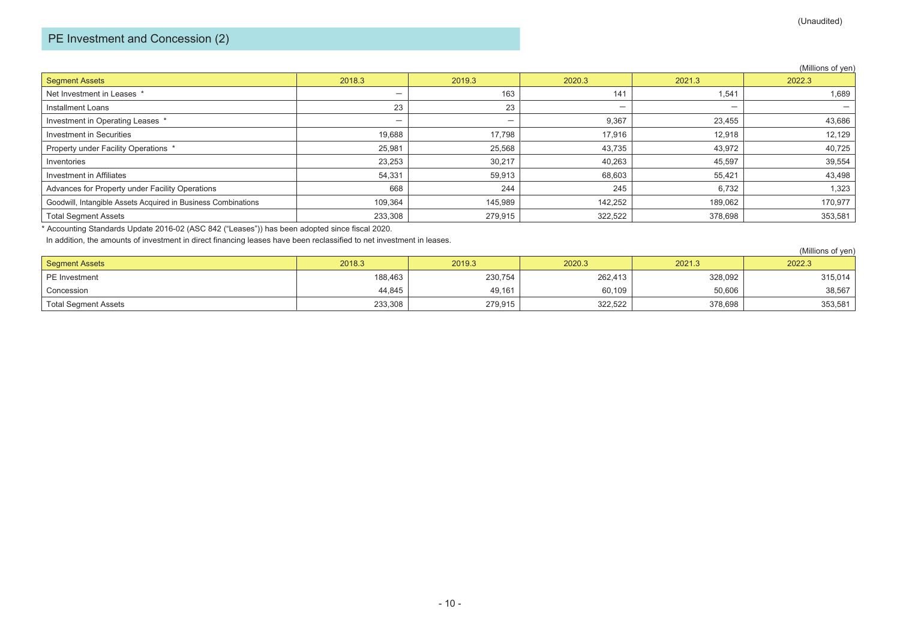(Unaudited)

## PE Investment and Concession (2)

(Millions of yen)

| Segment Assets | 2018.3 | 2019.3 | 2020.3 | 2021.3 | 2022.3 |
|---|---|---|---|---|---|
| Net Investment in Leases * | ― | 163 | 141 | 1,541 | 1,689 |
| Installment Loans | 23 | 23 | ― | ― | ― |
| Investment in Operating Leases * | ― | ― | 9,367 | 23,455 | 43,686 |
| Investment in Securities | 19,688 | 17,798 | 17,916 | 12,918 | 12,129 |
| Property under Facility Operations * | 25,981 | 25,568 | 43,735 | 43,972 | 40,725 |
| Inventories | 23,253 | 30,217 | 40,263 | 45,597 | 39,554 |
| Investment in Affiliates | 54,331 | 59,913 | 68,603 | 55,421 | 43,498 |
| Advances for Property under Facility Operations | 668 | 244 | 245 | 6,732 | 1,323 |
| Goodwill, Intangible Assets Acquired in Business Combinations | 109,364 | 145,989 | 142,252 | 189,062 | 170,977 |
| Total Segment Assets | 233,308 | 279,915 | 322,522 | 378,698 | 353,581 |

* Accounting Standards Update 2016-02 (ASC 842 ("Leases")) has been adopted since fiscal 2020.
In addition, the amounts of investment in direct financing leases have been reclassified to net investment in leases.

(Millions of yen)

| Segment Assets | 2018.3 | 2019.3 | 2020.3 | 2021.3 | 2022.3 |
|---|---|---|---|---|---|
| PE Investment | 188,463 | 230,754 | 262,413 | 328,092 | 315,014 |
| Concession | 44,845 | 49,161 | 60,109 | 50,606 | 38,567 |
| Total Segment Assets | 233,308 | 279,915 | 322,522 | 378,698 | 353,581 |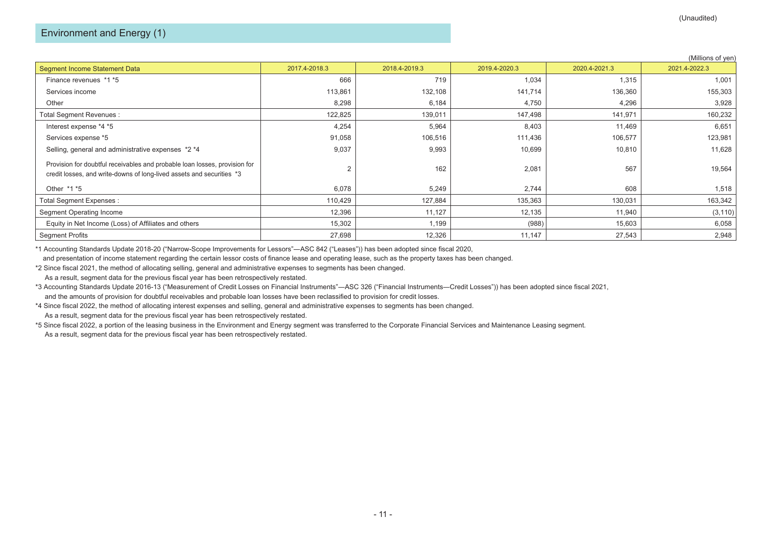(Unaudited)

## Environment and Energy (1)

(Millions of yen)

| Segment Income Statement Data | 2017.4-2018.3 | 2018.4-2019.3 | 2019.4-2020.3 | 2020.4-2021.3 | 2021.4-2022.3 |
|---|---|---|---|---|---|
| Finance revenues *1 *5 | 666 | 719 | 1,034 | 1,315 | 1,001 |
| Services income | 113,861 | 132,108 | 141,714 | 136,360 | 155,303 |
| Other | 8,298 | 6,184 | 4,750 | 4,296 | 3,928 |
| Total Segment Revenues : | 122,825 | 139,011 | 147,498 | 141,971 | 160,232 |
| Interest expense *4 *5 | 4,254 | 5,964 | 8,403 | 11,469 | 6,651 |
| Services expense *5 | 91,058 | 106,516 | 111,436 | 106,577 | 123,981 |
| Selling, general and administrative expenses *2 *4 | 9,037 | 9,993 | 10,699 | 10,810 | 11,628 |
| Provision for doubtful receivables and probable loan losses, provision for credit losses, and write-downs of long-lived assets and securities *3 | 2 | 162 | 2,081 | 567 | 19,564 |
| Other *1 *5 | 6,078 | 5,249 | 2,744 | 608 | 1,518 |
| Total Segment Expenses : | 110,429 | 127,884 | 135,363 | 130,031 | 163,342 |
| Segment Operating Income | 12,396 | 11,127 | 12,135 | 11,940 | (3,110) |
| Equity in Net Income (Loss) of Affiliates and others | 15,302 | 1,199 | (988) | 15,603 | 6,058 |
| Segment Profits | 27,698 | 12,326 | 11,147 | 27,543 | 2,948 |

*1 Accounting Standards Update 2018-20 ("Narrow-Scope Improvements for Lessors"—ASC 842 ("Leases")) has been adopted since fiscal 2020, and presentation of income statement regarding the certain lessor costs of finance lease and operating lease, such as the property taxes has been changed.

*2 Since fiscal 2021, the method of allocating selling, general and administrative expenses to segments has been changed. As a result, segment data for the previous fiscal year has been retrospectively restated.

*3 Accounting Standards Update 2016-13 ("Measurement of Credit Losses on Financial Instruments"—ASC 326 ("Financial Instruments—Credit Losses")) has been adopted since fiscal 2021, and the amounts of provision for doubtful receivables and probable loan losses have been reclassified to provision for credit losses.

*4 Since fiscal 2022, the method of allocating interest expenses and selling, general and administrative expenses to segments has been changed. As a result, segment data for the previous fiscal year has been retrospectively restated.

*5 Since fiscal 2022, a portion of the leasing business in the Environment and Energy segment was transferred to the Corporate Financial Services and Maintenance Leasing segment. As a result, segment data for the previous fiscal year has been retrospectively restated.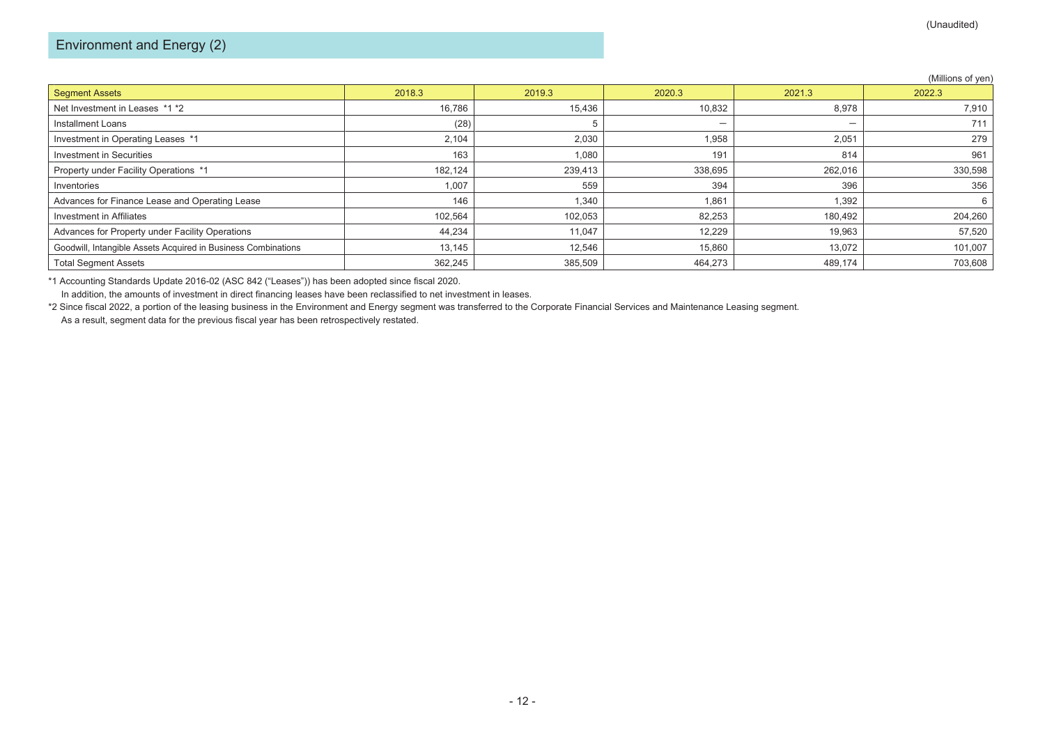(Unaudited)

## Environment and Energy (2)

(Millions of yen)

| Segment Assets | 2018.3 | 2019.3 | 2020.3 | 2021.3 | 2022.3 |
|---|---|---|---|---|---|
| Net Investment in Leases *1 *2 | 16,786 | 15,436 | 10,832 | 8,978 | 7,910 |
| Installment Loans | (28) | 5 | ― | ― | 711 |
| Investment in Operating Leases *1 | 2,104 | 2,030 | 1,958 | 2,051 | 279 |
| Investment in Securities | 163 | 1,080 | 191 | 814 | 961 |
| Property under Facility Operations *1 | 182,124 | 239,413 | 338,695 | 262,016 | 330,598 |
| Inventories | 1,007 | 559 | 394 | 396 | 356 |
| Advances for Finance Lease and Operating Lease | 146 | 1,340 | 1,861 | 1,392 | 6 |
| Investment in Affiliates | 102,564 | 102,053 | 82,253 | 180,492 | 204,260 |
| Advances for Property under Facility Operations | 44,234 | 11,047 | 12,229 | 19,963 | 57,520 |
| Goodwill, Intangible Assets Acquired in Business Combinations | 13,145 | 12,546 | 15,860 | 13,072 | 101,007 |
| Total Segment Assets | 362,245 | 385,509 | 464,273 | 489,174 | 703,608 |

*1 Accounting Standards Update 2016-02 (ASC 842 ("Leases")) has been adopted since fiscal 2020.
In addition, the amounts of investment in direct financing leases have been reclassified to net investment in leases.

*2 Since fiscal 2022, a portion of the leasing business in the Environment and Energy segment was transferred to the Corporate Financial Services and Maintenance Leasing segment.
As a result, segment data for the previous fiscal year has been retrospectively restated.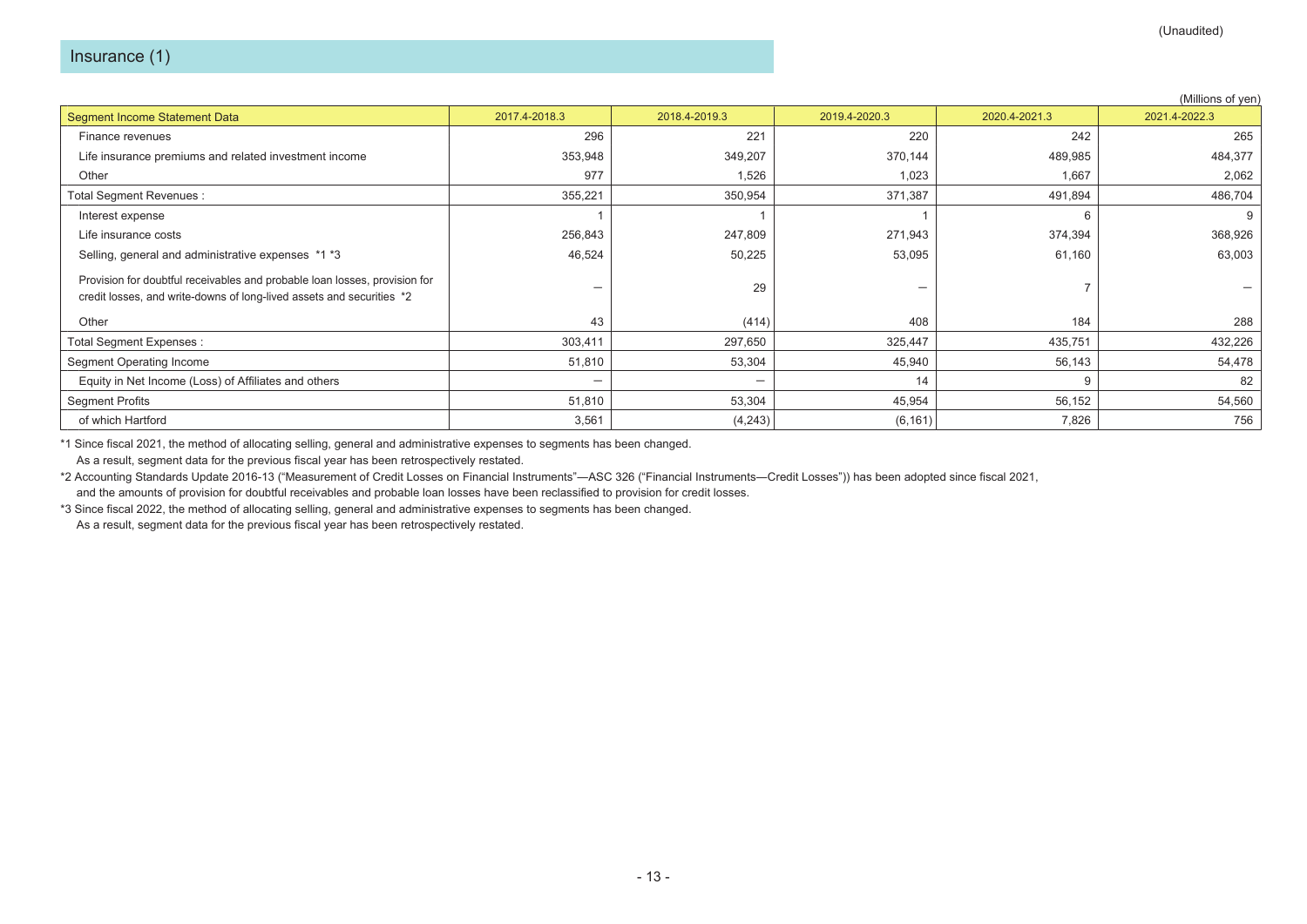(Unaudited)

## Insurance (1)

(Millions of yen)

| Segment Income Statement Data | 2017.4-2018.3 | 2018.4-2019.3 | 2019.4-2020.3 | 2020.4-2021.3 | 2021.4-2022.3 |
|---|---|---|---|---|---|
| Finance revenues | 296 | 221 | 220 | 242 | 265 |
| Life insurance premiums and related investment income | 353,948 | 349,207 | 370,144 | 489,985 | 484,377 |
| Other | 977 | 1,526 | 1,023 | 1,667 | 2,062 |
| Total Segment Revenues : | 355,221 | 350,954 | 371,387 | 491,894 | 486,704 |
| Interest expense | 1 | 1 | 1 | 6 | 9 |
| Life insurance costs | 256,843 | 247,809 | 271,943 | 374,394 | 368,926 |
| Selling, general and administrative expenses *1 *3 | 46,524 | 50,225 | 53,095 | 61,160 | 63,003 |
| Provision for doubtful receivables and probable loan losses, provision for credit losses, and write-downs of long-lived assets and securities *2 | — | 29 | — | 7 | — |
| Other | 43 | (414) | 408 | 184 | 288 |
| Total Segment Expenses : | 303,411 | 297,650 | 325,447 | 435,751 | 432,226 |
| Segment Operating Income | 51,810 | 53,304 | 45,940 | 56,143 | 54,478 |
| Equity in Net Income (Loss) of Affiliates and others | — | — | 14 | 9 | 82 |
| Segment Profits | 51,810 | 53,304 | 45,954 | 56,152 | 54,560 |
| of which Hartford | 3,561 | (4,243) | (6,161) | 7,826 | 756 |

*1 Since fiscal 2021, the method of allocating selling, general and administrative expenses to segments has been changed.
As a result, segment data for the previous fiscal year has been retrospectively restated.

*2 Accounting Standards Update 2016-13 ("Measurement of Credit Losses on Financial Instruments"—ASC 326 ("Financial Instruments—Credit Losses")) has been adopted since fiscal 2021,
and the amounts of provision for doubtful receivables and probable loan losses have been reclassified to provision for credit losses.

*3 Since fiscal 2022, the method of allocating selling, general and administrative expenses to segments has been changed.
As a result, segment data for the previous fiscal year has been retrospectively restated.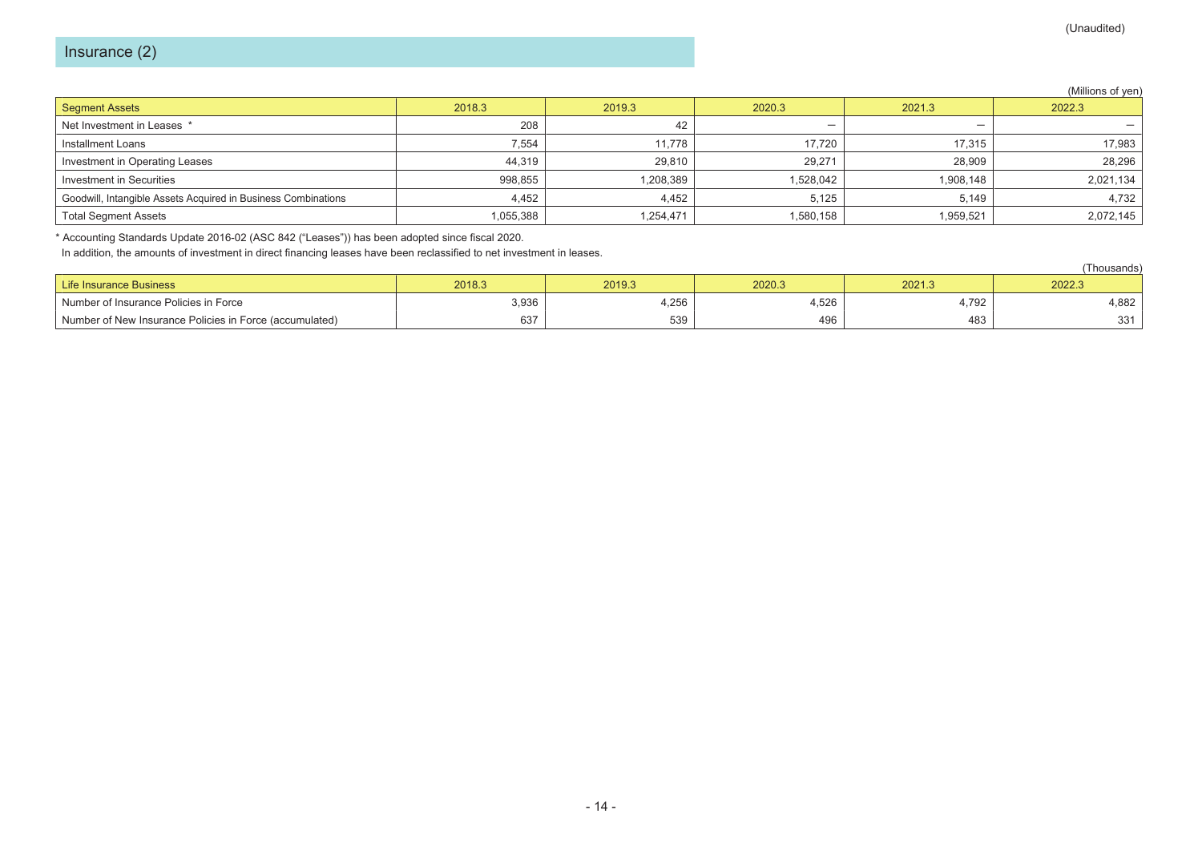(Unaudited)

## Insurance (2)

(Millions of yen)

| Segment Assets | 2018.3 | 2019.3 | 2020.3 | 2021.3 | 2022.3 |
|---|---|---|---|---|---|
| Net Investment in Leases * | 208 | 42 | — | — | — |
| Installment Loans | 7,554 | 11,778 | 17,720 | 17,315 | 17,983 |
| Investment in Operating Leases | 44,319 | 29,810 | 29,271 | 28,909 | 28,296 |
| Investment in Securities | 998,855 | 1,208,389 | 1,528,042 | 1,908,148 | 2,021,134 |
| Goodwill, Intangible Assets Acquired in Business Combinations | 4,452 | 4,452 | 5,125 | 5,149 | 4,732 |
| Total Segment Assets | 1,055,388 | 1,254,471 | 1,580,158 | 1,959,521 | 2,072,145 |

* Accounting Standards Update 2016-02 (ASC 842 ("Leases")) has been adopted since fiscal 2020.
In addition, the amounts of investment in direct financing leases have been reclassified to net investment in leases.

(Thousands)

| Life Insurance Business | 2018.3 | 2019.3 | 2020.3 | 2021.3 | 2022.3 |
|---|---|---|---|---|---|
| Number of Insurance Policies in Force | 3,936 | 4,256 | 4,526 | 4,792 | 4,882 |
| Number of New Insurance Policies in Force (accumulated) | 637 | 539 | 496 | 483 | 331 |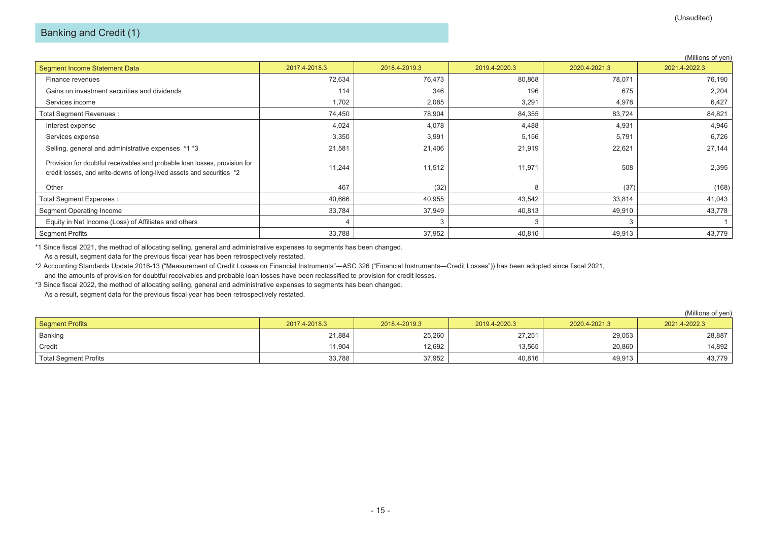(Unaudited)

## Banking and Credit (1)

(Millions of yen)

| Segment Income Statement Data | 2017.4-2018.3 | 2018.4-2019.3 | 2019.4-2020.3 | 2020.4-2021.3 | 2021.4-2022.3 |
|---|---|---|---|---|---|
| Finance revenues | 72,634 | 76,473 | 80,868 | 78,071 | 76,190 |
| Gains on investment securities and dividends | 114 | 346 | 196 | 675 | 2,204 |
| Services income | 1,702 | 2,085 | 3,291 | 4,978 | 6,427 |
| Total Segment Revenues : | 74,450 | 78,904 | 84,355 | 83,724 | 84,821 |
| Interest expense | 4,024 | 4,078 | 4,488 | 4,931 | 4,946 |
| Services expense | 3,350 | 3,991 | 5,156 | 5,791 | 6,726 |
| Selling, general and administrative expenses *1 *3 | 21,581 | 21,406 | 21,919 | 22,621 | 27,144 |
| Provision for doubtful receivables and probable loan losses, provision for credit losses, and write-downs of long-lived assets and securities *2 | 11,244 | 11,512 | 11,971 | 508 | 2,395 |
| Other | 467 | (32) | 8 | (37) | (168) |
| Total Segment Expenses : | 40,666 | 40,955 | 43,542 | 33,814 | 41,043 |
| Segment Operating Income | 33,784 | 37,949 | 40,813 | 49,910 | 43,778 |
| Equity in Net Income (Loss) of Affiliates and others | 4 | 3 | 3 | 3 | 1 |
| Segment Profits | 33,788 | 37,952 | 40,816 | 49,913 | 43,779 |

*1 Since fiscal 2021, the method of allocating selling, general and administrative expenses to segments has been changed.
As a result, segment data for the previous fiscal year has been retrospectively restated.

*2 Accounting Standards Update 2016-13 ("Measurement of Credit Losses on Financial Instruments"—ASC 326 ("Financial Instruments—Credit Losses")) has been adopted since fiscal 2021,
and the amounts of provision for doubtful receivables and probable loan losses have been reclassified to provision for credit losses.

*3 Since fiscal 2022, the method of allocating selling, general and administrative expenses to segments has been changed.
As a result, segment data for the previous fiscal year has been retrospectively restated.

(Millions of yen)

| Segment Profits | 2017.4-2018.3 | 2018.4-2019.3 | 2019.4-2020.3 | 2020.4-2021.3 | 2021.4-2022.3 |
|---|---|---|---|---|---|
| Banking | 21,884 | 25,260 | 27,251 | 29,053 | 28,887 |
| Credit | 11,904 | 12,692 | 13,565 | 20,860 | 14,892 |
| Total Segment Profits | 33,788 | 37,952 | 40,816 | 49,913 | 43,779 |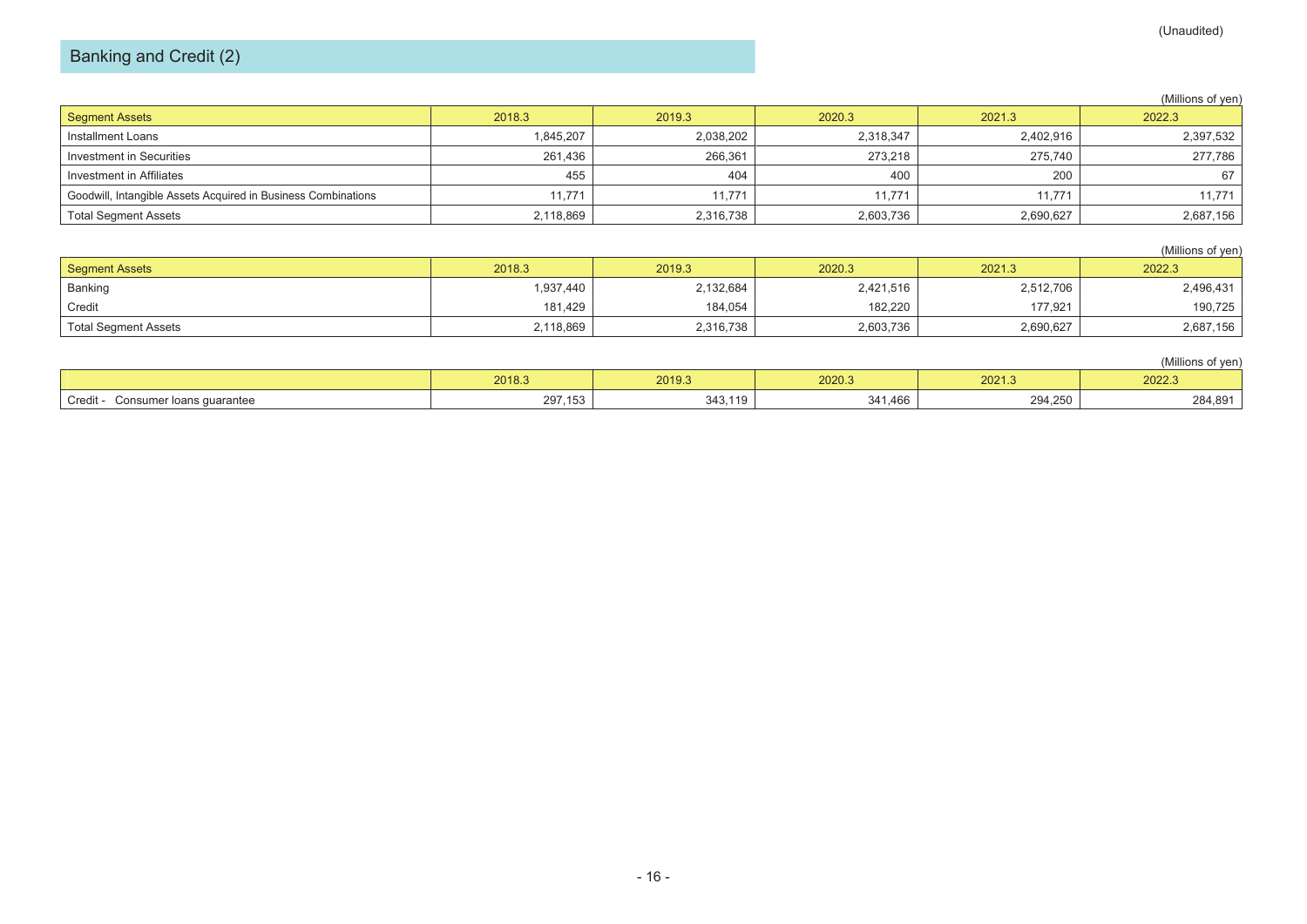(Unaudited)

## Banking and Credit (2)

(Millions of yen)

| Segment Assets | 2018.3 | 2019.3 | 2020.3 | 2021.3 | 2022.3 |
|---|---|---|---|---|---|
| Installment Loans | 1,845,207 | 2,038,202 | 2,318,347 | 2,402,916 | 2,397,532 |
| Investment in Securities | 261,436 | 266,361 | 273,218 | 275,740 | 277,786 |
| Investment in Affiliates | 455 | 404 | 400 | 200 | 67 |
| Goodwill, Intangible Assets Acquired in Business Combinations | 11,771 | 11,771 | 11,771 | 11,771 | 11,771 |
| Total Segment Assets | 2,118,869 | 2,316,738 | 2,603,736 | 2,690,627 | 2,687,156 |

(Millions of yen)

| Segment Assets | 2018.3 | 2019.3 | 2020.3 | 2021.3 | 2022.3 |
|---|---|---|---|---|---|
| Banking | 1,937,440 | 2,132,684 | 2,421,516 | 2,512,706 | 2,496,431 |
| Credit | 181,429 | 184,054 | 182,220 | 177,921 | 190,725 |
| Total Segment Assets | 2,118,869 | 2,316,738 | 2,603,736 | 2,690,627 | 2,687,156 |

(Millions of yen)

| | 2018.3 | 2019.3 | 2020.3 | 2021.3 | 2022.3 |
|---|---|---|---|---|---|
| Credit - Consumer loans guarantee | 297,153 | 343,119 | 341,466 | 294,250 | 284,891 |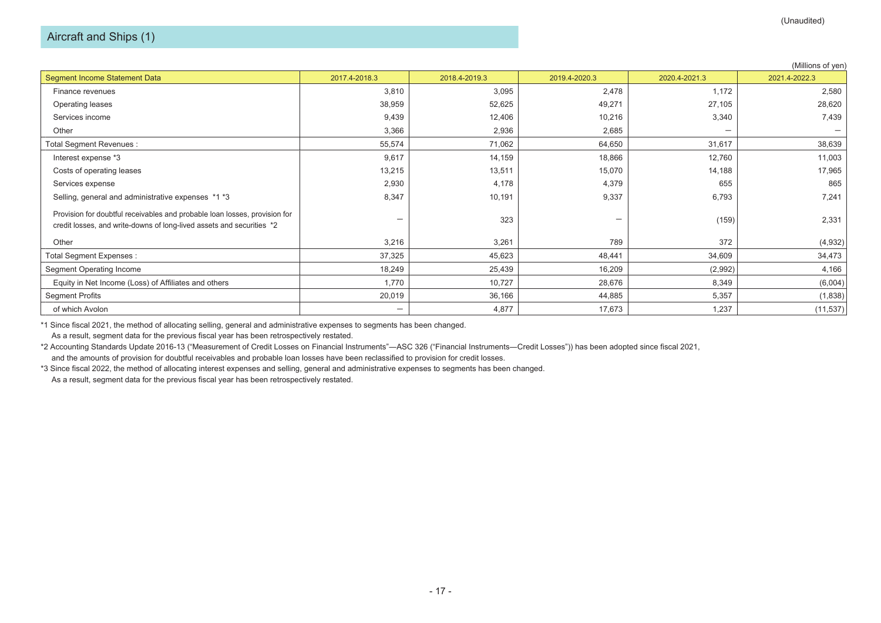(Unaudited)

## Aircraft and Ships (1)

(Millions of yen)

| Segment Income Statement Data | 2017.4-2018.3 | 2018.4-2019.3 | 2019.4-2020.3 | 2020.4-2021.3 | 2021.4-2022.3 |
|---|---|---|---|---|---|
| Finance revenues | 3,810 | 3,095 | 2,478 | 1,172 | 2,580 |
| Operating leases | 38,959 | 52,625 | 49,271 | 27,105 | 28,620 |
| Services income | 9,439 | 12,406 | 10,216 | 3,340 | 7,439 |
| Other | 3,366 | 2,936 | 2,685 | — | — |
| Total Segment Revenues : | 55,574 | 71,062 | 64,650 | 31,617 | 38,639 |
| Interest expense *3 | 9,617 | 14,159 | 18,866 | 12,760 | 11,003 |
| Costs of operating leases | 13,215 | 13,511 | 15,070 | 14,188 | 17,965 |
| Services expense | 2,930 | 4,178 | 4,379 | 655 | 865 |
| Selling, general and administrative expenses *1 *3 | 8,347 | 10,191 | 9,337 | 6,793 | 7,241 |
| Provision for doubtful receivables and probable loan losses, provision for credit losses, and write-downs of long-lived assets and securities *2 | — | 323 | — | (159) | 2,331 |
| Other | 3,216 | 3,261 | 789 | 372 | (4,932) |
| Total Segment Expenses : | 37,325 | 45,623 | 48,441 | 34,609 | 34,473 |
| Segment Operating Income | 18,249 | 25,439 | 16,209 | (2,992) | 4,166 |
| Equity in Net Income (Loss) of Affiliates and others | 1,770 | 10,727 | 28,676 | 8,349 | (6,004) |
| Segment Profits | 20,019 | 36,166 | 44,885 | 5,357 | (1,838) |
| of which Avolon | — | 4,877 | 17,673 | 1,237 | (11,537) |

*1 Since fiscal 2021, the method of allocating selling, general and administrative expenses to segments has been changed.
As a result, segment data for the previous fiscal year has been retrospectively restated.

*2 Accounting Standards Update 2016-13 ("Measurement of Credit Losses on Financial Instruments"—ASC 326 ("Financial Instruments—Credit Losses")) has been adopted since fiscal 2021,
and the amounts of provision for doubtful receivables and probable loan losses have been reclassified to provision for credit losses.

*3 Since fiscal 2022, the method of allocating interest expenses and selling, general and administrative expenses to segments has been changed.
As a result, segment data for the previous fiscal year has been retrospectively restated.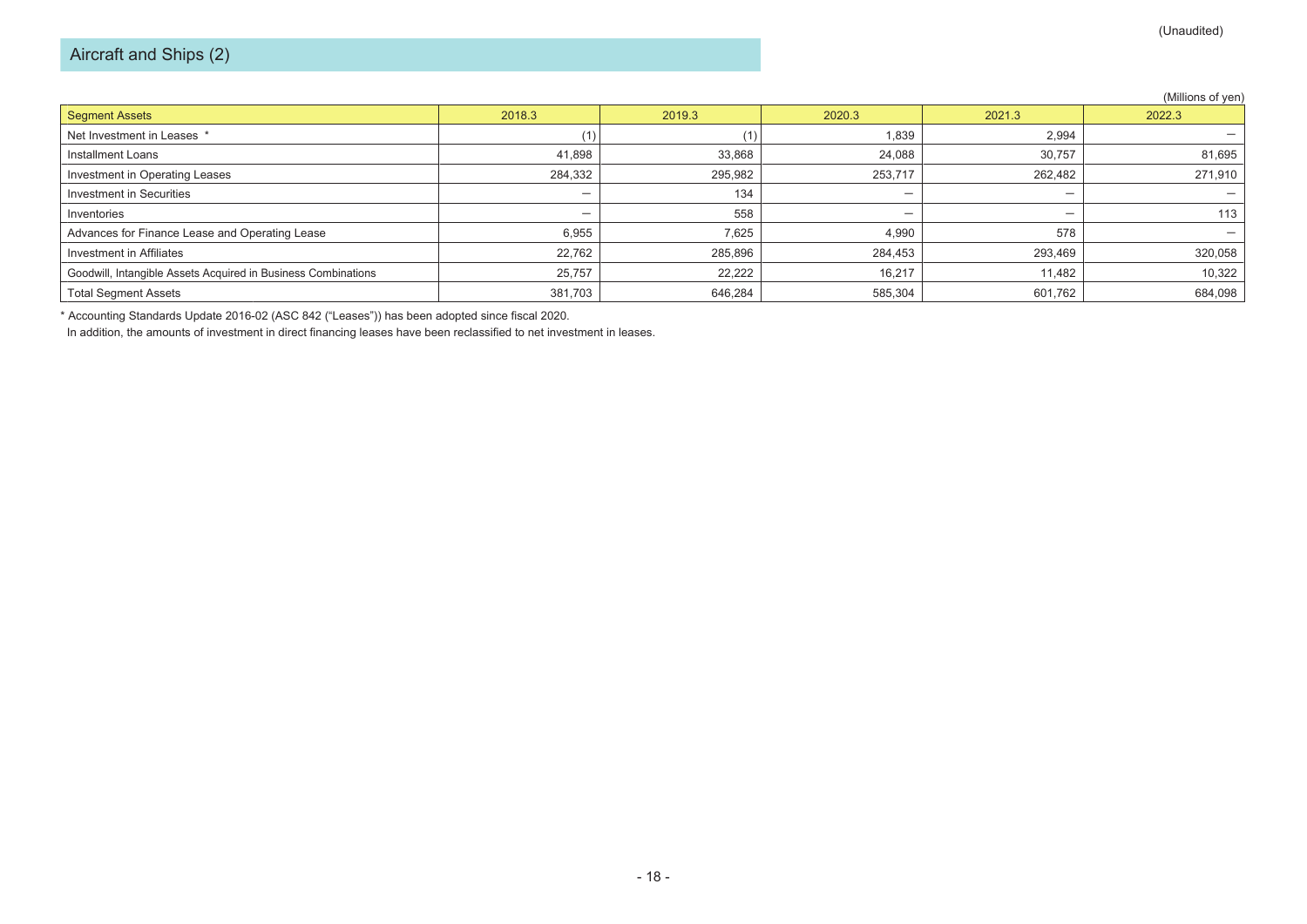(Unaudited)

## Aircraft and Ships (2)

(Millions of yen)

| Segment Assets | 2018.3 | 2019.3 | 2020.3 | 2021.3 | 2022.3 |
|---|---|---|---|---|---|
| Net Investment in Leases * | (1) | (1) | 1,839 | 2,994 | — |
| Installment Loans | 41,898 | 33,868 | 24,088 | 30,757 | 81,695 |
| Investment in Operating Leases | 284,332 | 295,982 | 253,717 | 262,482 | 271,910 |
| Investment in Securities | — | 134 | — | — | — |
| Inventories | — | 558 | — | — | 113 |
| Advances for Finance Lease and Operating Lease | 6,955 | 7,625 | 4,990 | 578 | — |
| Investment in Affiliates | 22,762 | 285,896 | 284,453 | 293,469 | 320,058 |
| Goodwill, Intangible Assets Acquired in Business Combinations | 25,757 | 22,222 | 16,217 | 11,482 | 10,322 |
| Total Segment Assets | 381,703 | 646,284 | 585,304 | 601,762 | 684,098 |

* Accounting Standards Update 2016-02 (ASC 842 ("Leases")) has been adopted since fiscal 2020.
In addition, the amounts of investment in direct financing leases have been reclassified to net investment in leases.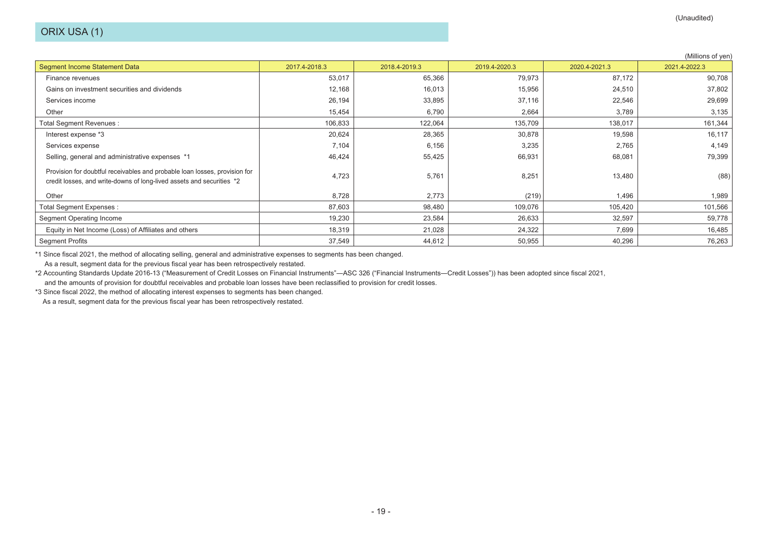(Unaudited)

# ORIX USA (1)

(Millions of yen)

| Segment Income Statement Data | 2017.4-2018.3 | 2018.4-2019.3 | 2019.4-2020.3 | 2020.4-2021.3 | 2021.4-2022.3 |
|---|---|---|---|---|---|
| Finance revenues | 53,017 | 65,366 | 79,973 | 87,172 | 90,708 |
| Gains on investment securities and dividends | 12,168 | 16,013 | 15,956 | 24,510 | 37,802 |
| Services income | 26,194 | 33,895 | 37,116 | 22,546 | 29,699 |
| Other | 15,454 | 6,790 | 2,664 | 3,789 | 3,135 |
| Total Segment Revenues : | 106,833 | 122,064 | 135,709 | 138,017 | 161,344 |
| Interest expense *3 | 20,624 | 28,365 | 30,878 | 19,598 | 16,117 |
| Services expense | 7,104 | 6,156 | 3,235 | 2,765 | 4,149 |
| Selling, general and administrative expenses *1 | 46,424 | 55,425 | 66,931 | 68,081 | 79,399 |
| Provision for doubtful receivables and probable loan losses, provision for credit losses, and write-downs of long-lived assets and securities *2 | 4,723 | 5,761 | 8,251 | 13,480 | (88) |
| Other | 8,728 | 2,773 | (219) | 1,496 | 1,989 |
| Total Segment Expenses : | 87,603 | 98,480 | 109,076 | 105,420 | 101,566 |
| Segment Operating Income | 19,230 | 23,584 | 26,633 | 32,597 | 59,778 |
| Equity in Net Income (Loss) of Affiliates and others | 18,319 | 21,028 | 24,322 | 7,699 | 16,485 |
| Segment Profits | 37,549 | 44,612 | 50,955 | 40,296 | 76,263 |

*1 Since fiscal 2021, the method of allocating selling, general and administrative expenses to segments has been changed.
As a result, segment data for the previous fiscal year has been retrospectively restated.

*2 Accounting Standards Update 2016-13 ("Measurement of Credit Losses on Financial Instruments"—ASC 326 ("Financial Instruments—Credit Losses")) has been adopted since fiscal 2021,
and the amounts of provision for doubtful receivables and probable loan losses have been reclassified to provision for credit losses.

*3 Since fiscal 2022, the method of allocating interest expenses to segments has been changed.
As a result, segment data for the previous fiscal year has been retrospectively restated.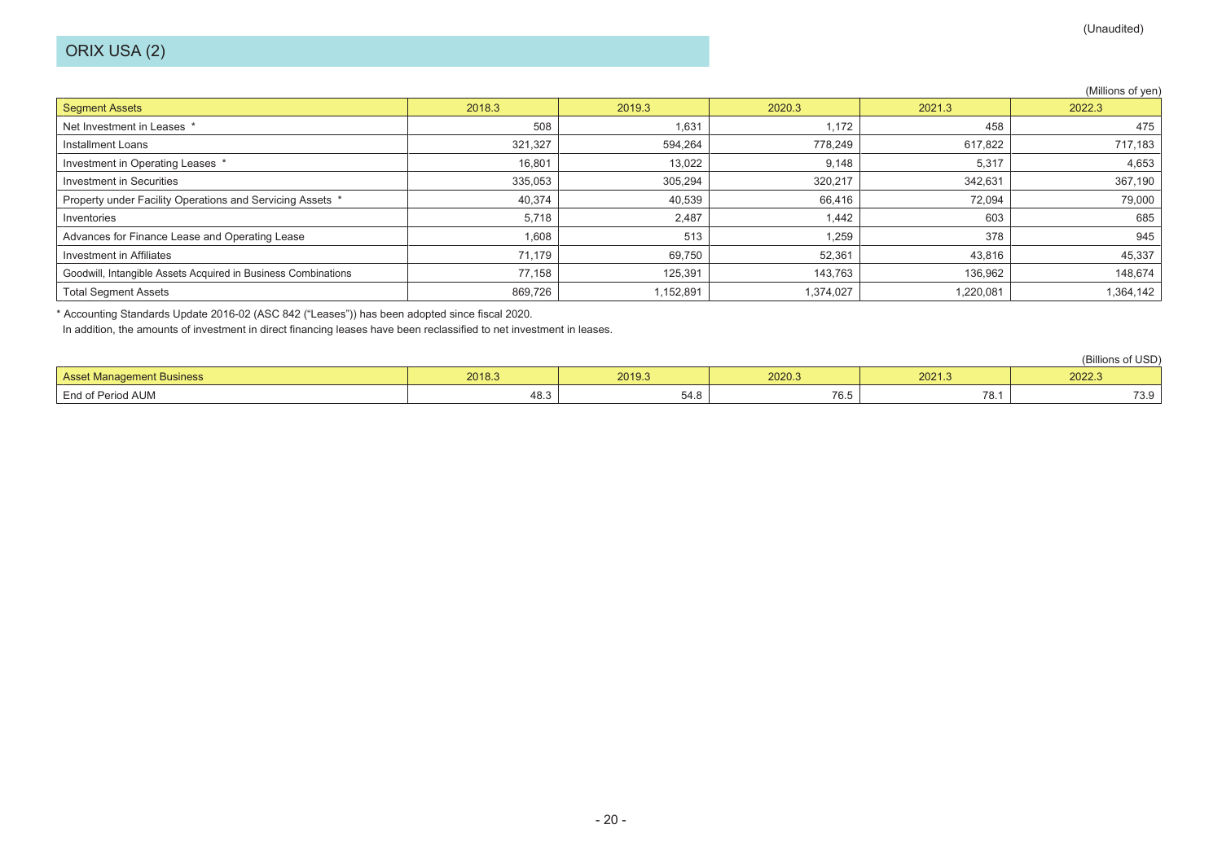(Unaudited)

## ORIX USA (2)

(Millions of yen)

| Segment Assets | 2018.3 | 2019.3 | 2020.3 | 2021.3 | 2022.3 |
|---|---|---|---|---|---|
| Net Investment in Leases * | 508 | 1,631 | 1,172 | 458 | 475 |
| Installment Loans | 321,327 | 594,264 | 778,249 | 617,822 | 717,183 |
| Investment in Operating Leases * | 16,801 | 13,022 | 9,148 | 5,317 | 4,653 |
| Investment in Securities | 335,053 | 305,294 | 320,217 | 342,631 | 367,190 |
| Property under Facility Operations and Servicing Assets * | 40,374 | 40,539 | 66,416 | 72,094 | 79,000 |
| Inventories | 5,718 | 2,487 | 1,442 | 603 | 685 |
| Advances for Finance Lease and Operating Lease | 1,608 | 513 | 1,259 | 378 | 945 |
| Investment in Affiliates | 71,179 | 69,750 | 52,361 | 43,816 | 45,337 |
| Goodwill, Intangible Assets Acquired in Business Combinations | 77,158 | 125,391 | 143,763 | 136,962 | 148,674 |
| Total Segment Assets | 869,726 | 1,152,891 | 1,374,027 | 1,220,081 | 1,364,142 |

* Accounting Standards Update 2016-02 (ASC 842 ("Leases")) has been adopted since fiscal 2020.
In addition, the amounts of investment in direct financing leases have been reclassified to net investment in leases.

(Billions of USD)

| Asset Management Business | 2018.3 | 2019.3 | 2020.3 | 2021.3 | 2022.3 |
|---|---|---|---|---|---|
| End of Period AUM | 48.3 | 54.8 | 76.5 | 78.1 | 73.9 |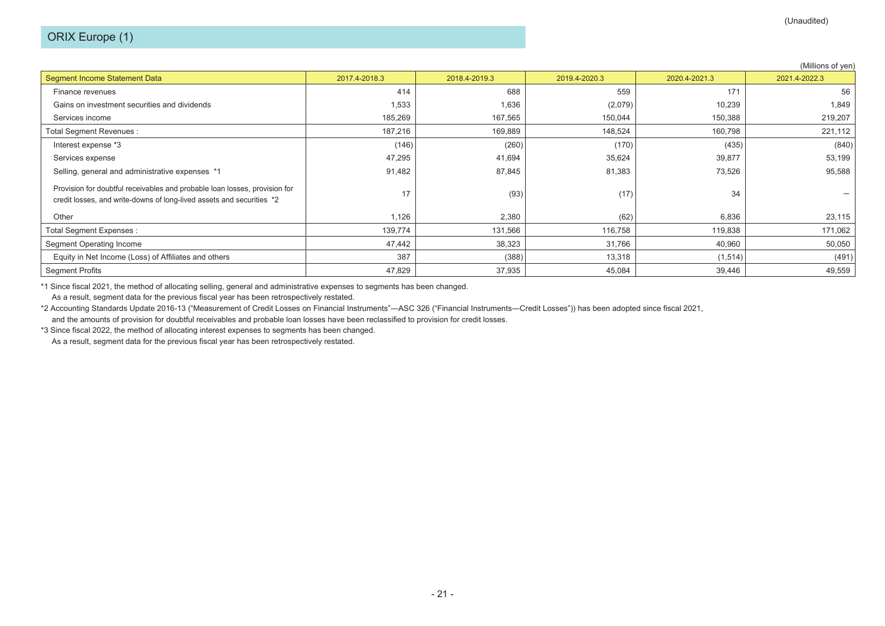(Unaudited)

## ORIX Europe (1)

(Millions of yen)

| Segment Income Statement Data | 2017.4-2018.3 | 2018.4-2019.3 | 2019.4-2020.3 | 2020.4-2021.3 | 2021.4-2022.3 |
|---|---|---|---|---|---|
| Finance revenues | 414 | 688 | 559 | 171 | 56 |
| Gains on investment securities and dividends | 1,533 | 1,636 | (2,079) | 10,239 | 1,849 |
| Services income | 185,269 | 167,565 | 150,044 | 150,388 | 219,207 |
| Total Segment Revenues : | 187,216 | 169,889 | 148,524 | 160,798 | 221,112 |
| Interest expense *3 | (146) | (260) | (170) | (435) | (840) |
| Services expense | 47,295 | 41,694 | 35,624 | 39,877 | 53,199 |
| Selling, general and administrative expenses *1 | 91,482 | 87,845 | 81,383 | 73,526 | 95,588 |
| Provision for doubtful receivables and probable loan losses, provision for credit losses, and write-downs of long-lived assets and securities *2 | 17 | (93) | (17) | 34 | — |
| Other | 1,126 | 2,380 | (62) | 6,836 | 23,115 |
| Total Segment Expenses : | 139,774 | 131,566 | 116,758 | 119,838 | 171,062 |
| Segment Operating Income | 47,442 | 38,323 | 31,766 | 40,960 | 50,050 |
| Equity in Net Income (Loss) of Affiliates and others | 387 | (388) | 13,318 | (1,514) | (491) |
| Segment Profits | 47,829 | 37,935 | 45,084 | 39,446 | 49,559 |

*1 Since fiscal 2021, the method of allocating selling, general and administrative expenses to segments has been changed.
As a result, segment data for the previous fiscal year has been retrospectively restated.

*2 Accounting Standards Update 2016-13 ("Measurement of Credit Losses on Financial Instruments"—ASC 326 ("Financial Instruments—Credit Losses")) has been adopted since fiscal 2021,
and the amounts of provision for doubtful receivables and probable loan losses have been reclassified to provision for credit losses.

*3 Since fiscal 2022, the method of allocating interest expenses to segments has been changed.
As a result, segment data for the previous fiscal year has been retrospectively restated.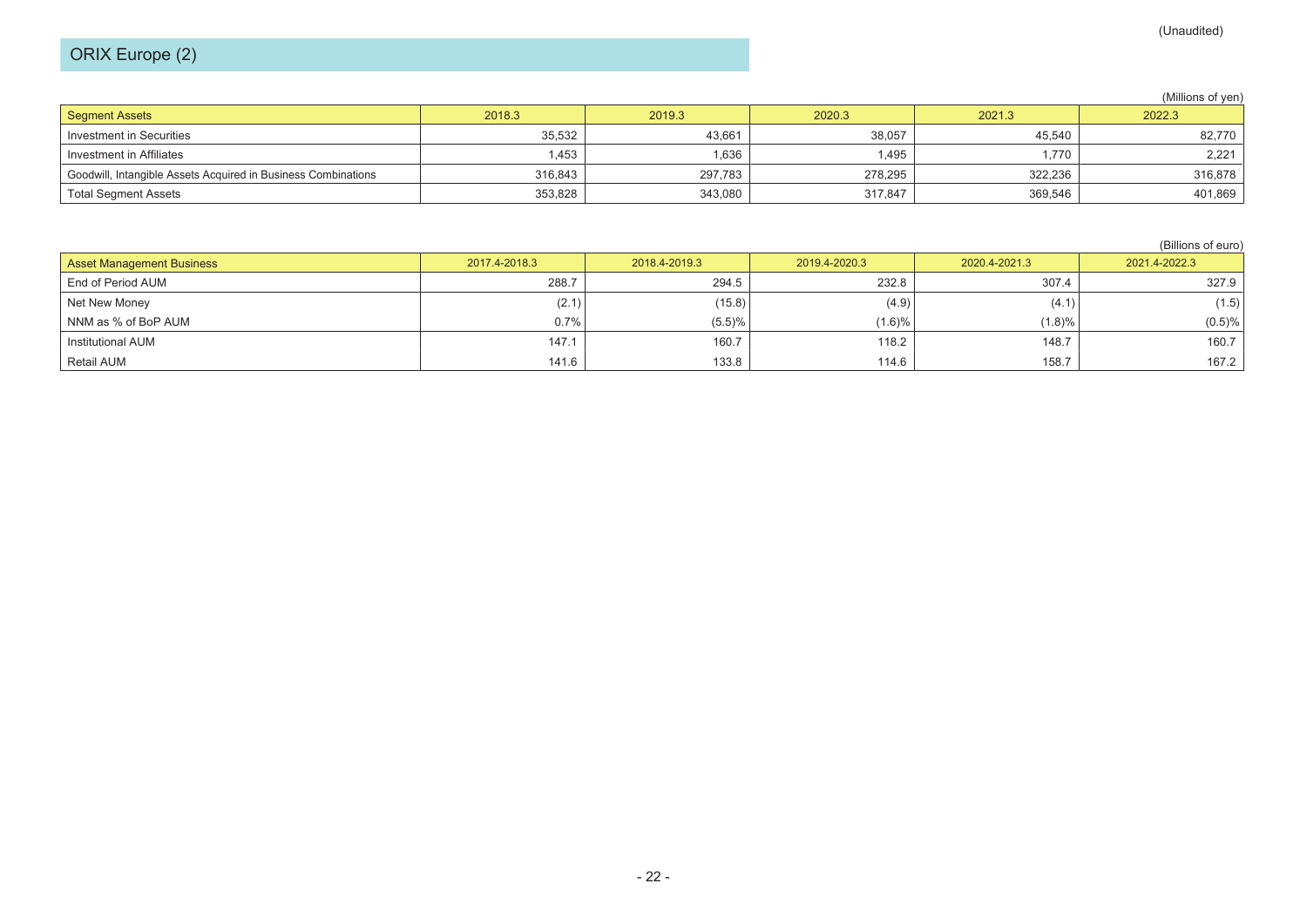(Unaudited)

## ORIX Europe (2)

(Millions of yen)

| Segment Assets | 2018.3 | 2019.3 | 2020.3 | 2021.3 | 2022.3 |
|---|---|---|---|---|---|
| Investment in Securities | 35,532 | 43,661 | 38,057 | 45,540 | 82,770 |
| Investment in Affiliates | 1,453 | 1,636 | 1,495 | 1,770 | 2,221 |
| Goodwill, Intangible Assets Acquired in Business Combinations | 316,843 | 297,783 | 278,295 | 322,236 | 316,878 |
| Total Segment Assets | 353,828 | 343,080 | 317,847 | 369,546 | 401,869 |

(Billions of euro)

| Asset Management Business | 2017.4-2018.3 | 2018.4-2019.3 | 2019.4-2020.3 | 2020.4-2021.3 | 2021.4-2022.3 |
|---|---|---|---|---|---|
| End of Period AUM | 288.7 | 294.5 | 232.8 | 307.4 | 327.9 |
| Net New Money | (2.1) | (15.8) | (4.9) | (4.1) | (1.5) |
| NNM as % of BoP AUM | 0.7% | (5.5)% | (1.6)% | (1.8)% | (0.5)% |
| Institutional AUM | 147.1 | 160.7 | 118.2 | 148.7 | 160.7 |
| Retail AUM | 141.6 | 133.8 | 114.6 | 158.7 | 167.2 |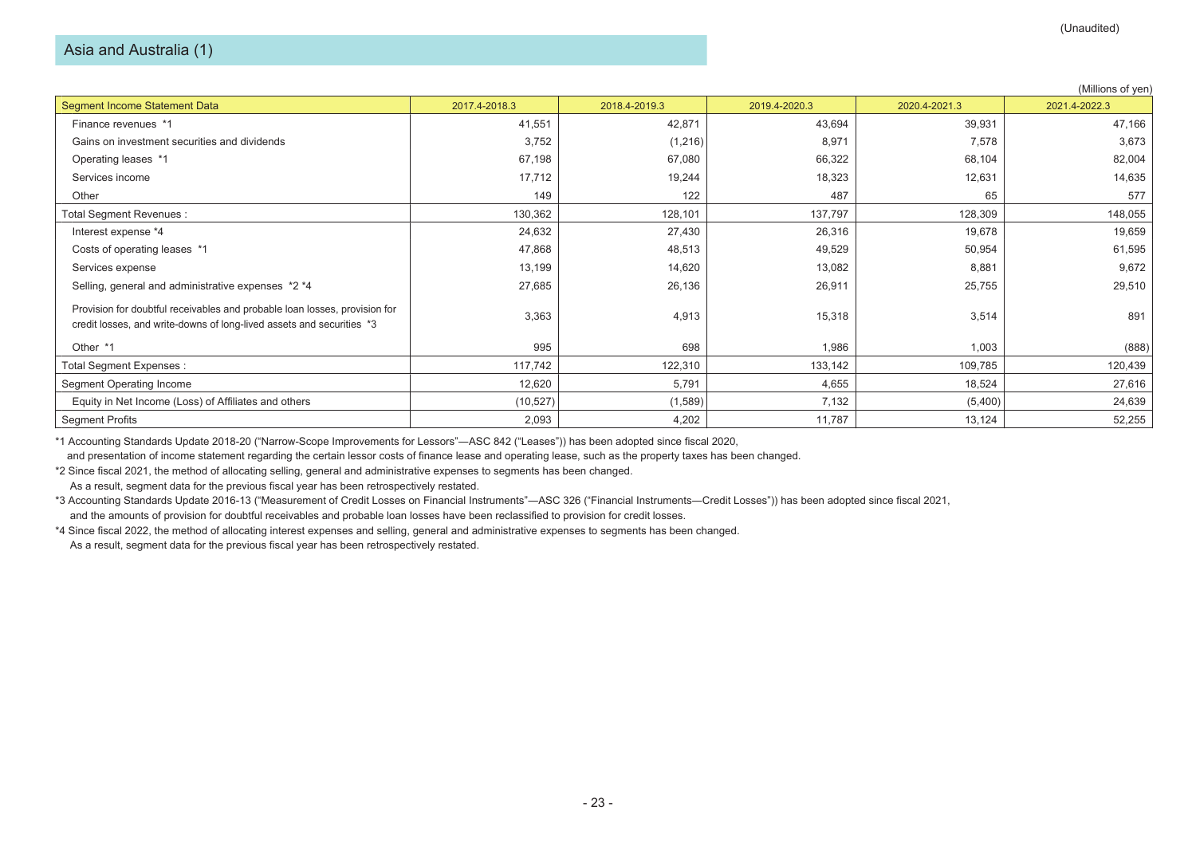(Unaudited)

## Asia and Australia (1)

(Millions of yen)

| Segment Income Statement Data | 2017.4-2018.3 | 2018.4-2019.3 | 2019.4-2020.3 | 2020.4-2021.3 | 2021.4-2022.3 |
|---|---|---|---|---|---|
| Finance revenues *1 | 41,551 | 42,871 | 43,694 | 39,931 | 47,166 |
| Gains on investment securities and dividends | 3,752 | (1,216) | 8,971 | 7,578 | 3,673 |
| Operating leases *1 | 67,198 | 67,080 | 66,322 | 68,104 | 82,004 |
| Services income | 17,712 | 19,244 | 18,323 | 12,631 | 14,635 |
| Other | 149 | 122 | 487 | 65 | 577 |
| Total Segment Revenues : | 130,362 | 128,101 | 137,797 | 128,309 | 148,055 |
| Interest expense *4 | 24,632 | 27,430 | 26,316 | 19,678 | 19,659 |
| Costs of operating leases *1 | 47,868 | 48,513 | 49,529 | 50,954 | 61,595 |
| Services expense | 13,199 | 14,620 | 13,082 | 8,881 | 9,672 |
| Selling, general and administrative expenses *2 *4 | 27,685 | 26,136 | 26,911 | 25,755 | 29,510 |
| Provision for doubtful receivables and probable loan losses, provision for credit losses, and write-downs of long-lived assets and securities *3 | 3,363 | 4,913 | 15,318 | 3,514 | 891 |
| Other *1 | 995 | 698 | 1,986 | 1,003 | (888) |
| Total Segment Expenses : | 117,742 | 122,310 | 133,142 | 109,785 | 120,439 |
| Segment Operating Income | 12,620 | 5,791 | 4,655 | 18,524 | 27,616 |
| Equity in Net Income (Loss) of Affiliates and others | (10,527) | (1,589) | 7,132 | (5,400) | 24,639 |
| Segment Profits | 2,093 | 4,202 | 11,787 | 13,124 | 52,255 |

*1 Accounting Standards Update 2018-20 ("Narrow-Scope Improvements for Lessors"—ASC 842 ("Leases")) has been adopted since fiscal 2020, and presentation of income statement regarding the certain lessor costs of finance lease and operating lease, such as the property taxes has been changed.

*2 Since fiscal 2021, the method of allocating selling, general and administrative expenses to segments has been changed. As a result, segment data for the previous fiscal year has been retrospectively restated.

*3 Accounting Standards Update 2016-13 ("Measurement of Credit Losses on Financial Instruments"—ASC 326 ("Financial Instruments—Credit Losses")) has been adopted since fiscal 2021, and the amounts of provision for doubtful receivables and probable loan losses have been reclassified to provision for credit losses.

*4 Since fiscal 2022, the method of allocating interest expenses and selling, general and administrative expenses to segments has been changed. As a result, segment data for the previous fiscal year has been retrospectively restated.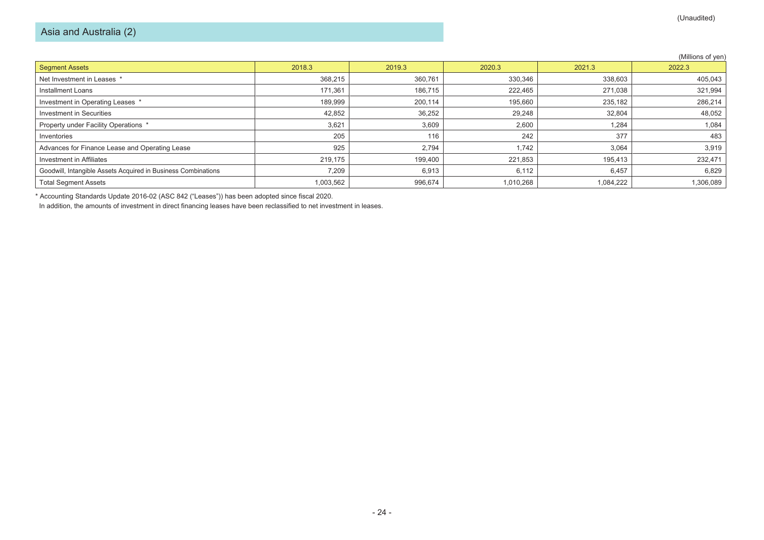(Unaudited)

## Asia and Australia (2)

(Millions of yen)

| Segment Assets | 2018.3 | 2019.3 | 2020.3 | 2021.3 | 2022.3 |
|---|---|---|---|---|---|
| Net Investment in Leases * | 368,215 | 360,761 | 330,346 | 338,603 | 405,043 |
| Installment Loans | 171,361 | 186,715 | 222,465 | 271,038 | 321,994 |
| Investment in Operating Leases * | 189,999 | 200,114 | 195,660 | 235,182 | 286,214 |
| Investment in Securities | 42,852 | 36,252 | 29,248 | 32,804 | 48,052 |
| Property under Facility Operations * | 3,621 | 3,609 | 2,600 | 1,284 | 1,084 |
| Inventories | 205 | 116 | 242 | 377 | 483 |
| Advances for Finance Lease and Operating Lease | 925 | 2,794 | 1,742 | 3,064 | 3,919 |
| Investment in Affiliates | 219,175 | 199,400 | 221,853 | 195,413 | 232,471 |
| Goodwill, Intangible Assets Acquired in Business Combinations | 7,209 | 6,913 | 6,112 | 6,457 | 6,829 |
| Total Segment Assets | 1,003,562 | 996,674 | 1,010,268 | 1,084,222 | 1,306,089 |

* Accounting Standards Update 2016-02 (ASC 842 ("Leases")) has been adopted since fiscal 2020.
In addition, the amounts of investment in direct financing leases have been reclassified to net investment in leases.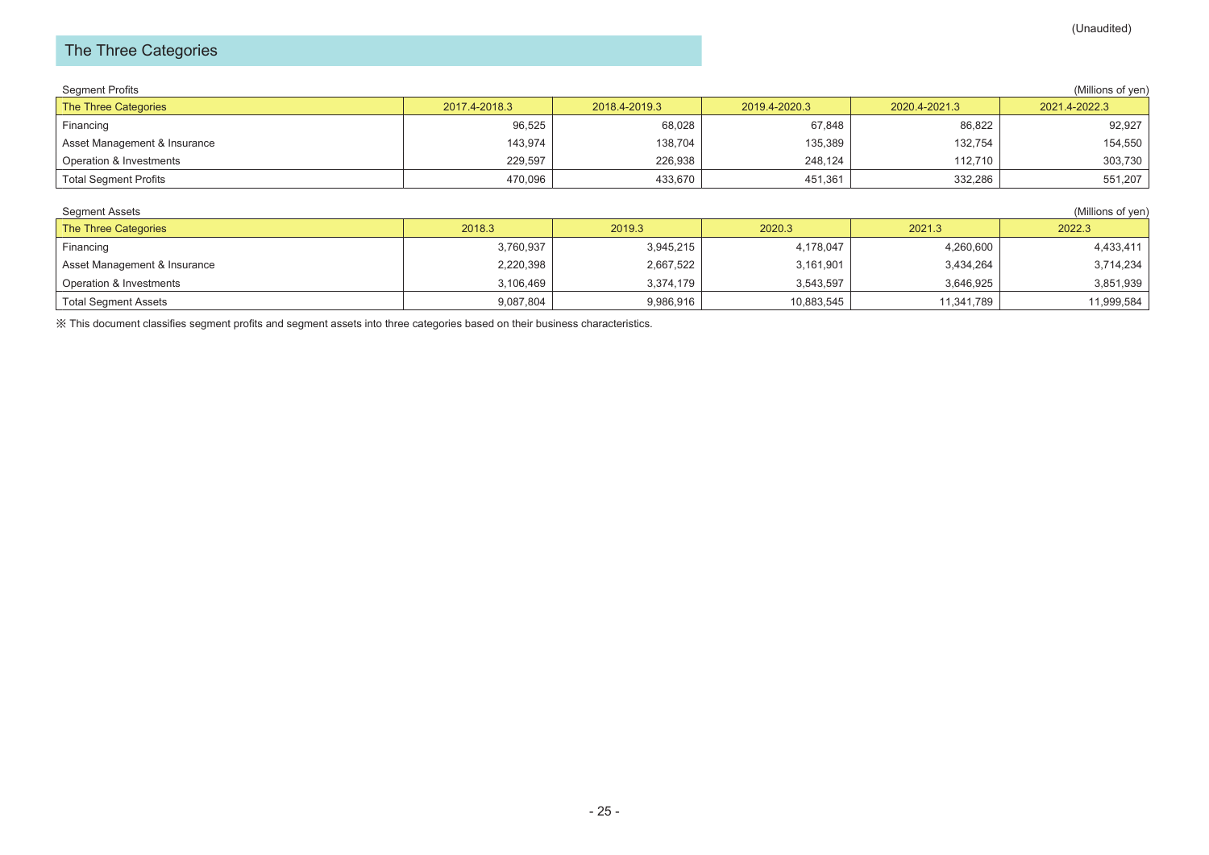(Unaudited)

## The Three Categories

Segment Profits (Millions of yen)

| The Three Categories | 2017.4-2018.3 | 2018.4-2019.3 | 2019.4-2020.3 | 2020.4-2021.3 | 2021.4-2022.3 |
|---|---|---|---|---|---|
| Financing | 96,525 | 68,028 | 67,848 | 86,822 | 92,927 |
| Asset Management & Insurance | 143,974 | 138,704 | 135,389 | 132,754 | 154,550 |
| Operation & Investments | 229,597 | 226,938 | 248,124 | 112,710 | 303,730 |
| Total Segment Profits | 470,096 | 433,670 | 451,361 | 332,286 | 551,207 |

Segment Assets (Millions of yen)

| The Three Categories | 2018.3 | 2019.3 | 2020.3 | 2021.3 | 2022.3 |
|---|---|---|---|---|---|
| Financing | 3,760,937 | 3,945,215 | 4,178,047 | 4,260,600 | 4,433,411 |
| Asset Management & Insurance | 2,220,398 | 2,667,522 | 3,161,901 | 3,434,264 | 3,714,234 |
| Operation & Investments | 3,106,469 | 3,374,179 | 3,543,597 | 3,646,925 | 3,851,939 |
| Total Segment Assets | 9,087,804 | 9,986,916 | 10,883,545 | 11,341,789 | 11,999,584 |

※ This document classifies segment profits and segment assets into three categories based on their business characteristics.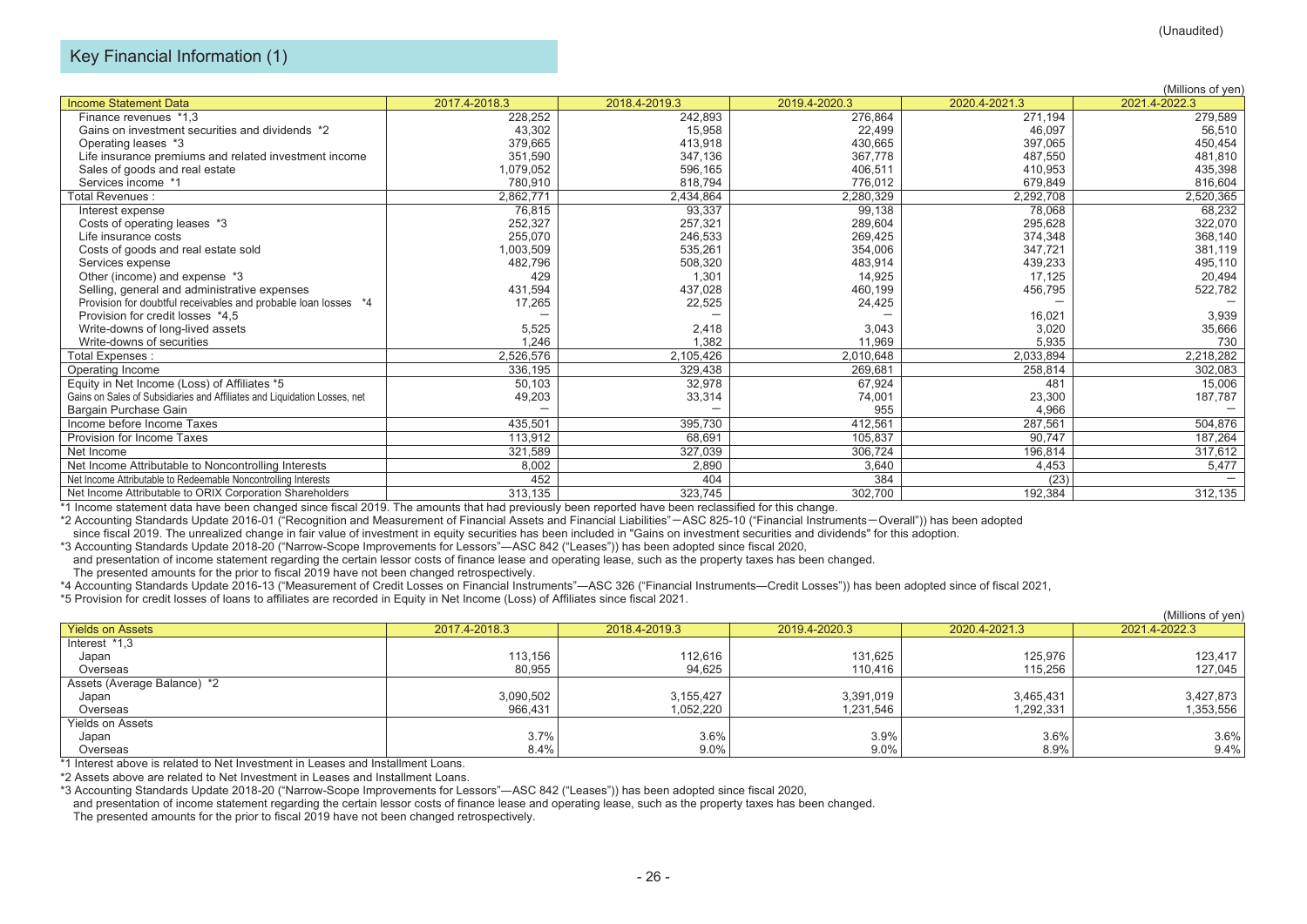(Unaudited)

## Key Financial Information (1)

(Millions of yen)

| Income Statement Data | 2017.4-2018.3 | 2018.4-2019.3 | 2019.4-2020.3 | 2020.4-2021.3 | 2021.4-2022.3 |
|---|---|---|---|---|---|
| Finance revenues *1,3 | 228,252 | 242,893 | 276,864 | 271,194 | 279,589 |
| Gains on investment securities and dividends *2 | 43,302 | 15,958 | 22,499 | 46,097 | 56,510 |
| Operating leases *3 | 379,665 | 413,918 | 430,665 | 397,065 | 450,454 |
| Life insurance premiums and related investment income | 351,590 | 347,136 | 367,778 | 487,550 | 481,810 |
| Sales of goods and real estate | 1,079,052 | 596,165 | 406,511 | 410,953 | 435,398 |
| Services income *1 | 780,910 | 818,794 | 776,012 | 679,849 | 816,604 |
| Total Revenues : | 2,862,771 | 2,434,864 | 2,280,329 | 2,292,708 | 2,520,365 |
| Interest expense | 76,815 | 93,337 | 99,138 | 78,068 | 68,232 |
| Costs of operating leases *3 | 252,327 | 257,321 | 289,604 | 295,628 | 322,070 |
| Life insurance costs | 255,070 | 246,533 | 269,425 | 374,348 | 368,140 |
| Costs of goods and real estate sold | 1,003,509 | 535,261 | 354,006 | 347,721 | 381,119 |
| Services expense | 482,796 | 508,320 | 483,914 | 439,233 | 495,110 |
| Other (income) and expense *3 | 429 | 1,301 | 14,925 | 17,125 | 20,494 |
| Selling, general and administrative expenses | 431,594 | 437,028 | 460,199 | 456,795 | 522,782 |
| Provision for doubtful receivables and probable loan losses *4 | 17,265 | 22,525 | 24,425 | — | — |
| Provision for credit losses *4,5 | — | — | — | 16,021 | 3,939 |
| Write-downs of long-lived assets | 5,525 | 2,418 | 3,043 | 3,020 | 35,666 |
| Write-downs of securities | 1,246 | 1,382 | 11,969 | 5,935 | 730 |
| Total Expenses : | 2,526,576 | 2,105,426 | 2,010,648 | 2,033,894 | 2,218,282 |
| Operating Income | 336,195 | 329,438 | 269,681 | 258,814 | 302,083 |
| Equity in Net Income (Loss) of Affiliates *5 | 50,103 | 32,978 | 67,924 | 481 | 15,006 |
| Gains on Sales of Subsidiaries and Affiliates and Liquidation Losses, net | 49,203 | 33,314 | 74,001 | 23,300 | 187,787 |
| Bargain Purchase Gain | — | — | 955 | 4,966 | — |
| Income before Income Taxes | 435,501 | 395,730 | 412,561 | 287,561 | 504,876 |
| Provision for Income Taxes | 113,912 | 68,691 | 105,837 | 90,747 | 187,264 |
| Net Income | 321,589 | 327,039 | 306,724 | 196,814 | 317,612 |
| Net Income Attributable to Noncontrolling Interests | 8,002 | 2,890 | 3,640 | 4,453 | 5,477 |
| Net Income Attributable to Redeemable Noncontrolling Interests | 452 | 404 | 384 | (23) | — |
| Net Income Attributable to ORIX Corporation Shareholders | 313,135 | 323,745 | 302,700 | 192,384 | 312,135 |

*1 Income statement data have been changed since fiscal 2019. The amounts that had previously been reported have been reclassified for this change.

*2 Accounting Standards Update 2016-01 ("Recognition and Measurement of Financial Assets and Financial Liabilities"—ASC 825-10 ("Financial Instruments—Overall")) has been adopted since fiscal 2019. The unrealized change in fair value of investment in equity securities has been included in "Gains on investment securities and dividends" for this adoption.

*3 Accounting Standards Update 2018-20 ("Narrow-Scope Improvements for Lessors"—ASC 842 ("Leases")) has been adopted since fiscal 2020, and presentation of income statement regarding the certain lessor costs of finance lease and operating lease, such as the property taxes has been changed. The presented amounts for the prior to fiscal 2019 have not been changed retrospectively.

*4 Accounting Standards Update 2016-13 ("Measurement of Credit Losses on Financial Instruments"—ASC 326 ("Financial Instruments—Credit Losses")) has been adopted since of fiscal 2021,

*5 Provision for credit losses of loans to affiliates are recorded in Equity in Net Income (Loss) of Affiliates since fiscal 2021.

(Millions of yen)

| Yields on Assets | 2017.4-2018.3 | 2018.4-2019.3 | 2019.4-2020.3 | 2020.4-2021.3 | 2021.4-2022.3 |
|---|---|---|---|---|---|
| Interest *1,3 | | | | | |
| Japan | 113,156 | 112,616 | 131,625 | 125,976 | 123,417 |
| Overseas | 80,955 | 94,625 | 110,416 | 115,256 | 127,045 |
| Assets (Average Balance) *2 | | | | | |
| Japan | 3,090,502 | 3,155,427 | 3,391,019 | 3,465,431 | 3,427,873 |
| Overseas | 966,431 | 1,052,220 | 1,231,546 | 1,292,331 | 1,353,556 |
| Yields on Assets | | | | | |
| Japan | 3.7% | 3.6% | 3.9% | 3.6% | 3.6% |
| Overseas | 8.4% | 9.0% | 9.0% | 8.9% | 9.4% |

*1 Interest above is related to Net Investment in Leases and Installment Loans.

*2 Assets above are related to Net Investment in Leases and Installment Loans.

*3 Accounting Standards Update 2018-20 ("Narrow-Scope Improvements for Lessors"—ASC 842 ("Leases")) has been adopted since fiscal 2020, and presentation of income statement regarding the certain lessor costs of finance lease and operating lease, such as the property taxes has been changed. The presented amounts for the prior to fiscal 2019 have not been changed retrospectively.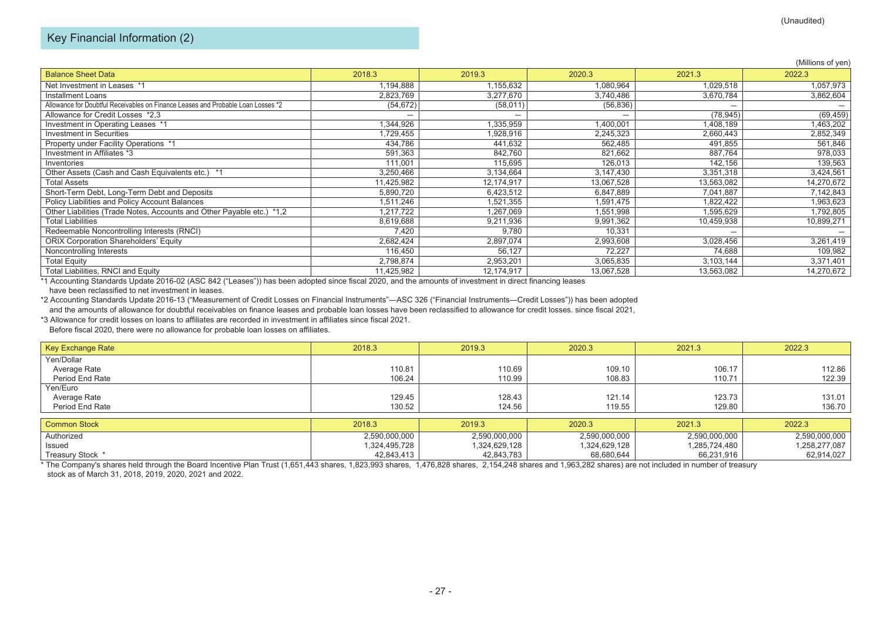(Unaudited)

## Key Financial Information (2)

(Millions of yen)

| Balance Sheet Data | 2018.3 | 2019.3 | 2020.3 | 2021.3 | 2022.3 |
|---|---|---|---|---|---|
| Net Investment in Leases *1 | 1,194,888 | 1,155,632 | 1,080,964 | 1,029,518 | 1,057,973 |
| Installment Loans | 2,823,769 | 3,277,670 | 3,740,486 | 3,670,784 | 3,862,604 |
| Allowance for Doubtful Receivables on Finance Leases and Probable Loan Losses *2 | (54,672) | (58,011) | (56,836) | — | — |
| Allowance for Credit Losses *2,3 | — | — | — | (78,945) | (69,459) |
| Investment in Operating Leases *1 | 1,344,926 | 1,335,959 | 1,400,001 | 1,408,189 | 1,463,202 |
| Investment in Securities | 1,729,455 | 1,928,916 | 2,245,323 | 2,660,443 | 2,852,349 |
| Property under Facility Operations *1 | 434,786 | 441,632 | 562,485 | 491,855 | 561,846 |
| Investment in Affiliates *3 | 591,363 | 842,760 | 821,662 | 887,764 | 978,033 |
| Inventories | 111,001 | 115,695 | 126,013 | 142,156 | 139,563 |
| Other Assets (Cash and Cash Equivalents etc.) *1 | 3,250,466 | 3,134,664 | 3,147,430 | 3,351,318 | 3,424,561 |
| Total Assets | 11,425,982 | 12,174,917 | 13,067,528 | 13,563,082 | 14,270,672 |
| Short-Term Debt, Long-Term Debt and Deposits | 5,890,720 | 6,423,512 | 6,847,889 | 7,041,887 | 7,142,843 |
| Policy Liabilities and Policy Account Balances | 1,511,246 | 1,521,355 | 1,591,475 | 1,822,422 | 1,963,623 |
| Other Liabilities (Trade Notes, Accounts and Other Payable etc.) *1,2 | 1,217,722 | 1,267,069 | 1,551,998 | 1,595,629 | 1,792,805 |
| Total Liabilities | 8,619,688 | 9,211,936 | 9,991,362 | 10,459,938 | 10,899,271 |
| Redeemable Noncontrolling Interests (RNCI) | 7,420 | 9,780 | 10,331 | — | — |
| ORIX Corporation Shareholders' Equity | 2,682,424 | 2,897,074 | 2,993,608 | 3,028,456 | 3,261,419 |
| Noncontrolling Interests | 116,450 | 56,127 | 72,227 | 74,688 | 109,982 |
| Total Equity | 2,798,874 | 2,953,201 | 3,065,835 | 3,103,144 | 3,371,401 |
| Total Liabilities, RNCI and Equity | 11,425,982 | 12,174,917 | 13,067,528 | 13,563,082 | 14,270,672 |

*1 Accounting Standards Update 2016-02 (ASC 842 ("Leases")) has been adopted since fiscal 2020, and the amounts of investment in direct financing leases have been reclassified to net investment in leases.

*2 Accounting Standards Update 2016-13 ("Measurement of Credit Losses on Financial Instruments"—ASC 326 ("Financial Instruments—Credit Losses")) has been adopted and the amounts of allowance for doubtful receivables on finance leases and probable loan losses have been reclassified to allowance for credit losses. since fiscal 2021,

*3 Allowance for credit losses on loans to affiliates are recorded in investment in affiliates since fiscal 2021.
Before fiscal 2020, there were no allowance for probable loan losses on affiliates.

| Key Exchange Rate | 2018.3 | 2019.3 | 2020.3 | 2021.3 | 2022.3 |
|---|---|---|---|---|---|
| Yen/Dollar | | | | | |
| Average Rate | 110.81 | 110.69 | 109.10 | 106.17 | 112.86 |
| Period End Rate | 106.24 | 110.99 | 108.83 | 110.71 | 122.39 |
| Yen/Euro | | | | | |
| Average Rate | 129.45 | 128.43 | 121.14 | 123.73 | 131.01 |
| Period End Rate | 130.52 | 124.56 | 119.55 | 129.80 | 136.70 |

| Common Stock | 2018.3 | 2019.3 | 2020.3 | 2021.3 | 2022.3 |
|---|---|---|---|---|---|
| Authorized | 2,590,000,000 | 2,590,000,000 | 2,590,000,000 | 2,590,000,000 | 2,590,000,000 |
| Issued | 1,324,495,728 | 1,324,629,128 | 1,324,629,128 | 1,285,724,480 | 1,258,277,087 |
| Treasury Stock * | 42,843,413 | 42,843,783 | 68,680,644 | 66,231,916 | 62,914,027 |

* The Company's shares held through the Board Incentive Plan Trust (1,651,443 shares, 1,823,993 shares, 1,476,828 shares, 2,154,248 shares and 1,963,282 shares) are not included in number of treasury stock as of March 31, 2018, 2019, 2020, 2021 and 2022.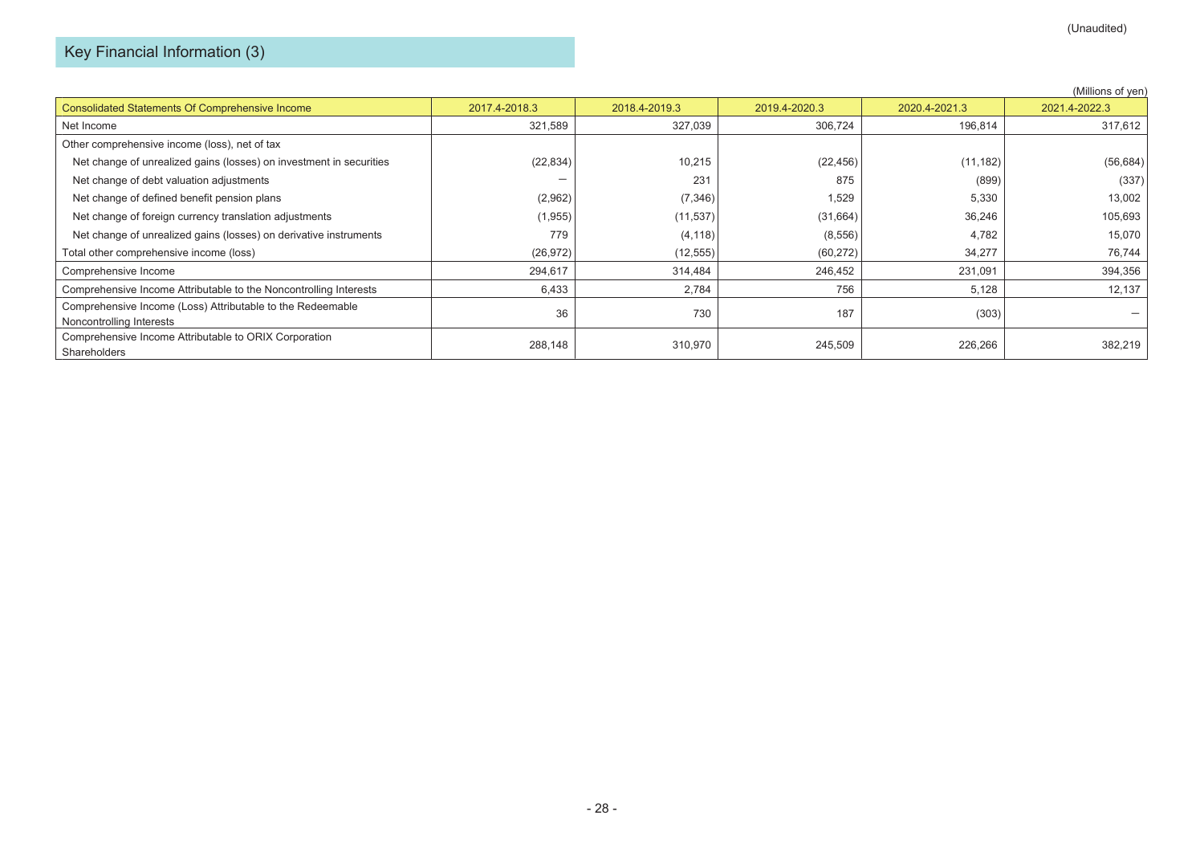(Unaudited)

## Key Financial Information (3)

(Millions of yen)

| Consolidated Statements Of Comprehensive Income | 2017.4-2018.3 | 2018.4-2019.3 | 2019.4-2020.3 | 2020.4-2021.3 | 2021.4-2022.3 |
|---|---|---|---|---|---|
| Net Income | 321,589 | 327,039 | 306,724 | 196,814 | 317,612 |
| Other comprehensive income (loss), net of tax | | | | | |
| Net change of unrealized gains (losses) on investment in securities | (22,834) | 10,215 | (22,456) | (11,182) | (56,684) |
| Net change of debt valuation adjustments | ― | 231 | 875 | (899) | (337) |
| Net change of defined benefit pension plans | (2,962) | (7,346) | 1,529 | 5,330 | 13,002 |
| Net change of foreign currency translation adjustments | (1,955) | (11,537) | (31,664) | 36,246 | 105,693 |
| Net change of unrealized gains (losses) on derivative instruments | 779 | (4,118) | (8,556) | 4,782 | 15,070 |
| Total other comprehensive income (loss) | (26,972) | (12,555) | (60,272) | 34,277 | 76,744 |
| Comprehensive Income | 294,617 | 314,484 | 246,452 | 231,091 | 394,356 |
| Comprehensive Income Attributable to the Noncontrolling Interests | 6,433 | 2,784 | 756 | 5,128 | 12,137 |
| Comprehensive Income (Loss) Attributable to the Redeemable Noncontrolling Interests | 36 | 730 | 187 | (303) | ― |
| Comprehensive Income Attributable to ORIX Corporation Shareholders | 288,148 | 310,970 | 245,509 | 226,266 | 382,219 |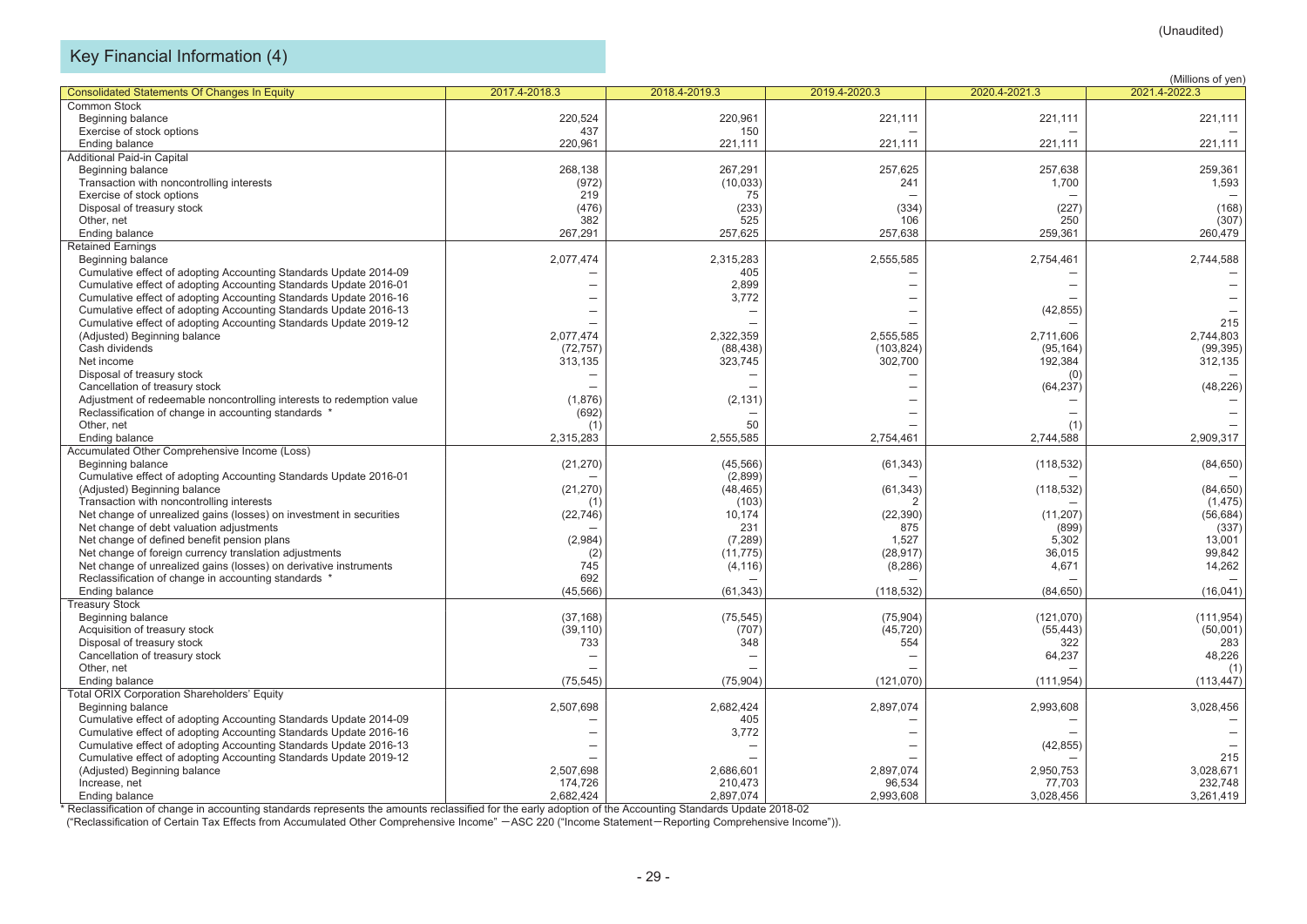(Unaudited)

## Key Financial Information (4)

(Millions of yen)

| Consolidated Statements Of Changes In Equity | 2017.4-2018.3 | 2018.4-2019.3 | 2019.4-2020.3 | 2020.4-2021.3 | 2021.4-2022.3 |
|---|---|---|---|---|---|
| Common Stock | | | | | |
| Beginning balance | 220,524 | 220,961 | 221,111 | 221,111 | 221,111 |
| Exercise of stock options | 437 | 150 | — | — | — |
| Ending balance | 220,961 | 221,111 | 221,111 | 221,111 | 221,111 |
| Additional Paid-in Capital | | | | | |
| Beginning balance | 268,138 | 267,291 | 257,625 | 257,638 | 259,361 |
| Transaction with noncontrolling interests | (972) | (10,033) | 241 | 1,700 | 1,593 |
| Exercise of stock options | 219 | 75 | — | — | — |
| Disposal of treasury stock | (476) | (233) | (334) | (227) | (168) |
| Other, net | 382 | 525 | 106 | 250 | (307) |
| Ending balance | 267,291 | 257,625 | 257,638 | 259,361 | 260,479 |
| Retained Earnings | | | | | |
| Beginning balance | 2,077,474 | 2,315,283 | 2,555,585 | 2,754,461 | 2,744,588 |
| Cumulative effect of adopting Accounting Standards Update 2014-09 | — | 405 | — | — | — |
| Cumulative effect of adopting Accounting Standards Update 2016-01 | — | 2,899 | — | — | — |
| Cumulative effect of adopting Accounting Standards Update 2016-16 | — | 3,772 | — | — | — |
| Cumulative effect of adopting Accounting Standards Update 2016-13 | — | — | — | (42,855) | — |
| Cumulative effect of adopting Accounting Standards Update 2019-12 | — | — | — | — | 215 |
| (Adjusted) Beginning balance | 2,077,474 | 2,322,359 | 2,555,585 | 2,711,606 | 2,744,803 |
| Cash dividends | (72,757) | (88,438) | (103,824) | (95,164) | (99,395) |
| Net income | 313,135 | 323,745 | 302,700 | 192,384 | 312,135 |
| Disposal of treasury stock | — | — | — | (0) | — |
| Cancellation of treasury stock | — | — | — | (64,237) | (48,226) |
| Adjustment of redeemable noncontrolling interests to redemption value | (1,876) | (2,131) | — | — | — |
| Reclassification of change in accounting standards * | (692) | — | — | — | — |
| Other, net | (1) | 50 | — | (1) | — |
| Ending balance | 2,315,283 | 2,555,585 | 2,754,461 | 2,744,588 | 2,909,317 |
| Accumulated Other Comprehensive Income (Loss) | | | | | |
| Beginning balance | (21,270) | (45,566) | (61,343) | (118,532) | (84,650) |
| Cumulative effect of adopting Accounting Standards Update 2016-01 | — | (2,899) | — | — | — |
| (Adjusted) Beginning balance | (21,270) | (48,465) | (61,343) | (118,532) | (84,650) |
| Transaction with noncontrolling interests | (1) | (103) | 2 | — | (1,475) |
| Net change of unrealized gains (losses) on investment in securities | (22,746) | 10,174 | (22,390) | (11,207) | (56,684) |
| Net change of debt valuation adjustments | — | 231 | 875 | (899) | (337) |
| Net change of defined benefit pension plans | (2,984) | (7,289) | 1,527 | 5,302 | 13,001 |
| Net change of foreign currency translation adjustments | (2) | (11,775) | (28,917) | 36,015 | 99,842 |
| Net change of unrealized gains (losses) on derivative instruments | 745 | (4,116) | (8,286) | 4,671 | 14,262 |
| Reclassification of change in accounting standards * | 692 | — | — | — | — |
| Ending balance | (45,566) | (61,343) | (118,532) | (84,650) | (16,041) |
| Treasury Stock | | | | | |
| Beginning balance | (37,168) | (75,545) | (75,904) | (121,070) | (111,954) |
| Acquisition of treasury stock | (39,110) | (707) | (45,720) | (55,443) | (50,001) |
| Disposal of treasury stock | 733 | 348 | 554 | 322 | 283 |
| Cancellation of treasury stock | — | — | — | 64,237 | 48,226 |
| Other, net | — | — | — | — | (1) |
| Ending balance | (75,545) | (75,904) | (121,070) | (111,954) | (113,447) |
| Total ORIX Corporation Shareholders' Equity | | | | | |
| Beginning balance | 2,507,698 | 2,682,424 | 2,897,074 | 2,993,608 | 3,028,456 |
| Cumulative effect of adopting Accounting Standards Update 2014-09 | — | 405 | — | — | — |
| Cumulative effect of adopting Accounting Standards Update 2016-16 | — | 3,772 | — | — | — |
| Cumulative effect of adopting Accounting Standards Update 2016-13 | — | — | — | (42,855) | — |
| Cumulative effect of adopting Accounting Standards Update 2019-12 | — | — | — | — | 215 |
| (Adjusted) Beginning balance | 2,507,698 | 2,686,601 | 2,897,074 | 2,950,753 | 3,028,671 |
| Increase, net | 174,726 | 210,473 | 96,534 | 77,703 | 232,748 |
| Ending balance | 2,682,424 | 2,897,074 | 2,993,608 | 3,028,456 | 3,261,419 |

* Reclassification of change in accounting standards represents the amounts reclassified for the early adoption of the Accounting Standards Update 2018-02 ("Reclassification of Certain Tax Effects from Accumulated Other Comprehensive Income" －ASC 220 ("Income Statement－Reporting Comprehensive Income")).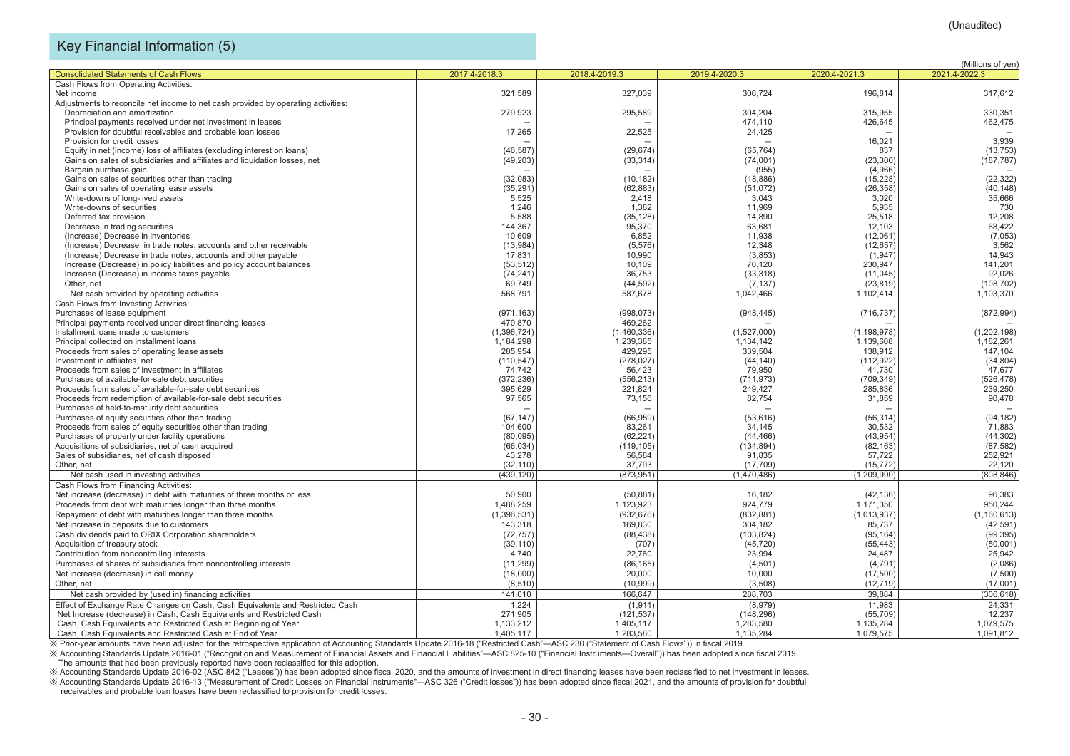(Unaudited)

# Key Financial Information (5)

(Millions of yen)

| Consolidated Statements of Cash Flows | 2017.4-2018.3 | 2018.4-2019.3 | 2019.4-2020.3 | 2020.4-2021.3 | 2021.4-2022.3 |
|---|---|---|---|---|---|
| Cash Flows from Operating Activities: | | | | | |
| Net income | 321,589 | 327,039 | 306,724 | 196,814 | 317,612 |
| Adjustments to reconcile net income to net cash provided by operating activities: | | | | | |
| Depreciation and amortization | 279,923 | 295,589 | 304,204 | 315,955 | 330,351 |
| Principal payments received under net investment in leases | ― | ― | 474,110 | 426,645 | 462,475 |
| Provision for doubtful receivables and probable loan losses | 17,265 | 22,525 | 24,425 | ― | ― |
| Provision for credit losses | ― | ― | ― | 16,021 | 3,939 |
| Equity in net (income) loss of affiliates (excluding interest on loans) | (46,587) | (29,674) | (65,764) | 837 | (13,753) |
| Gains on sales of subsidiaries and affiliates and liquidation losses, net | (49,203) | (33,314) | (74,001) | (23,300) | (187,787) |
| Bargain purchase gain | ― | ― | (955) | (4,966) | ― |
| Gains on sales of securities other than trading | (32,083) | (10,182) | (18,886) | (15,228) | (22,322) |
| Gains on sales of operating lease assets | (35,291) | (62,883) | (51,072) | (26,358) | (40,148) |
| Write-downs of long-lived assets | 5,525 | 2,418 | 3,043 | 3,020 | 35,666 |
| Write-downs of securities | 1,246 | 1,382 | 11,969 | 5,935 | 730 |
| Deferred tax provision | 5,588 | (35,128) | 14,890 | 25,518 | 12,208 |
| Decrease in trading securities | 144,367 | 95,370 | 63,681 | 12,103 | 68,422 |
| (Increase) Decrease in inventories | 10,609 | 6,852 | 11,938 | (12,061) | (7,053) |
| (Increase) Decrease in trade notes, accounts and other receivable | (13,984) | (5,576) | 12,348 | (12,657) | 3,562 |
| (Increase) Decrease in trade notes, accounts and other payable | 17,831 | 10,990 | (3,853) | (1,947) | 14,943 |
| Increase (Decrease) in policy liabilities and policy account balances | (53,512) | 10,109 | 70,120 | 230,947 | 141,201 |
| Increase (Decrease) in income taxes payable | (74,241) | 36,753 | (33,318) | (11,045) | 92,026 |
| Other, net | 69,749 | (44,592) | (7,137) | (23,819) | (108,702) |
| Net cash provided by operating activities | 568,791 | 587,678 | 1,042,466 | 1,102,414 | 1,103,370 |
| Cash Flows from Investing Activities: | | | | | |
| Purchases of lease equipment | (971,163) | (998,073) | (948,445) | (716,737) | (872,994) |
| Principal payments received under direct financing leases | 470,870 | 469,262 | ― | ― | ― |
| Installment loans made to customers | (1,396,724) | (1,460,336) | (1,527,000) | (1,198,978) | (1,202,198) |
| Principal collected on installment loans | 1,184,298 | 1,239,385 | 1,134,142 | 1,139,608 | 1,182,261 |
| Proceeds from sales of operating lease assets | 285,954 | 429,295 | 339,504 | 138,912 | 147,104 |
| Investment in affiliates, net | (110,547) | (278,027) | (44,140) | (112,922) | (34,804) |
| Proceeds from sales of investment in affiliates | 74,742 | 56,423 | 79,950 | 41,730 | 47,677 |
| Purchases of available-for-sale debt securities | (372,236) | (556,213) | (711,973) | (709,349) | (526,478) |
| Proceeds from sales of available-for-sale debt securities | 395,629 | 221,824 | 249,427 | 285,836 | 239,250 |
| Proceeds from redemption of available-for-sale debt securities | 97,565 | 73,156 | 82,754 | 31,859 | 90,478 |
| Purchases of held-to-maturity debt securities | ― | ― | ― | ― | ― |
| Purchases of equity securities other than trading | (67,147) | (66,959) | (53,616) | (56,314) | (94,182) |
| Proceeds from sales of equity securities other than trading | 104,600 | 83,261 | 34,145 | 30,532 | 71,883 |
| Purchases of property under facility operations | (80,095) | (62,221) | (44,466) | (43,954) | (44,302) |
| Acquisitions of subsidiaries, net of cash acquired | (66,034) | (119,105) | (134,894) | (82,163) | (87,582) |
| Sales of subsidiaries, net of cash disposed | 43,278 | 56,584 | 91,835 | 57,722 | 252,921 |
| Other, net | (32,110) | 37,793 | (17,709) | (15,772) | 22,120 |
| Net cash used in investing activities | (439,120) | (873,951) | (1,470,486) | (1,209,990) | (808,846) |
| Cash Flows from Financing Activities: | | | | | |
| Net increase (decrease) in debt with maturities of three months or less | 50,900 | (50,881) | 16,182 | (42,136) | 96,383 |
| Proceeds from debt with maturities longer than three months | 1,488,259 | 1,123,923 | 924,779 | 1,171,350 | 950,244 |
| Repayment of debt with maturities longer than three months | (1,396,531) | (932,676) | (832,881) | (1,013,937) | (1,160,613) |
| Net increase in deposits due to customers | 143,318 | 169,830 | 304,182 | 85,737 | (42,591) |
| Cash dividends paid to ORIX Corporation shareholders | (72,757) | (88,438) | (103,824) | (95,164) | (99,395) |
| Acquisition of treasury stock | (39,110) | (707) | (45,720) | (55,443) | (50,001) |
| Contribution from noncontrolling interests | 4,740 | 22,760 | 23,994 | 24,487 | 25,942 |
| Purchases of shares of subsidiaries from noncontrolling interests | (11,299) | (86,165) | (4,501) | (4,791) | (2,086) |
| Net increase (decrease) in call money | (18,000) | 20,000 | 10,000 | (17,500) | (7,500) |
| Other, net | (8,510) | (10,999) | (3,508) | (12,719) | (17,001) |
| Net cash provided by (used in) financing activities | 141,010 | 166,647 | 288,703 | 39,884 | (306,618) |
| Effect of Exchange Rate Changes on Cash, Cash Equivalents and Restricted Cash | 1,224 | (1,911) | (8,979) | 11,983 | 24,331 |
| Net Increase (decrease) in Cash, Cash Equivalents and Restricted Cash | 271,905 | (121,537) | (148,296) | (55,709) | 12,237 |
| Cash, Cash Equivalents and Restricted Cash at Beginning of Year | 1,133,212 | 1,405,117 | 1,283,580 | 1,135,284 | 1,079,575 |
| Cash, Cash Equivalents and Restricted Cash at End of Year | 1,405,117 | 1,283,580 | 1,135,284 | 1,079,575 | 1,091,812 |

※ Prior-year amounts have been adjusted for the retrospective application of Accounting Standards Update 2016-18 ("Restricted Cash"—ASC 230 ("Statement of Cash Flows")) in fiscal 2019.

※ Accounting Standards Update 2016-01 ("Recognition and Measurement of Financial Assets and Financial Liabilities"—ASC 825-10 ("Financial Instruments—Overall")) has been adopted since fiscal 2019. The amounts that had been previously reported have been reclassified for this adoption.

※ Accounting Standards Update 2016-02 (ASC 842 ("Leases")) has been adopted since fiscal 2020, and the amounts of investment in direct financing leases have been reclassified to net investment in leases.

※ Accounting Standards Update 2016-13 ("Measurement of Credit Losses on Financial Instruments"—ASC 326 ("Credit losses")) has been adopted since fiscal 2021, and the amounts of provision for doubtful receivables and probable loan losses have been reclassified to provision for credit losses.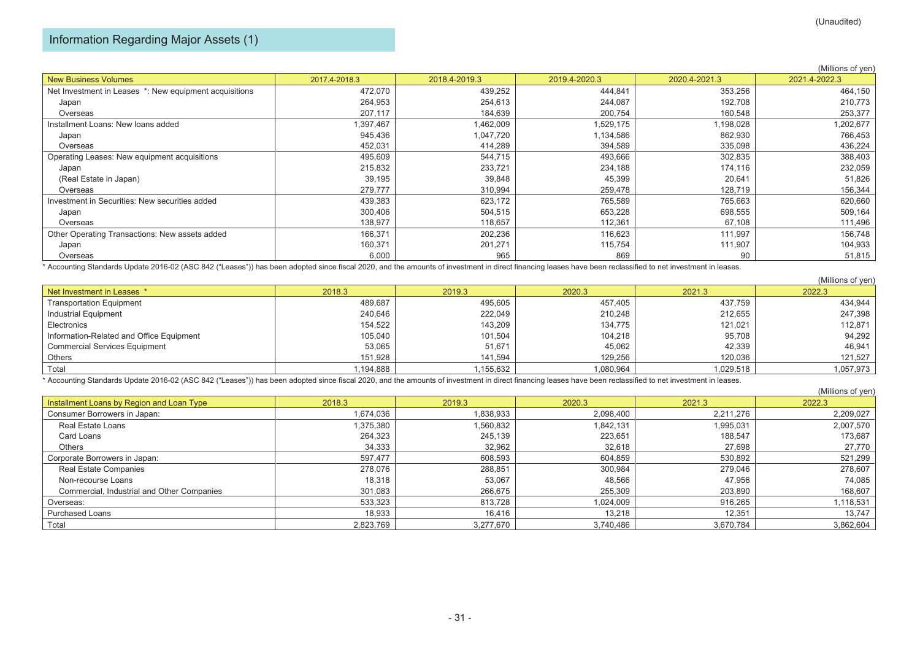(Unaudited)

## Information Regarding Major Assets (1)

(Millions of yen)

| New Business Volumes | 2017.4-2018.3 | 2018.4-2019.3 | 2019.4-2020.3 | 2020.4-2021.3 | 2021.4-2022.3 |
|---|---|---|---|---|---|
| Net Investment in Leases *: New equipment acquisitions | 472,070 | 439,252 | 444,841 | 353,256 | 464,150 |
| Japan | 264,953 | 254,613 | 244,087 | 192,708 | 210,773 |
| Overseas | 207,117 | 184,639 | 200,754 | 160,548 | 253,377 |
| Installment Loans: New loans added | 1,397,467 | 1,462,009 | 1,529,175 | 1,198,028 | 1,202,677 |
| Japan | 945,436 | 1,047,720 | 1,134,586 | 862,930 | 766,453 |
| Overseas | 452,031 | 414,289 | 394,589 | 335,098 | 436,224 |
| Operating Leases: New equipment acquisitions | 495,609 | 544,715 | 493,666 | 302,835 | 388,403 |
| Japan | 215,832 | 233,721 | 234,188 | 174,116 | 232,059 |
| (Real Estate in Japan) | 39,195 | 39,848 | 45,399 | 20,641 | 51,826 |
| Overseas | 279,777 | 310,994 | 259,478 | 128,719 | 156,344 |
| Investment in Securities: New securities added | 439,383 | 623,172 | 765,589 | 765,663 | 620,660 |
| Japan | 300,406 | 504,515 | 653,228 | 698,555 | 509,164 |
| Overseas | 138,977 | 118,657 | 112,361 | 67,108 | 111,496 |
| Other Operating Transactions: New assets added | 166,371 | 202,236 | 116,623 | 111,997 | 156,748 |
| Japan | 160,371 | 201,271 | 115,754 | 111,907 | 104,933 |
| Overseas | 6,000 | 965 | 869 | 90 | 51,815 |

* Accounting Standards Update 2016-02 (ASC 842 ("Leases")) has been adopted since fiscal 2020, and the amounts of investment in direct financing leases have been reclassified to net investment in leases.

(Millions of yen)

| Net Investment in Leases * | 2018.3 | 2019.3 | 2020.3 | 2021.3 | 2022.3 |
|---|---|---|---|---|---|
| Transportation Equipment | 489,687 | 495,605 | 457,405 | 437,759 | 434,944 |
| Industrial Equipment | 240,646 | 222,049 | 210,248 | 212,655 | 247,398 |
| Electronics | 154,522 | 143,209 | 134,775 | 121,021 | 112,871 |
| Information-Related and Office Equipment | 105,040 | 101,504 | 104,218 | 95,708 | 94,292 |
| Commercial Services Equipment | 53,065 | 51,671 | 45,062 | 42,339 | 46,941 |
| Others | 151,928 | 141,594 | 129,256 | 120,036 | 121,527 |
| Total | 1,194,888 | 1,155,632 | 1,080,964 | 1,029,518 | 1,057,973 |

* Accounting Standards Update 2016-02 (ASC 842 ("Leases")) has been adopted since fiscal 2020, and the amounts of investment in direct financing leases have been reclassified to net investment in leases.

(Millions of yen)

| Installment Loans by Region and Loan Type | 2018.3 | 2019.3 | 2020.3 | 2021.3 | 2022.3 |
|---|---|---|---|---|---|
| Consumer Borrowers in Japan: | 1,674,036 | 1,838,933 | 2,098,400 | 2,211,276 | 2,209,027 |
| Real Estate Loans | 1,375,380 | 1,560,832 | 1,842,131 | 1,995,031 | 2,007,570 |
| Card Loans | 264,323 | 245,139 | 223,651 | 188,547 | 173,687 |
| Others | 34,333 | 32,962 | 32,618 | 27,698 | 27,770 |
| Corporate Borrowers in Japan: | 597,477 | 608,593 | 604,859 | 530,892 | 521,299 |
| Real Estate Companies | 278,076 | 288,851 | 300,984 | 279,046 | 278,607 |
| Non-recourse Loans | 18,318 | 53,067 | 48,566 | 47,956 | 74,085 |
| Commercial, Industrial and Other Companies | 301,083 | 266,675 | 255,309 | 203,890 | 168,607 |
| Overseas: | 533,323 | 813,728 | 1,024,009 | 916,265 | 1,118,531 |
| Purchased Loans | 18,933 | 16,416 | 13,218 | 12,351 | 13,747 |
| Total | 2,823,769 | 3,277,670 | 3,740,486 | 3,670,784 | 3,862,604 |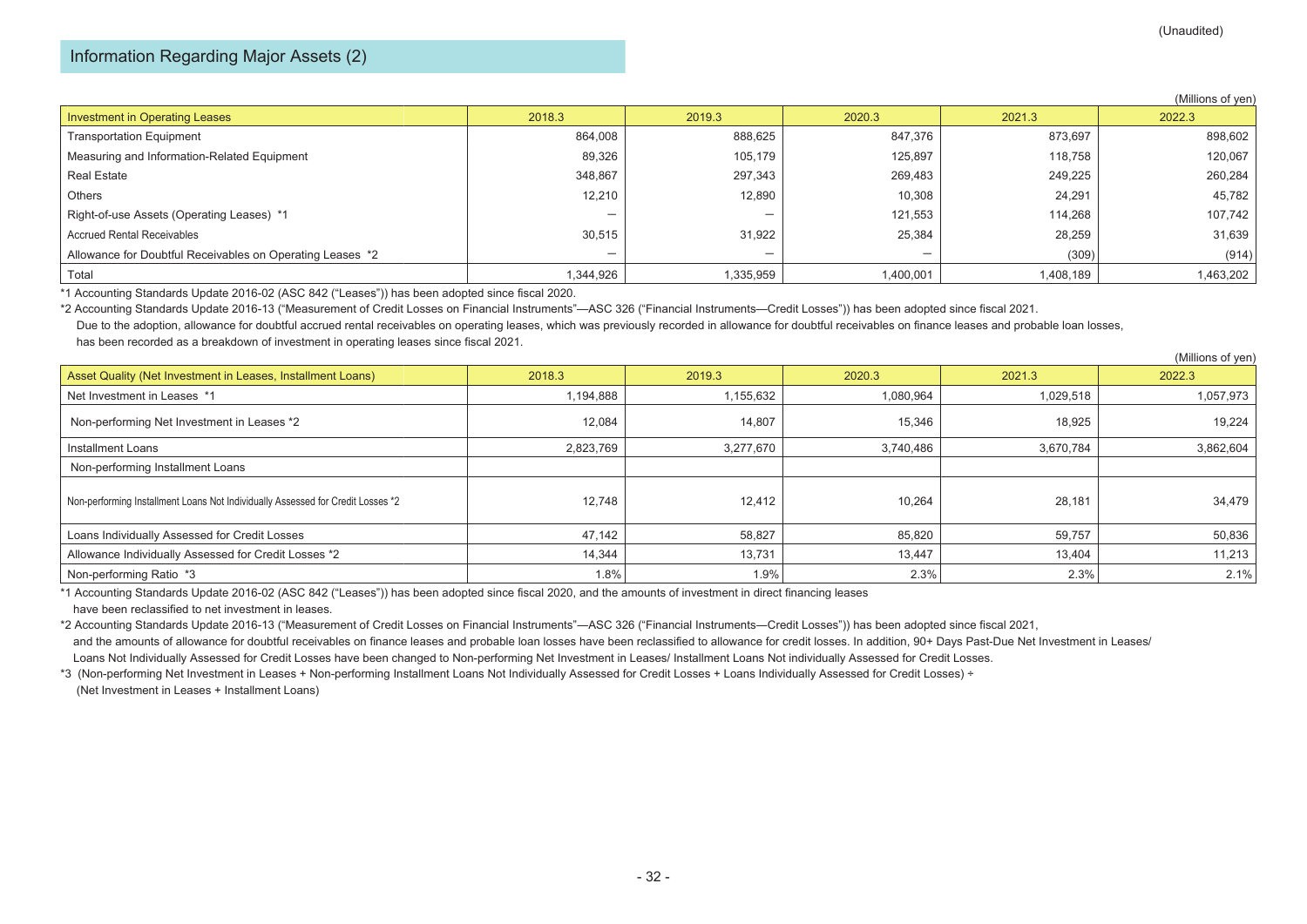(Unaudited)

## Information Regarding Major Assets (2)

(Millions of yen)

| Investment in Operating Leases | 2018.3 | 2019.3 | 2020.3 | 2021.3 | 2022.3 |
|---|---|---|---|---|---|
| Transportation Equipment | 864,008 | 888,625 | 847,376 | 873,697 | 898,602 |
| Measuring and Information-Related Equipment | 89,326 | 105,179 | 125,897 | 118,758 | 120,067 |
| Real Estate | 348,867 | 297,343 | 269,483 | 249,225 | 260,284 |
| Others | 12,210 | 12,890 | 10,308 | 24,291 | 45,782 |
| Right-of-use Assets (Operating Leases) *1 | — | — | 121,553 | 114,268 | 107,742 |
| Accrued Rental Receivables | 30,515 | 31,922 | 25,384 | 28,259 | 31,639 |
| Allowance for Doubtful Receivables on Operating Leases *2 | — | — | — | (309) | (914) |
| Total | 1,344,926 | 1,335,959 | 1,400,001 | 1,408,189 | 1,463,202 |

*1 Accounting Standards Update 2016-02 (ASC 842 ("Leases")) has been adopted since fiscal 2020.

*2 Accounting Standards Update 2016-13 ("Measurement of Credit Losses on Financial Instruments"—ASC 326 ("Financial Instruments—Credit Losses")) has been adopted since fiscal 2021.
Due to the adoption, allowance for doubtful accrued rental receivables on operating leases, which was previously recorded in allowance for doubtful receivables on finance leases and probable loan losses, has been recorded as a breakdown of investment in operating leases since fiscal 2021.

(Millions of yen)

| Asset Quality (Net Investment in Leases, Installment Loans) | 2018.3 | 2019.3 | 2020.3 | 2021.3 | 2022.3 |
|---|---|---|---|---|---|
| Net Investment in Leases *1 | 1,194,888 | 1,155,632 | 1,080,964 | 1,029,518 | 1,057,973 |
| Non-performing Net Investment in Leases *2 | 12,084 | 14,807 | 15,346 | 18,925 | 19,224 |
| Installment Loans | 2,823,769 | 3,277,670 | 3,740,486 | 3,670,784 | 3,862,604 |
| Non-performing Installment Loans | | | | | |
| Non-performing Installment Loans Not Individually Assessed for Credit Losses *2 | 12,748 | 12,412 | 10,264 | 28,181 | 34,479 |
| Loans Individually Assessed for Credit Losses | 47,142 | 58,827 | 85,820 | 59,757 | 50,836 |
| Allowance Individually Assessed for Credit Losses *2 | 14,344 | 13,731 | 13,447 | 13,404 | 11,213 |
| Non-performing Ratio *3 | 1.8% | 1.9% | 2.3% | 2.3% | 2.1% |

*1 Accounting Standards Update 2016-02 (ASC 842 ("Leases")) has been adopted since fiscal 2020, and the amounts of investment in direct financing leases have been reclassified to net investment in leases.

*2 Accounting Standards Update 2016-13 ("Measurement of Credit Losses on Financial Instruments"—ASC 326 ("Financial Instruments—Credit Losses")) has been adopted since fiscal 2021, and the amounts of allowance for doubtful receivables on finance leases and probable loan losses have been reclassified to allowance for credit losses. In addition, 90+ Days Past-Due Net Investment in Leases/ Loans Not Individually Assessed for Credit Losses have been changed to Non-performing Net Investment in Leases/ Installment Loans Not individually Assessed for Credit Losses.

*3 (Non-performing Net Investment in Leases + Non-performing Installment Loans Not Individually Assessed for Credit Losses + Loans Individually Assessed for Credit Losses) ÷ (Net Investment in Leases + Installment Loans)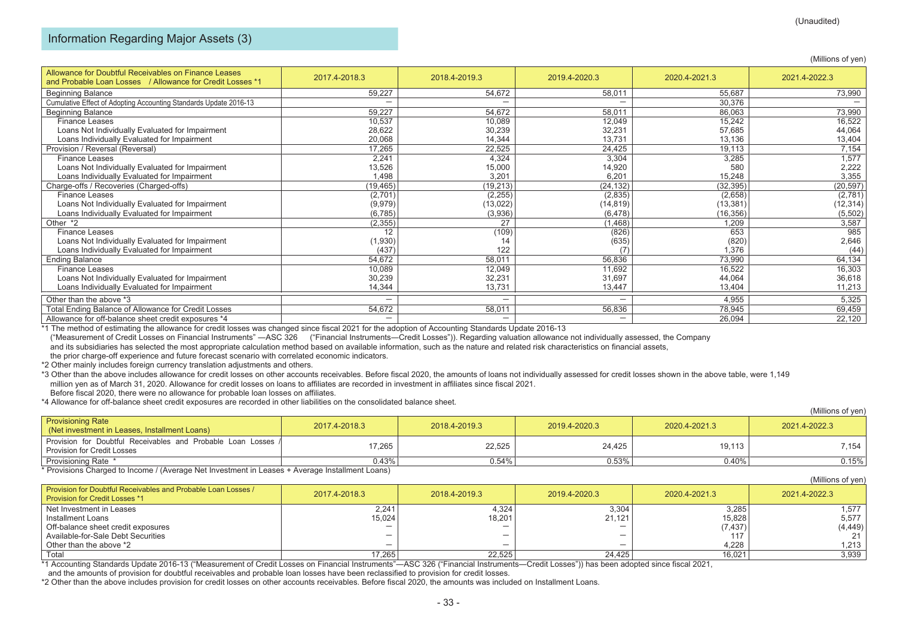(Unaudited)

## Information Regarding Major Assets (3)

(Millions of yen)

| Allowance for Doubtful Receivables on Finance Leases and Probable Loan Losses / Allowance for Credit Losses *1 | 2017.4-2018.3 | 2018.4-2019.3 | 2019.4-2020.3 | 2020.4-2021.3 | 2021.4-2022.3 |
|---|---|---|---|---|---|
| Beginning Balance | 59,227 | 54,672 | 58,011 | 55,687 | 73,990 |
| Cumulative Effect of Adopting Accounting Standards Update 2016-13 | — | — | — | 30,376 | — |
| Beginning Balance | 59,227 | 54,672 | 58,011 | 86,063 | 73,990 |
| Finance Leases | 10,537 | 10,089 | 12,049 | 15,242 | 16,522 |
| Loans Not Individually Evaluated for Impairment | 28,622 | 30,239 | 32,231 | 57,685 | 44,064 |
| Loans Individually Evaluated for Impairment | 20,068 | 14,344 | 13,731 | 13,136 | 13,404 |
| Provision / Reversal (Reversal) | 17,265 | 22,525 | 24,425 | 19,113 | 7,154 |
| Finance Leases | 2,241 | 4,324 | 3,304 | 3,285 | 1,577 |
| Loans Not Individually Evaluated for Impairment | 13,526 | 15,000 | 14,920 | 580 | 2,222 |
| Loans Individually Evaluated for Impairment | 1,498 | 3,201 | 6,201 | 15,248 | 3,355 |
| Charge-offs / Recoveries (Charged-offs) | (19,465) | (19,213) | (24,132) | (32,395) | (20,597) |
| Finance Leases | (2,701) | (2,255) | (2,835) | (2,658) | (2,781) |
| Loans Not Individually Evaluated for Impairment | (9,979) | (13,022) | (14,819) | (13,381) | (12,314) |
| Loans Individually Evaluated for Impairment | (6,785) | (3,936) | (6,478) | (16,356) | (5,502) |
| Other *2 | (2,355) | 27 | (1,468) | 1,209 | 3,587 |
| Finance Leases | 12 | (109) | (826) | 653 | 985 |
| Loans Not Individually Evaluated for Impairment | (1,930) | 14 | (635) | (820) | 2,646 |
| Loans Individually Evaluated for Impairment | (437) | 122 | (7) | 1,376 | (44) |
| Ending Balance | 54,672 | 58,011 | 56,836 | 73,990 | 64,134 |
| Finance Leases | 10,089 | 12,049 | 11,692 | 16,522 | 16,303 |
| Loans Not Individually Evaluated for Impairment | 30,239 | 32,231 | 31,697 | 44,064 | 36,618 |
| Loans Individually Evaluated for Impairment | 14,344 | 13,731 | 13,447 | 13,404 | 11,213 |
| Other than the above *3 | — | — | — | 4,955 | 5,325 |
| Total Ending Balance of Allowance for Credit Losses | 54,672 | 58,011 | 56,836 | 78,945 | 69,459 |
| Allowance for off-balance sheet credit exposures *4 | — | — | — | 26,094 | 22,120 |

*1 The method of estimating the allowance for credit losses was changed since fiscal 2021 for the adoption of Accounting Standards Update 2016-13 ("Measurement of Credit Losses on Financial Instruments" —ASC 326 ("Financial Instruments—Credit Losses")). Regarding valuation allowance not individually assessed, the Company and its subsidiaries has selected the most appropriate calculation method based on available information, such as the nature and related risk characteristics on financial assets, the prior charge-off experience and future forecast scenario with correlated economic indicators.

*2 Other mainly includes foreign currency translation adjustments and others.

*3 Other than the above includes allowance for credit losses on other accounts receivables. Before fiscal 2020, the amounts of loans not individually assessed for credit losses shown in the above table, were 1,149 million yen as of March 31, 2020. Allowance for credit losses on loans to affiliates are recorded in investment in affiliates since fiscal 2021. Before fiscal 2020, there were no allowance for probable loan losses on affiliates.

*4 Allowance for off-balance sheet credit exposures are recorded in other liabilities on the consolidated balance sheet.

(Millions of yen)

| Provisioning Rate (Net investment in Leases, Installment Loans) | 2017.4-2018.3 | 2018.4-2019.3 | 2019.4-2020.3 | 2020.4-2021.3 | 2021.4-2022.3 |
|---|---|---|---|---|---|
| Provision for Doubtful Receivables and Probable Loan Losses / Provision for Credit Losses | 17,265 | 22,525 | 24,425 | 19,113 | 7,154 |
| Provisioning Rate * | 0.43% | 0.54% | 0.53% | 0.40% | 0.15% |

* Provisions Charged to Income / (Average Net Investment in Leases + Average Installment Loans)

(Millions of yen)

| Provision for Doubtful Receivables and Probable Loan Losses / Provision for Credit Losses *1 | 2017.4-2018.3 | 2018.4-2019.3 | 2019.4-2020.3 | 2020.4-2021.3 | 2021.4-2022.3 |
|---|---|---|---|---|---|
| Net Investment in Leases | 2,241 | 4,324 | 3,304 | 3,285 | 1,577 |
| Installment Loans | 15,024 | 18,201 | 21,121 | 15,828 | 5,577 |
| Off-balance sheet credit exposures | — | — | — | (7,437) | (4,449) |
| Available-for-Sale Debt Securities | — | — | — | 117 | 21 |
| Other than the above *2 | — | — | — | 4,228 | 1,213 |
| Total | 17,265 | 22,525 | 24,425 | 16,021 | 3,939 |

*1 Accounting Standards Update 2016-13 ("Measurement of Credit Losses on Financial Instruments"—ASC 326 ("Financial Instruments—Credit Losses")) has been adopted since fiscal 2021, and the amounts of provision for doubtful receivables and probable loan losses have been reclassified to provision for credit losses.

*2 Other than the above includes provision for credit losses on other accounts receivables. Before fiscal 2020, the amounts of was included on Installment Loans.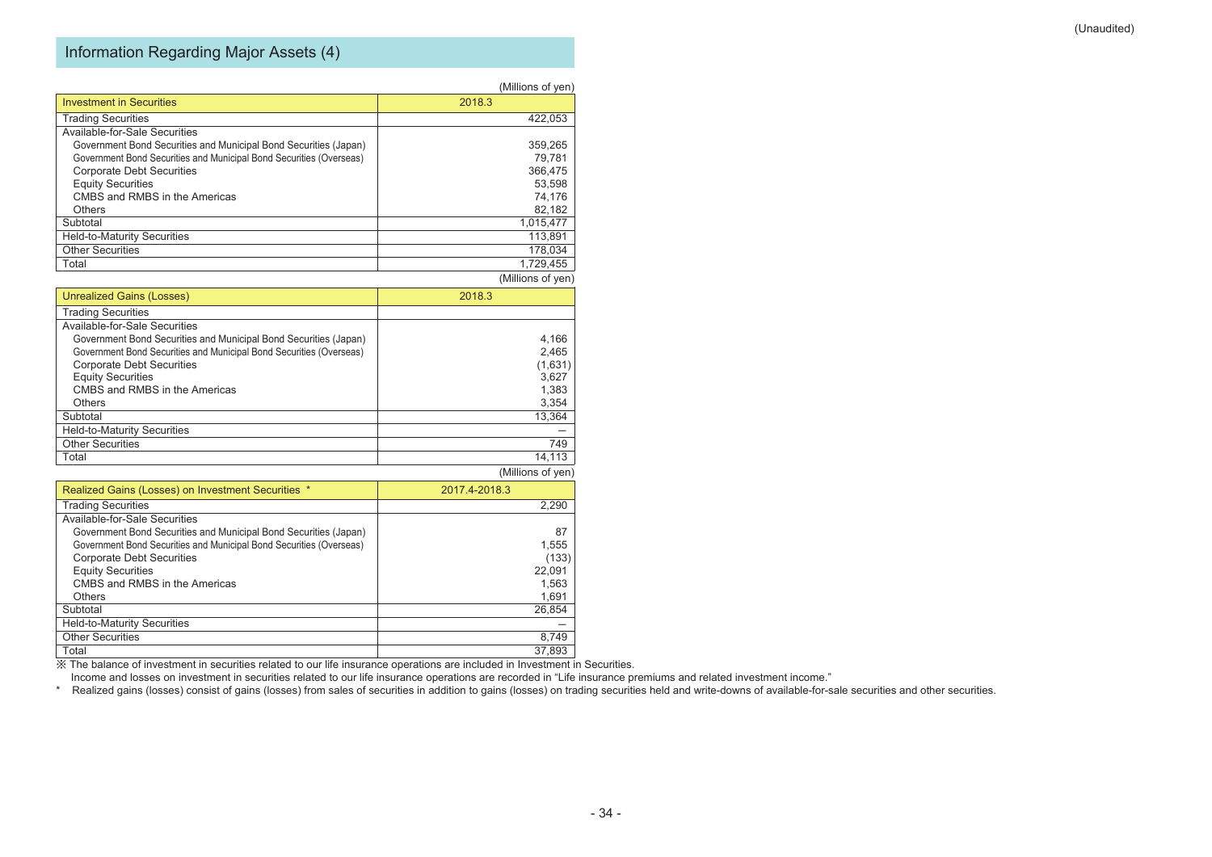(Unaudited)

## Information Regarding Major Assets (4)

(Millions of yen)

| Investment in Securities | 2018.3 |
|---|---|
| Trading Securities | 422,053 |
| Available-for-Sale Securities | |
| Government Bond Securities and Municipal Bond Securities (Japan) | 359,265 |
| Government Bond Securities and Municipal Bond Securities (Overseas) | 79,781 |
| Corporate Debt Securities | 366,475 |
| Equity Securities | 53,598 |
| CMBS and RMBS in the Americas | 74,176 |
| Others | 82,182 |
| Subtotal | 1,015,477 |
| Held-to-Maturity Securities | 113,891 |
| Other Securities | 178,034 |
| Total | 1,729,455 |

(Millions of yen)

| Unrealized Gains (Losses) | 2018.3 |
|---|---|
| Trading Securities | |
| Available-for-Sale Securities | |
| Government Bond Securities and Municipal Bond Securities (Japan) | 4,166 |
| Government Bond Securities and Municipal Bond Securities (Overseas) | 2,465 |
| Corporate Debt Securities | (1,631) |
| Equity Securities | 3,627 |
| CMBS and RMBS in the Americas | 1,383 |
| Others | 3,354 |
| Subtotal | 13,364 |
| Held-to-Maturity Securities | — |
| Other Securities | 749 |
| Total | 14,113 |

(Millions of yen)

| Realized Gains (Losses) on Investment Securities * | 2017.4-2018.3 |
|---|---|
| Trading Securities | 2,290 |
| Available-for-Sale Securities | |
| Government Bond Securities and Municipal Bond Securities (Japan) | 87 |
| Government Bond Securities and Municipal Bond Securities (Overseas) | 1,555 |
| Corporate Debt Securities | (133) |
| Equity Securities | 22,091 |
| CMBS and RMBS in the Americas | 1,563 |
| Others | 1,691 |
| Subtotal | 26,854 |
| Held-to-Maturity Securities | — |
| Other Securities | 8,749 |
| Total | 37,893 |

※ The balance of investment in securities related to our life insurance operations are included in Investment in Securities.
Income and losses on investment in securities related to our life insurance operations are recorded in "Life insurance premiums and related investment income."

\* Realized gains (losses) consist of gains (losses) from sales of securities in addition to gains (losses) on trading securities held and write-downs of available-for-sale securities and other securities.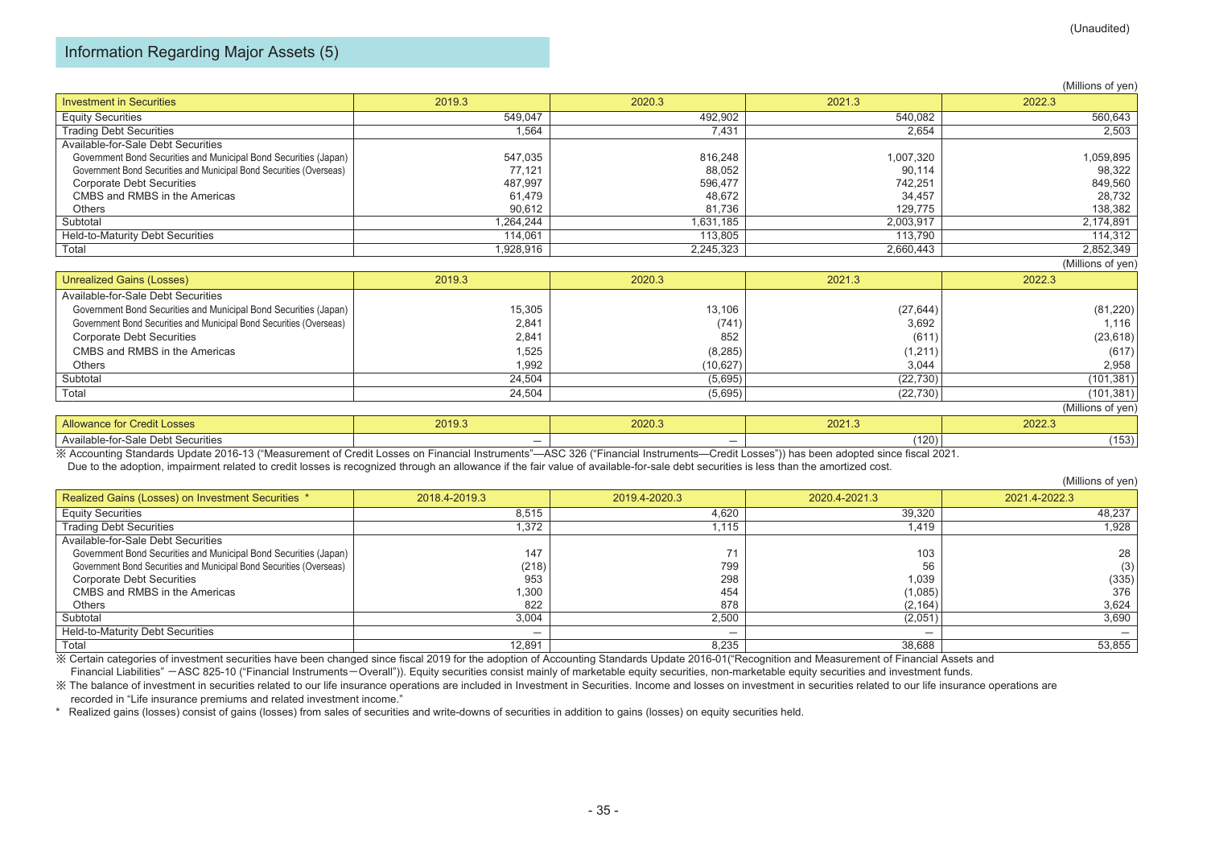(Unaudited)

# Information Regarding Major Assets (5)

(Millions of yen)

| Investment in Securities | 2019.3 | 2020.3 | 2021.3 | 2022.3 |
|---|---|---|---|---|
| Equity Securities | 549,047 | 492,902 | 540,082 | 560,643 |
| Trading Debt Securities | 1,564 | 7,431 | 2,654 | 2,503 |
| Available-for-Sale Debt Securities | | | | |
| Government Bond Securities and Municipal Bond Securities (Japan) | 547,035 | 816,248 | 1,007,320 | 1,059,895 |
| Government Bond Securities and Municipal Bond Securities (Overseas) | 77,121 | 88,052 | 90,114 | 98,322 |
| Corporate Debt Securities | 487,997 | 596,477 | 742,251 | 849,560 |
| CMBS and RMBS in the Americas | 61,479 | 48,672 | 34,457 | 28,732 |
| Others | 90,612 | 81,736 | 129,775 | 138,382 |
| Subtotal | 1,264,244 | 1,631,185 | 2,003,917 | 2,174,891 |
| Held-to-Maturity Debt Securities | 114,061 | 113,805 | 113,790 | 114,312 |
| Total | 1,928,916 | 2,245,323 | 2,660,443 | 2,852,349 |

(Millions of yen)

| Unrealized Gains (Losses) | 2019.3 | 2020.3 | 2021.3 | 2022.3 |
|---|---|---|---|---|
| Available-for-Sale Debt Securities | | | | |
| Government Bond Securities and Municipal Bond Securities (Japan) | 15,305 | 13,106 | (27,644) | (81,220) |
| Government Bond Securities and Municipal Bond Securities (Overseas) | 2,841 | (741) | 3,692 | 1,116 |
| Corporate Debt Securities | 2,841 | 852 | (611) | (23,618) |
| CMBS and RMBS in the Americas | 1,525 | (8,285) | (1,211) | (617) |
| Others | 1,992 | (10,627) | 3,044 | 2,958 |
| Subtotal | 24,504 | (5,695) | (22,730) | (101,381) |
| Total | 24,504 | (5,695) | (22,730) | (101,381) |

(Millions of yen)

| Allowance for Credit Losses | 2019.3 | 2020.3 | 2021.3 | 2022.3 |
|---|---|---|---|---|
| Available-for-Sale Debt Securities | – | – | (120) | (153) |

※ Accounting Standards Update 2016-13 ("Measurement of Credit Losses on Financial Instruments"—ASC 326 ("Financial Instruments—Credit Losses")) has been adopted since fiscal 2021.
Due to the adoption, impairment related to credit losses is recognized through an allowance if the fair value of available-for-sale debt securities is less than the amortized cost.

(Millions of yen)

| Realized Gains (Losses) on Investment Securities * | 2018.4-2019.3 | 2019.4-2020.3 | 2020.4-2021.3 | 2021.4-2022.3 |
|---|---|---|---|---|
| Equity Securities | 8,515 | 4,620 | 39,320 | 48,237 |
| Trading Debt Securities | 1,372 | 1,115 | 1,419 | 1,928 |
| Available-for-Sale Debt Securities | | | | |
| Government Bond Securities and Municipal Bond Securities (Japan) | 147 | 71 | 103 | 28 |
| Government Bond Securities and Municipal Bond Securities (Overseas) | (218) | 799 | 56 | (3) |
| Corporate Debt Securities | 953 | 298 | 1,039 | (335) |
| CMBS and RMBS in the Americas | 1,300 | 454 | (1,085) | 376 |
| Others | 822 | 878 | (2,164) | 3,624 |
| Subtotal | 3,004 | 2,500 | (2,051) | 3,690 |
| Held-to-Maturity Debt Securities | – | – | – | – |
| Total | 12,891 | 8,235 | 38,688 | 53,855 |

※ Certain categories of investment securities have been changed since fiscal 2019 for the adoption of Accounting Standards Update 2016-01("Recognition and Measurement of Financial Assets and Financial Liabilities" ―ASC 825-10 ("Financial Instruments―Overall")). Equity securities consist mainly of marketable equity securities, non-marketable equity securities and investment funds.

※ The balance of investment in securities related to our life insurance operations are included in Investment in Securities. Income and losses on investment in securities related to our life insurance operations are recorded in "Life insurance premiums and related investment income."

\* Realized gains (losses) consist of gains (losses) from sales of securities and write-downs of securities in addition to gains (losses) on equity securities held.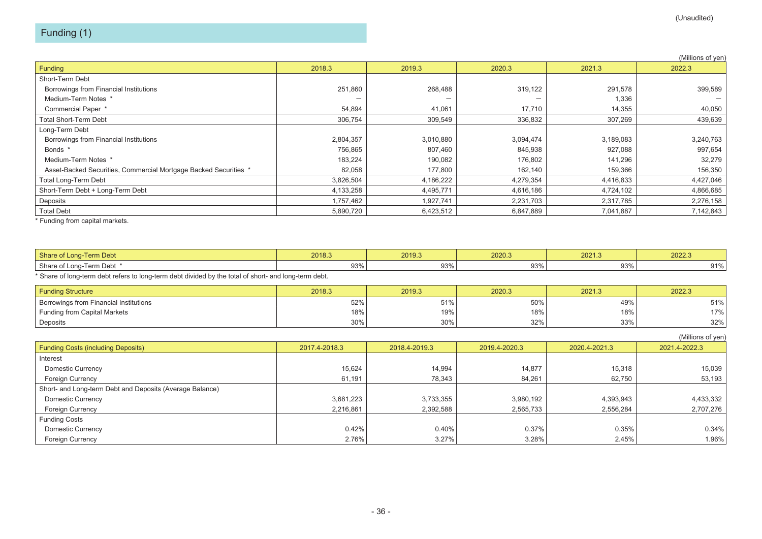# Funding (1)

(Unaudited)

(Millions of yen)

| Funding | 2018.3 | 2019.3 | 2020.3 | 2021.3 | 2022.3 |
|---|---|---|---|---|---|
| Short-Term Debt | | | | | |
| Borrowings from Financial Institutions | 251,860 | 268,488 | 319,122 | 291,578 | 399,589 |
| Medium-Term Notes * | — | — | — | 1,336 | — |
| Commercial Paper * | 54,894 | 41,061 | 17,710 | 14,355 | 40,050 |
| Total Short-Term Debt | 306,754 | 309,549 | 336,832 | 307,269 | 439,639 |
| Long-Term Debt | | | | | |
| Borrowings from Financial Institutions | 2,804,357 | 3,010,880 | 3,094,474 | 3,189,083 | 3,240,763 |
| Bonds * | 756,865 | 807,460 | 845,938 | 927,088 | 997,654 |
| Medium-Term Notes * | 183,224 | 190,082 | 176,802 | 141,296 | 32,279 |
| Asset-Backed Securities, Commercial Mortgage Backed Securities * | 82,058 | 177,800 | 162,140 | 159,366 | 156,350 |
| Total Long-Term Debt | 3,826,504 | 4,186,222 | 4,279,354 | 4,416,833 | 4,427,046 |
| Short-Term Debt + Long-Term Debt | 4,133,258 | 4,495,771 | 4,616,186 | 4,724,102 | 4,866,685 |
| Deposits | 1,757,462 | 1,927,741 | 2,231,703 | 2,317,785 | 2,276,158 |
| Total Debt | 5,890,720 | 6,423,512 | 6,847,889 | 7,041,887 | 7,142,843 |

* Funding from capital markets.

| Share of Long-Term Debt | 2018.3 | 2019.3 | 2020.3 | 2021.3 | 2022.3 |
|---|---|---|---|---|---|
| Share of Long-Term Debt * | 93% | 93% | 93% | 93% | 91% |

* Share of long-term debt refers to long-term debt divided by the total of short- and long-term debt.

| Funding Structure | 2018.3 | 2019.3 | 2020.3 | 2021.3 | 2022.3 |
|---|---|---|---|---|---|
| Borrowings from Financial Institutions | 52% | 51% | 50% | 49% | 51% |
| Funding from Capital Markets | 18% | 19% | 18% | 18% | 17% |
| Deposits | 30% | 30% | 32% | 33% | 32% |

(Millions of yen)

| Funding Costs (including Deposits) | 2017.4-2018.3 | 2018.4-2019.3 | 2019.4-2020.3 | 2020.4-2021.3 | 2021.4-2022.3 |
|---|---|---|---|---|---|
| Interest | | | | | |
| Domestic Currency | 15,624 | 14,994 | 14,877 | 15,318 | 15,039 |
| Foreign Currency | 61,191 | 78,343 | 84,261 | 62,750 | 53,193 |
| Short- and Long-term Debt and Deposits (Average Balance) | | | | | |
| Domestic Currency | 3,681,223 | 3,733,355 | 3,980,192 | 4,393,943 | 4,433,332 |
| Foreign Currency | 2,216,861 | 2,392,588 | 2,565,733 | 2,556,284 | 2,707,276 |
| Funding Costs | | | | | |
| Domestic Currency | 0.42% | 0.40% | 0.37% | 0.35% | 0.34% |
| Foreign Currency | 2.76% | 3.27% | 3.28% | 2.45% | 1.96% |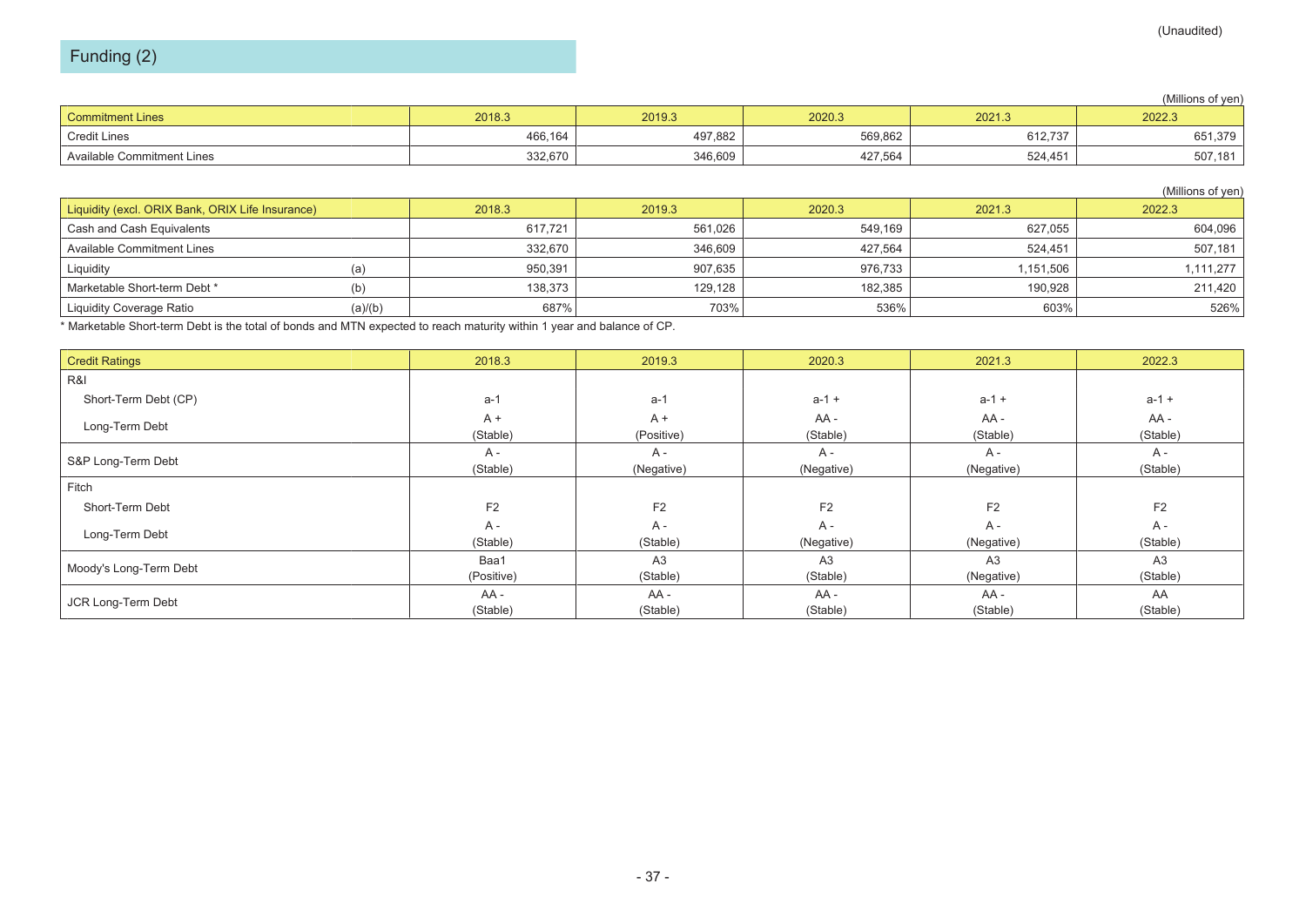(Unaudited)

## Funding (2)

(Millions of yen)

| Commitment Lines | 2018.3 | 2019.3 | 2020.3 | 2021.3 | 2022.3 |
|---|---|---|---|---|---|
| Credit Lines | 466,164 | 497,882 | 569,862 | 612,737 | 651,379 |
| Available Commitment Lines | 332,670 | 346,609 | 427,564 | 524,451 | 507,181 |

(Millions of yen)

| Liquidity (excl. ORIX Bank, ORIX Life Insurance) | | 2018.3 | 2019.3 | 2020.3 | 2021.3 | 2022.3 |
|---|---|---|---|---|---|---|
| Cash and Cash Equivalents | | 617,721 | 561,026 | 549,169 | 627,055 | 604,096 |
| Available Commitment Lines | | 332,670 | 346,609 | 427,564 | 524,451 | 507,181 |
| Liquidity | (a) | 950,391 | 907,635 | 976,733 | 1,151,506 | 1,111,277 |
| Marketable Short-term Debt * | (b) | 138,373 | 129,128 | 182,385 | 190,928 | 211,420 |
| Liquidity Coverage Ratio | (a)/(b) | 687% | 703% | 536% | 603% | 526% |

* Marketable Short-term Debt is the total of bonds and MTN expected to reach maturity within 1 year and balance of CP.

| Credit Ratings | 2018.3 | 2019.3 | 2020.3 | 2021.3 | 2022.3 |
|---|---|---|---|---|---|
| R&I | | | | | |
| Short-Term Debt (CP) | a-1 | a-1 | a-1 + | a-1 + | a-1 + |
| Long-Term Debt | A + (Stable) | A + (Positive) | AA - (Stable) | AA - (Stable) | AA - (Stable) |
| S&P Long-Term Debt | A - (Stable) | A - (Negative) | A - (Negative) | A - (Negative) | A - (Stable) |
| Fitch | | | | | |
| Short-Term Debt | F2 | F2 | F2 | F2 | F2 |
| Long-Term Debt | A - (Stable) | A - (Stable) | A - (Negative) | A - (Negative) | A - (Stable) |
| Moody's Long-Term Debt | Baa1 (Positive) | A3 (Stable) | A3 (Stable) | A3 (Negative) | A3 (Stable) |
| JCR Long-Term Debt | AA - (Stable) | AA - (Stable) | AA - (Stable) | AA - (Stable) | AA (Stable) |